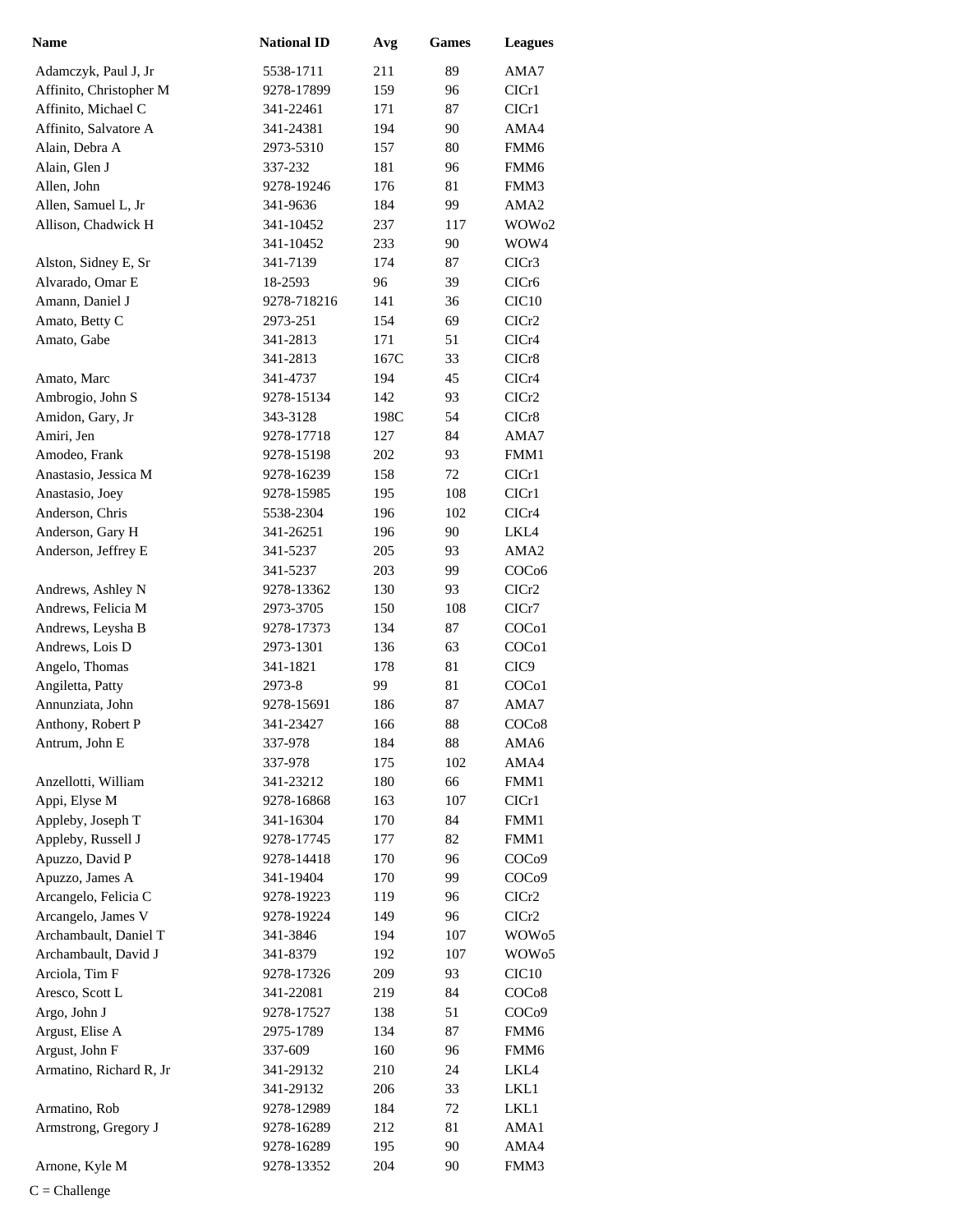| Name | National ID | Avg | Games | Leagues |
| --- | --- | --- | --- | --- |
| Adamczyk, Paul J, Jr | 5538-1711 | 211 | 89 | AMA7 |
| Affinito, Christopher M | 9278-17899 | 159 | 96 | CICr1 |
| Affinito, Michael C | 341-22461 | 171 | 87 | CICr1 |
| Affinito, Salvatore A | 341-24381 | 194 | 90 | AMA4 |
| Alain, Debra A | 2973-5310 | 157 | 80 | FMM6 |
| Alain, Glen J | 337-232 | 181 | 96 | FMM6 |
| Allen, John | 9278-19246 | 176 | 81 | FMM3 |
| Allen, Samuel L, Jr | 341-9636 | 184 | 99 | AMA2 |
| Allison, Chadwick H | 341-10452 | 237 | 117 | WOWo2 |
| | 341-10452 | 233 | 90 | WOW4 |
| Alston, Sidney E, Sr | 341-7139 | 174 | 87 | CICr3 |
| Alvarado, Omar E | 18-2593 | 96 | 39 | CICr6 |
| Amann, Daniel J | 9278-718216 | 141 | 36 | CIC10 |
| Amato, Betty C | 2973-251 | 154 | 69 | CICr2 |
| Amato, Gabe | 341-2813 | 171 | 51 | CICr4 |
| | 341-2813 | 167C | 33 | CICr8 |
| Amato, Marc | 341-4737 | 194 | 45 | CICr4 |
| Ambrogio, John S | 9278-15134 | 142 | 93 | CICr2 |
| Amidon, Gary, Jr | 343-3128 | 198C | 54 | CICr8 |
| Amiri, Jen | 9278-17718 | 127 | 84 | AMA7 |
| Amodeo, Frank | 9278-15198 | 202 | 93 | FMM1 |
| Anastasio, Jessica M | 9278-16239 | 158 | 72 | CICr1 |
| Anastasio, Joey | 9278-15985 | 195 | 108 | CICr1 |
| Anderson, Chris | 5538-2304 | 196 | 102 | CICr4 |
| Anderson, Gary H | 341-26251 | 196 | 90 | LKL4 |
| Anderson, Jeffrey E | 341-5237 | 205 | 93 | AMA2 |
| | 341-5237 | 203 | 99 | COCo6 |
| Andrews, Ashley N | 9278-13362 | 130 | 93 | CICr2 |
| Andrews, Felicia M | 2973-3705 | 150 | 108 | CICr7 |
| Andrews, Leysha B | 9278-17373 | 134 | 87 | COCo1 |
| Andrews, Lois D | 2973-1301 | 136 | 63 | COCo1 |
| Angelo, Thomas | 341-1821 | 178 | 81 | CIC9 |
| Angiletta, Patty | 2973-8 | 99 | 81 | COCo1 |
| Annunziata, John | 9278-15691 | 186 | 87 | AMA7 |
| Anthony, Robert P | 341-23427 | 166 | 88 | COCo8 |
| Antrum, John E | 337-978 | 184 | 88 | AMA6 |
| | 337-978 | 175 | 102 | AMA4 |
| Anzellotti, William | 341-23212 | 180 | 66 | FMM1 |
| Appi, Elyse M | 9278-16868 | 163 | 107 | CICr1 |
| Appleby, Joseph T | 341-16304 | 170 | 84 | FMM1 |
| Appleby, Russell J | 9278-17745 | 177 | 82 | FMM1 |
| Apuzzo, David P | 9278-14418 | 170 | 96 | COCo9 |
| Apuzzo, James A | 341-19404 | 170 | 99 | COCo9 |
| Arcangelo, Felicia C | 9278-19223 | 119 | 96 | CICr2 |
| Arcangelo, James V | 9278-19224 | 149 | 96 | CICr2 |
| Archambault, Daniel T | 341-3846 | 194 | 107 | WOWo5 |
| Archambault, David J | 341-8379 | 192 | 107 | WOWo5 |
| Arciola, Tim F | 9278-17326 | 209 | 93 | CIC10 |
| Aresco, Scott L | 341-22081 | 219 | 84 | COCo8 |
| Argo, John J | 9278-17527 | 138 | 51 | COCo9 |
| Argust, Elise A | 2975-1789 | 134 | 87 | FMM6 |
| Argust, John F | 337-609 | 160 | 96 | FMM6 |
| Armatino, Richard R, Jr | 341-29132 | 210 | 24 | LKL4 |
| | 341-29132 | 206 | 33 | LKL1 |
| Armatino, Rob | 9278-12989 | 184 | 72 | LKL1 |
| Armstrong, Gregory J | 9278-16289 | 212 | 81 | AMA1 |
| | 9278-16289 | 195 | 90 | AMA4 |
| Arnone, Kyle M | 9278-13352 | 204 | 90 | FMM3 |

C = Challenge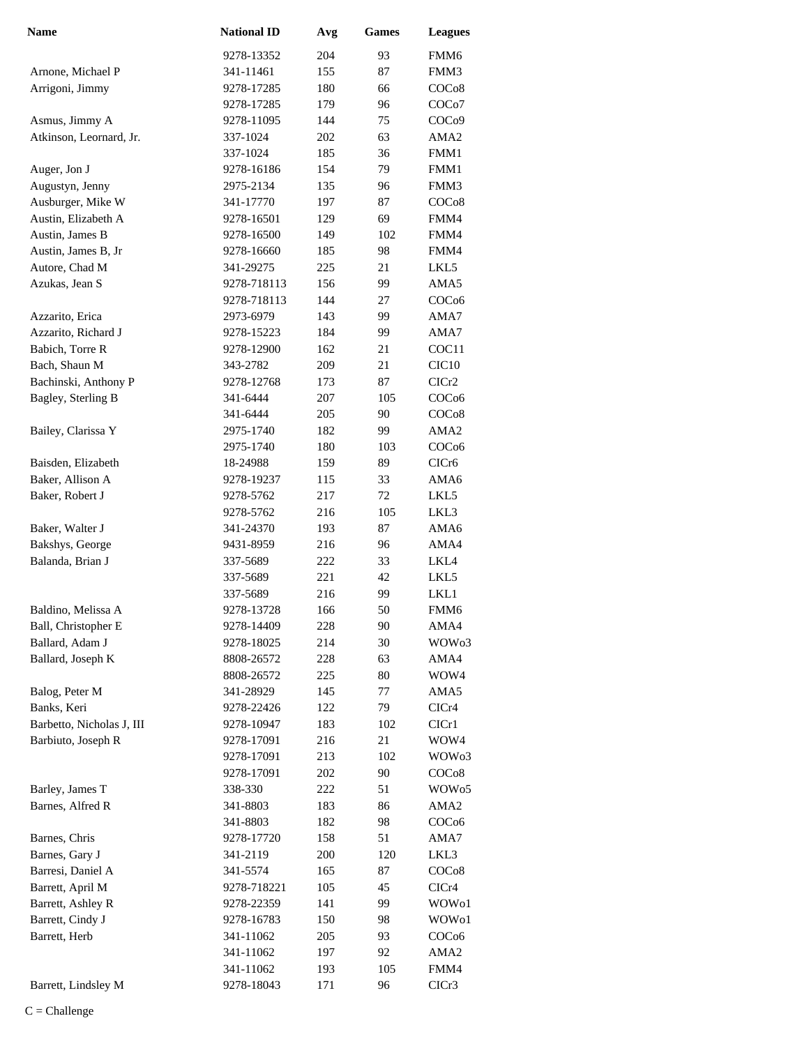| Name | National ID | Avg | Games | Leagues |
|---|---|---|---|---|
| | 9278-13352 | 204 | 93 | FMM6 |
| Arnone, Michael P | 341-11461 | 155 | 87 | FMM3 |
| Arrigoni, Jimmy | 9278-17285 | 180 | 66 | COCo8 |
| | 9278-17285 | 179 | 96 | COCo7 |
| Asmus, Jimmy A | 9278-11095 | 144 | 75 | COCo9 |
| Atkinson, Leornard, Jr. | 337-1024 | 202 | 63 | AMA2 |
| | 337-1024 | 185 | 36 | FMM1 |
| Auger, Jon J | 9278-16186 | 154 | 79 | FMM1 |
| Augustyn, Jenny | 2975-2134 | 135 | 96 | FMM3 |
| Ausburger, Mike W | 341-17770 | 197 | 87 | COCo8 |
| Austin, Elizabeth A | 9278-16501 | 129 | 69 | FMM4 |
| Austin, James B | 9278-16500 | 149 | 102 | FMM4 |
| Austin, James B, Jr | 9278-16660 | 185 | 98 | FMM4 |
| Autore, Chad M | 341-29275 | 225 | 21 | LKL5 |
| Azukas, Jean S | 9278-718113 | 156 | 99 | AMA5 |
| | 9278-718113 | 144 | 27 | COCo6 |
| Azzarito, Erica | 2973-6979 | 143 | 99 | AMA7 |
| Azzarito, Richard J | 9278-15223 | 184 | 99 | AMA7 |
| Babich, Torre R | 9278-12900 | 162 | 21 | COC11 |
| Bach, Shaun M | 343-2782 | 209 | 21 | CIC10 |
| Bachinski, Anthony P | 9278-12768 | 173 | 87 | CICr2 |
| Bagley, Sterling B | 341-6444 | 207 | 105 | COCo6 |
| | 341-6444 | 205 | 90 | COCo8 |
| Bailey, Clarissa Y | 2975-1740 | 182 | 99 | AMA2 |
| | 2975-1740 | 180 | 103 | COCo6 |
| Baisden, Elizabeth | 18-24988 | 159 | 89 | CICr6 |
| Baker, Allison A | 9278-19237 | 115 | 33 | AMA6 |
| Baker, Robert J | 9278-5762 | 217 | 72 | LKL5 |
| | 9278-5762 | 216 | 105 | LKL3 |
| Baker, Walter J | 341-24370 | 193 | 87 | AMA6 |
| Bakshys, George | 9431-8959 | 216 | 96 | AMA4 |
| Balanda, Brian J | 337-5689 | 222 | 33 | LKL4 |
| | 337-5689 | 221 | 42 | LKL5 |
| | 337-5689 | 216 | 99 | LKL1 |
| Baldino, Melissa A | 9278-13728 | 166 | 50 | FMM6 |
| Ball, Christopher E | 9278-14409 | 228 | 90 | AMA4 |
| Ballard, Adam J | 9278-18025 | 214 | 30 | WOWo3 |
| Ballard, Joseph K | 8808-26572 | 228 | 63 | AMA4 |
| | 8808-26572 | 225 | 80 | WOW4 |
| Balog, Peter M | 341-28929 | 145 | 77 | AMA5 |
| Banks, Keri | 9278-22426 | 122 | 79 | CICr4 |
| Barbetto, Nicholas J, III | 9278-10947 | 183 | 102 | CICr1 |
| Barbiuto, Joseph R | 9278-17091 | 216 | 21 | WOW4 |
| | 9278-17091 | 213 | 102 | WOWo3 |
| | 9278-17091 | 202 | 90 | COCo8 |
| Barley, James T | 338-330 | 222 | 51 | WOWo5 |
| Barnes, Alfred R | 341-8803 | 183 | 86 | AMA2 |
| | 341-8803 | 182 | 98 | COCo6 |
| Barnes, Chris | 9278-17720 | 158 | 51 | AMA7 |
| Barnes, Gary J | 341-2119 | 200 | 120 | LKL3 |
| Barresi, Daniel A | 341-5574 | 165 | 87 | COCo8 |
| Barrett, April M | 9278-718221 | 105 | 45 | CICr4 |
| Barrett, Ashley R | 9278-22359 | 141 | 99 | WOWo1 |
| Barrett, Cindy J | 9278-16783 | 150 | 98 | WOWo1 |
| Barrett, Herb | 341-11062 | 205 | 93 | COCo6 |
| | 341-11062 | 197 | 92 | AMA2 |
| | 341-11062 | 193 | 105 | FMM4 |
| Barrett, Lindsley M | 9278-18043 | 171 | 96 | CICr3 |

C = Challenge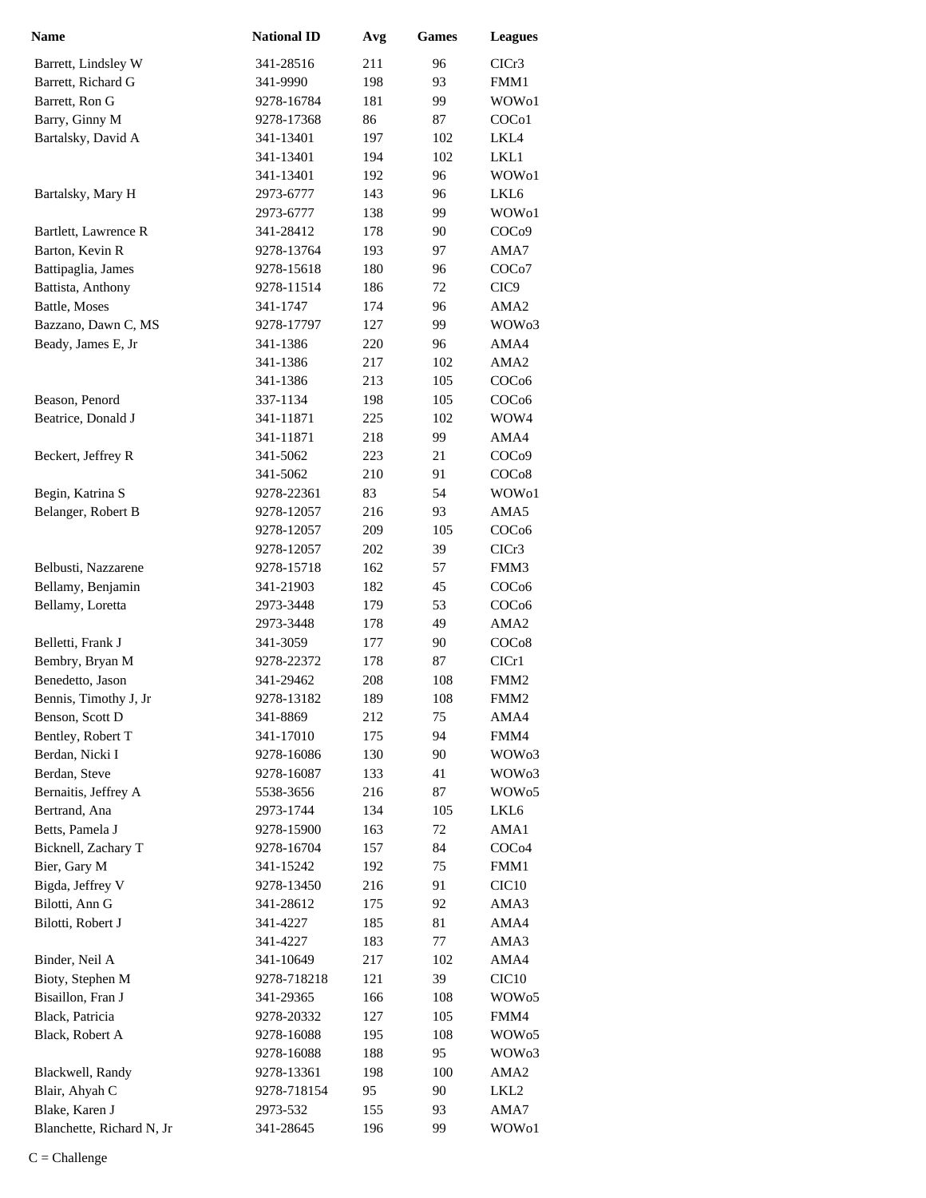| Name | National ID | Avg | Games | Leagues |
|---|---|---|---|---|
| Barrett, Lindsley W | 341-28516 | 211 | 96 | CICr3 |
| Barrett, Richard G | 341-9990 | 198 | 93 | FMM1 |
| Barrett, Ron G | 9278-16784 | 181 | 99 | WOWo1 |
| Barry, Ginny M | 9278-17368 | 86 | 87 | COCo1 |
| Bartalsky, David A | 341-13401 | 197 | 102 | LKL4 |
| | 341-13401 | 194 | 102 | LKL1 |
| | 341-13401 | 192 | 96 | WOWo1 |
| Bartalsky, Mary H | 2973-6777 | 143 | 96 | LKL6 |
| | 2973-6777 | 138 | 99 | WOWo1 |
| Bartlett, Lawrence R | 341-28412 | 178 | 90 | COCo9 |
| Barton, Kevin R | 9278-13764 | 193 | 97 | AMA7 |
| Battipaglia, James | 9278-15618 | 180 | 96 | COCo7 |
| Battista, Anthony | 9278-11514 | 186 | 72 | CIC9 |
| Battle, Moses | 341-1747 | 174 | 96 | AMA2 |
| Bazzano, Dawn C, MS | 9278-17797 | 127 | 99 | WOWo3 |
| Beady, James E, Jr | 341-1386 | 220 | 96 | AMA4 |
| | 341-1386 | 217 | 102 | AMA2 |
| | 341-1386 | 213 | 105 | COCo6 |
| Beason, Penord | 337-1134 | 198 | 105 | COCo6 |
| Beatrice, Donald J | 341-11871 | 225 | 102 | WOW4 |
| | 341-11871 | 218 | 99 | AMA4 |
| Beckert, Jeffrey R | 341-5062 | 223 | 21 | COCo9 |
| | 341-5062 | 210 | 91 | COCo8 |
| Begin, Katrina S | 9278-22361 | 83 | 54 | WOWo1 |
| Belanger, Robert B | 9278-12057 | 216 | 93 | AMA5 |
| | 9278-12057 | 209 | 105 | COCo6 |
| | 9278-12057 | 202 | 39 | CICr3 |
| Belbusti, Nazzarene | 9278-15718 | 162 | 57 | FMM3 |
| Bellamy, Benjamin | 341-21903 | 182 | 45 | COCo6 |
| Bellamy, Loretta | 2973-3448 | 179 | 53 | COCo6 |
| | 2973-3448 | 178 | 49 | AMA2 |
| Belletti, Frank J | 341-3059 | 177 | 90 | COCo8 |
| Bembry, Bryan M | 9278-22372 | 178 | 87 | CICr1 |
| Benedetto, Jason | 341-29462 | 208 | 108 | FMM2 |
| Bennis, Timothy J, Jr | 9278-13182 | 189 | 108 | FMM2 |
| Benson, Scott D | 341-8869 | 212 | 75 | AMA4 |
| Bentley, Robert T | 341-17010 | 175 | 94 | FMM4 |
| Berdan, Nicki I | 9278-16086 | 130 | 90 | WOWo3 |
| Berdan, Steve | 9278-16087 | 133 | 41 | WOWo3 |
| Bernaitis, Jeffrey A | 5538-3656 | 216 | 87 | WOWo5 |
| Bertrand, Ana | 2973-1744 | 134 | 105 | LKL6 |
| Betts, Pamela J | 9278-15900 | 163 | 72 | AMA1 |
| Bicknell, Zachary T | 9278-16704 | 157 | 84 | COCo4 |
| Bier, Gary M | 341-15242 | 192 | 75 | FMM1 |
| Bigda, Jeffrey V | 9278-13450 | 216 | 91 | CIC10 |
| Bilotti, Ann G | 341-28612 | 175 | 92 | AMA3 |
| Bilotti, Robert J | 341-4227 | 185 | 81 | AMA4 |
| | 341-4227 | 183 | 77 | AMA3 |
| Binder, Neil A | 341-10649 | 217 | 102 | AMA4 |
| Bioty, Stephen M | 9278-718218 | 121 | 39 | CIC10 |
| Bisaillon, Fran J | 341-29365 | 166 | 108 | WOWo5 |
| Black, Patricia | 9278-20332 | 127 | 105 | FMM4 |
| Black, Robert A | 9278-16088 | 195 | 108 | WOWo5 |
| | 9278-16088 | 188 | 95 | WOWo3 |
| Blackwell, Randy | 9278-13361 | 198 | 100 | AMA2 |
| Blair, Ahyah C | 9278-718154 | 95 | 90 | LKL2 |
| Blake, Karen J | 2973-532 | 155 | 93 | AMA7 |
| Blanchette, Richard N, Jr | 341-28645 | 196 | 99 | WOWo1 |

C = Challenge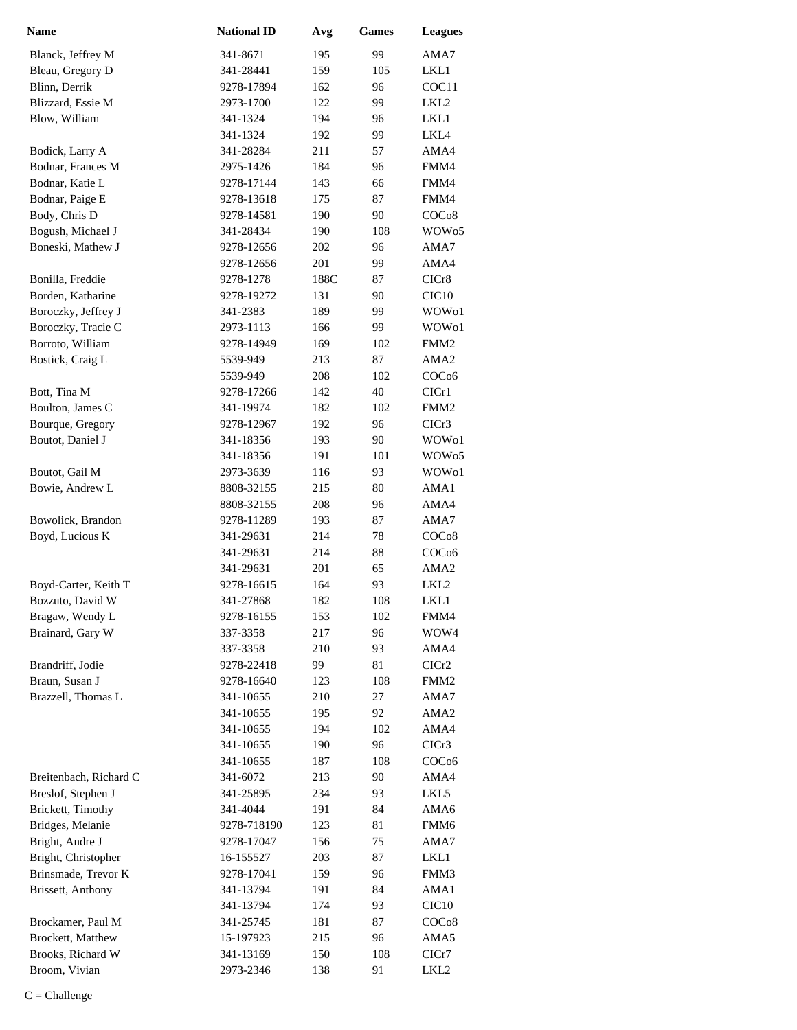| Name | National ID | Avg | Games | Leagues |
|---|---|---|---|---|
| Blanck, Jeffrey M | 341-8671 | 195 | 99 | AMA7 |
| Bleau, Gregory D | 341-28441 | 159 | 105 | LKL1 |
| Blinn, Derrik | 9278-17894 | 162 | 96 | COC11 |
| Blizzard, Essie M | 2973-1700 | 122 | 99 | LKL2 |
| Blow, William | 341-1324 | 194 | 96 | LKL1 |
| | 341-1324 | 192 | 99 | LKL4 |
| Bodick, Larry A | 341-28284 | 211 | 57 | AMA4 |
| Bodnar, Frances M | 2975-1426 | 184 | 96 | FMM4 |
| Bodnar, Katie L | 9278-17144 | 143 | 66 | FMM4 |
| Bodnar, Paige E | 9278-13618 | 175 | 87 | FMM4 |
| Body, Chris D | 9278-14581 | 190 | 90 | COCo8 |
| Bogush, Michael J | 341-28434 | 190 | 108 | WOWo5 |
| Boneski, Mathew J | 9278-12656 | 202 | 96 | AMA7 |
| | 9278-12656 | 201 | 99 | AMA4 |
| Bonilla, Freddie | 9278-1278 | 188C | 87 | CICr8 |
| Borden, Katharine | 9278-19272 | 131 | 90 | CIC10 |
| Boroczky, Jeffrey J | 341-2383 | 189 | 99 | WOWo1 |
| Boroczky, Tracie C | 2973-1113 | 166 | 99 | WOWo1 |
| Borroto, William | 9278-14949 | 169 | 102 | FMM2 |
| Bostick, Craig L | 5539-949 | 213 | 87 | AMA2 |
| | 5539-949 | 208 | 102 | COCo6 |
| Bott, Tina M | 9278-17266 | 142 | 40 | CICr1 |
| Boulton, James C | 341-19974 | 182 | 102 | FMM2 |
| Bourque, Gregory | 9278-12967 | 192 | 96 | CICr3 |
| Boutot, Daniel J | 341-18356 | 193 | 90 | WOWo1 |
| | 341-18356 | 191 | 101 | WOWo5 |
| Boutot, Gail M | 2973-3639 | 116 | 93 | WOWo1 |
| Bowie, Andrew L | 8808-32155 | 215 | 80 | AMA1 |
| | 8808-32155 | 208 | 96 | AMA4 |
| Bowolick, Brandon | 9278-11289 | 193 | 87 | AMA7 |
| Boyd, Lucious K | 341-29631 | 214 | 78 | COCo8 |
| | 341-29631 | 214 | 88 | COCo6 |
| | 341-29631 | 201 | 65 | AMA2 |
| Boyd-Carter, Keith T | 9278-16615 | 164 | 93 | LKL2 |
| Bozzuto, David W | 341-27868 | 182 | 108 | LKL1 |
| Bragaw, Wendy L | 9278-16155 | 153 | 102 | FMM4 |
| Brainard, Gary W | 337-3358 | 217 | 96 | WOW4 |
| | 337-3358 | 210 | 93 | AMA4 |
| Brandriff, Jodie | 9278-22418 | 99 | 81 | CICr2 |
| Braun, Susan J | 9278-16640 | 123 | 108 | FMM2 |
| Brazzell, Thomas L | 341-10655 | 210 | 27 | AMA7 |
| | 341-10655 | 195 | 92 | AMA2 |
| | 341-10655 | 194 | 102 | AMA4 |
| | 341-10655 | 190 | 96 | CICr3 |
| | 341-10655 | 187 | 108 | COCo6 |
| Breitenbach, Richard C | 341-6072 | 213 | 90 | AMA4 |
| Breslof, Stephen J | 341-25895 | 234 | 93 | LKL5 |
| Brickett, Timothy | 341-4044 | 191 | 84 | AMA6 |
| Bridges, Melanie | 9278-718190 | 123 | 81 | FMM6 |
| Bright, Andre J | 9278-17047 | 156 | 75 | AMA7 |
| Bright, Christopher | 16-155527 | 203 | 87 | LKL1 |
| Brinsmade, Trevor K | 9278-17041 | 159 | 96 | FMM3 |
| Brissett, Anthony | 341-13794 | 191 | 84 | AMA1 |
| | 341-13794 | 174 | 93 | CIC10 |
| Brockamer, Paul M | 341-25745 | 181 | 87 | COCo8 |
| Brockett, Matthew | 15-197923 | 215 | 96 | AMA5 |
| Brooks, Richard W | 341-13169 | 150 | 108 | CICr7 |
| Broom, Vivian | 2973-2346 | 138 | 91 | LKL2 |

C = Challenge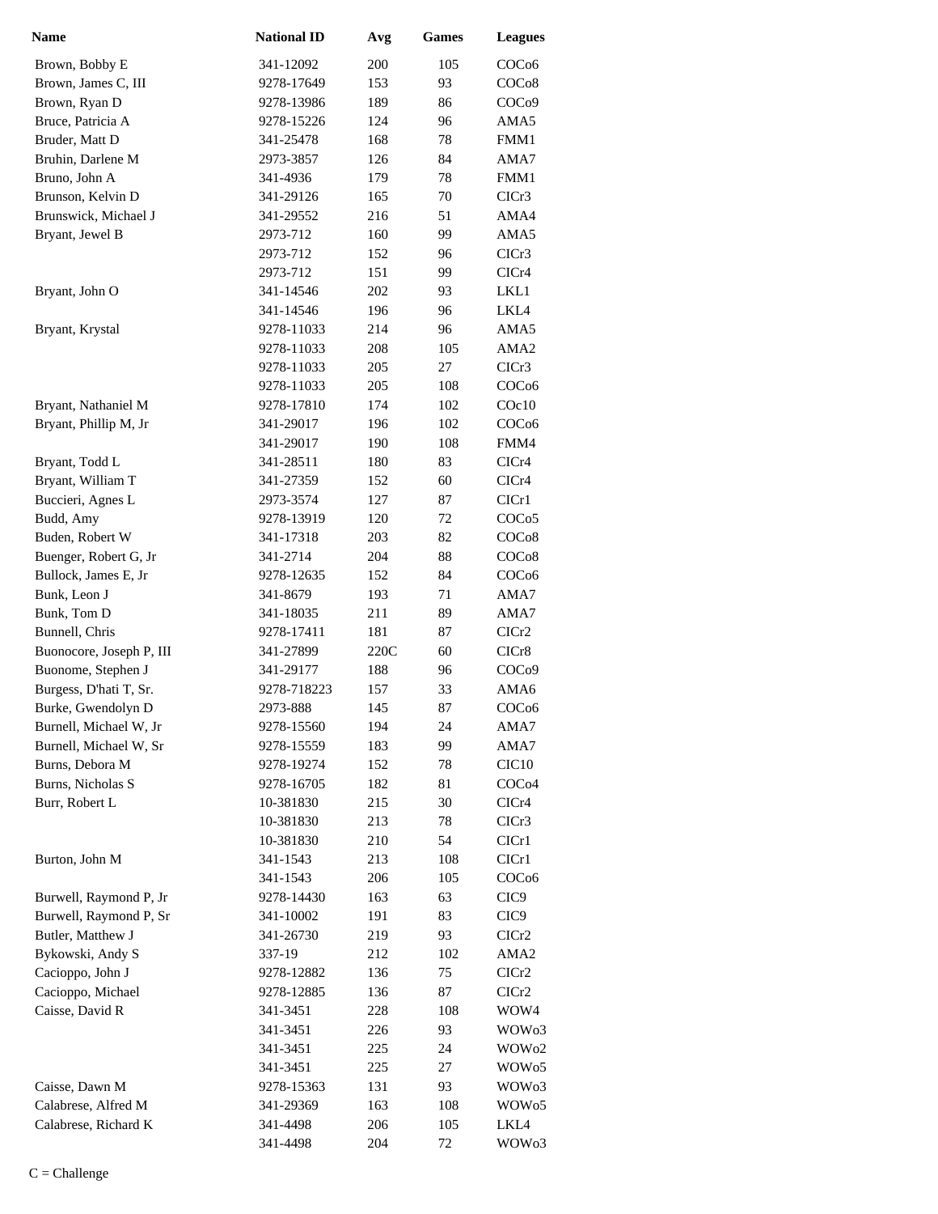| Name | National ID | Avg | Games | Leagues |
|---|---|---|---|---|
| Brown, Bobby E | 341-12092 | 200 | 105 | COCo6 |
| Brown, James C, III | 9278-17649 | 153 | 93 | COCo8 |
| Brown, Ryan D | 9278-13986 | 189 | 86 | COCo9 |
| Bruce, Patricia A | 9278-15226 | 124 | 96 | AMA5 |
| Bruder, Matt D | 341-25478 | 168 | 78 | FMM1 |
| Bruhin, Darlene M | 2973-3857 | 126 | 84 | AMA7 |
| Bruno, John A | 341-4936 | 179 | 78 | FMM1 |
| Brunson, Kelvin D | 341-29126 | 165 | 70 | CICr3 |
| Brunswick, Michael J | 341-29552 | 216 | 51 | AMA4 |
| Bryant, Jewel B | 2973-712 | 160 | 99 | AMA5 |
| | 2973-712 | 152 | 96 | CICr3 |
| | 2973-712 | 151 | 99 | CICr4 |
| Bryant, John O | 341-14546 | 202 | 93 | LKL1 |
| | 341-14546 | 196 | 96 | LKL4 |
| Bryant, Krystal | 9278-11033 | 214 | 96 | AMA5 |
| | 9278-11033 | 208 | 105 | AMA2 |
| | 9278-11033 | 205 | 27 | CICr3 |
| | 9278-11033 | 205 | 108 | COCo6 |
| Bryant, Nathaniel M | 9278-17810 | 174 | 102 | COc10 |
| Bryant, Phillip M, Jr | 341-29017 | 196 | 102 | COCo6 |
| | 341-29017 | 190 | 108 | FMM4 |
| Bryant, Todd L | 341-28511 | 180 | 83 | CICr4 |
| Bryant, William T | 341-27359 | 152 | 60 | CICr4 |
| Buccieri, Agnes L | 2973-3574 | 127 | 87 | CICr1 |
| Budd, Amy | 9278-13919 | 120 | 72 | COCo5 |
| Buden, Robert W | 341-17318 | 203 | 82 | COCo8 |
| Buenger, Robert G, Jr | 341-2714 | 204 | 88 | COCo8 |
| Bullock, James E, Jr | 9278-12635 | 152 | 84 | COCo6 |
| Bunk, Leon J | 341-8679 | 193 | 71 | AMA7 |
| Bunk, Tom D | 341-18035 | 211 | 89 | AMA7 |
| Bunnell, Chris | 9278-17411 | 181 | 87 | CICr2 |
| Buonocore, Joseph P, III | 341-27899 | 220C | 60 | CICr8 |
| Buonome, Stephen J | 341-29177 | 188 | 96 | COCo9 |
| Burgess, D'hati T, Sr. | 9278-718223 | 157 | 33 | AMA6 |
| Burke, Gwendolyn D | 2973-888 | 145 | 87 | COCo6 |
| Burnell, Michael W, Jr | 9278-15560 | 194 | 24 | AMA7 |
| Burnell, Michael W, Sr | 9278-15559 | 183 | 99 | AMA7 |
| Burns, Debora M | 9278-19274 | 152 | 78 | CIC10 |
| Burns, Nicholas S | 9278-16705 | 182 | 81 | COCo4 |
| Burr, Robert L | 10-381830 | 215 | 30 | CICr4 |
| | 10-381830 | 213 | 78 | CICr3 |
| | 10-381830 | 210 | 54 | CICr1 |
| Burton, John M | 341-1543 | 213 | 108 | CICr1 |
| | 341-1543 | 206 | 105 | COCo6 |
| Burwell, Raymond P, Jr | 9278-14430 | 163 | 63 | CIC9 |
| Burwell, Raymond P, Sr | 341-10002 | 191 | 83 | CIC9 |
| Butler, Matthew J | 341-26730 | 219 | 93 | CICr2 |
| Bykowski, Andy S | 337-19 | 212 | 102 | AMA2 |
| Cacioppo, John J | 9278-12882 | 136 | 75 | CICr2 |
| Cacioppo, Michael | 9278-12885 | 136 | 87 | CICr2 |
| Caisse, David R | 341-3451 | 228 | 108 | WOW4 |
| | 341-3451 | 226 | 93 | WOWo3 |
| | 341-3451 | 225 | 24 | WOWo2 |
| | 341-3451 | 225 | 27 | WOWo5 |
| Caisse, Dawn M | 9278-15363 | 131 | 93 | WOWo3 |
| Calabrese, Alfred M | 341-29369 | 163 | 108 | WOWo5 |
| Calabrese, Richard K | 341-4498 | 206 | 105 | LKL4 |
| | 341-4498 | 204 | 72 | WOWo3 |

C = Challenge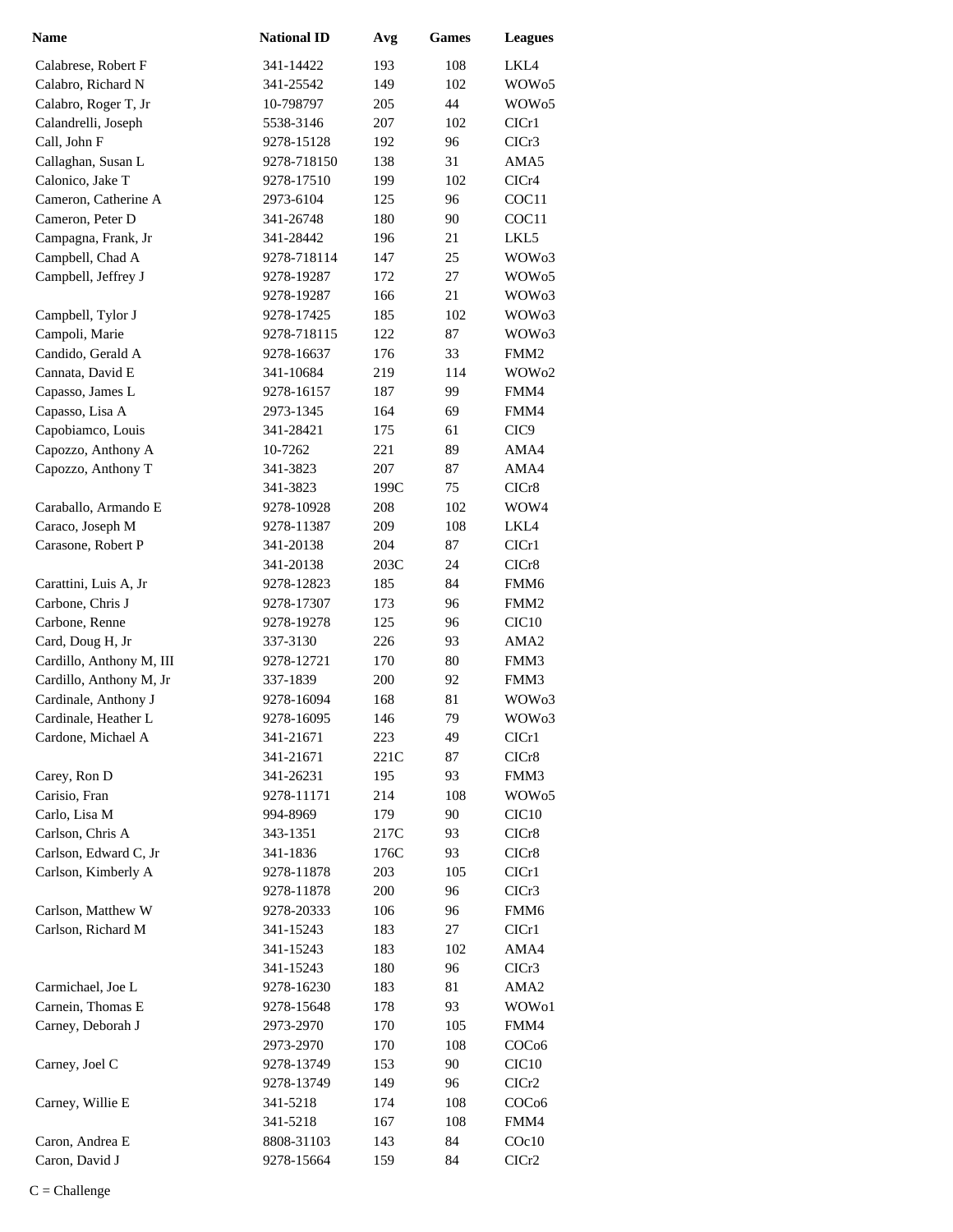| Name | National ID | Avg | Games | Leagues |
|---|---|---|---|---|
| Calabrese, Robert F | 341-14422 | 193 | 108 | LKL4 |
| Calabro, Richard N | 341-25542 | 149 | 102 | WOWo5 |
| Calabro, Roger T, Jr | 10-798797 | 205 | 44 | WOWo5 |
| Calandrelli, Joseph | 5538-3146 | 207 | 102 | CICr1 |
| Call, John F | 9278-15128 | 192 | 96 | CICr3 |
| Callaghan, Susan L | 9278-718150 | 138 | 31 | AMA5 |
| Calonico, Jake T | 9278-17510 | 199 | 102 | CICr4 |
| Cameron, Catherine A | 2973-6104 | 125 | 96 | COC11 |
| Cameron, Peter D | 341-26748 | 180 | 90 | COC11 |
| Campagna, Frank, Jr | 341-28442 | 196 | 21 | LKL5 |
| Campbell, Chad A | 9278-718114 | 147 | 25 | WOWo3 |
| Campbell, Jeffrey J | 9278-19287 | 172 | 27 | WOWo5 |
| | 9278-19287 | 166 | 21 | WOWo3 |
| Campbell, Tylor J | 9278-17425 | 185 | 102 | WOWo3 |
| Campoli, Marie | 9278-718115 | 122 | 87 | WOWo3 |
| Candido, Gerald A | 9278-16637 | 176 | 33 | FMM2 |
| Cannata, David E | 341-10684 | 219 | 114 | WOWo2 |
| Capasso, James L | 9278-16157 | 187 | 99 | FMM4 |
| Capasso, Lisa A | 2973-1345 | 164 | 69 | FMM4 |
| Capobiamco, Louis | 341-28421 | 175 | 61 | CIC9 |
| Capozzo, Anthony A | 10-7262 | 221 | 89 | AMA4 |
| Capozzo, Anthony T | 341-3823 | 207 | 87 | AMA4 |
| | 341-3823 | 199C | 75 | CICr8 |
| Caraballo, Armando E | 9278-10928 | 208 | 102 | WOW4 |
| Caraco, Joseph M | 9278-11387 | 209 | 108 | LKL4 |
| Carasone, Robert P | 341-20138 | 204 | 87 | CICr1 |
| | 341-20138 | 203C | 24 | CICr8 |
| Carattini, Luis A, Jr | 9278-12823 | 185 | 84 | FMM6 |
| Carbone, Chris J | 9278-17307 | 173 | 96 | FMM2 |
| Carbone, Renne | 9278-19278 | 125 | 96 | CIC10 |
| Card, Doug H, Jr | 337-3130 | 226 | 93 | AMA2 |
| Cardillo, Anthony M, III | 9278-12721 | 170 | 80 | FMM3 |
| Cardillo, Anthony M, Jr | 337-1839 | 200 | 92 | FMM3 |
| Cardinale, Anthony J | 9278-16094 | 168 | 81 | WOWo3 |
| Cardinale, Heather L | 9278-16095 | 146 | 79 | WOWo3 |
| Cardone, Michael A | 341-21671 | 223 | 49 | CICr1 |
| | 341-21671 | 221C | 87 | CICr8 |
| Carey, Ron D | 341-26231 | 195 | 93 | FMM3 |
| Carisio, Fran | 9278-11171 | 214 | 108 | WOWo5 |
| Carlo, Lisa M | 994-8969 | 179 | 90 | CIC10 |
| Carlson, Chris A | 343-1351 | 217C | 93 | CICr8 |
| Carlson, Edward C, Jr | 341-1836 | 176C | 93 | CICr8 |
| Carlson, Kimberly A | 9278-11878 | 203 | 105 | CICr1 |
| | 9278-11878 | 200 | 96 | CICr3 |
| Carlson, Matthew W | 9278-20333 | 106 | 96 | FMM6 |
| Carlson, Richard M | 341-15243 | 183 | 27 | CICr1 |
| | 341-15243 | 183 | 102 | AMA4 |
| | 341-15243 | 180 | 96 | CICr3 |
| Carmichael, Joe L | 9278-16230 | 183 | 81 | AMA2 |
| Carnein, Thomas E | 9278-15648 | 178 | 93 | WOWo1 |
| Carney, Deborah J | 2973-2970 | 170 | 105 | FMM4 |
| | 2973-2970 | 170 | 108 | COCo6 |
| Carney, Joel C | 9278-13749 | 153 | 90 | CIC10 |
| | 9278-13749 | 149 | 96 | CICr2 |
| Carney, Willie E | 341-5218 | 174 | 108 | COCo6 |
| | 341-5218 | 167 | 108 | FMM4 |
| Caron, Andrea E | 8808-31103 | 143 | 84 | COc10 |
| Caron, David J | 9278-15664 | 159 | 84 | CICr2 |

C = Challenge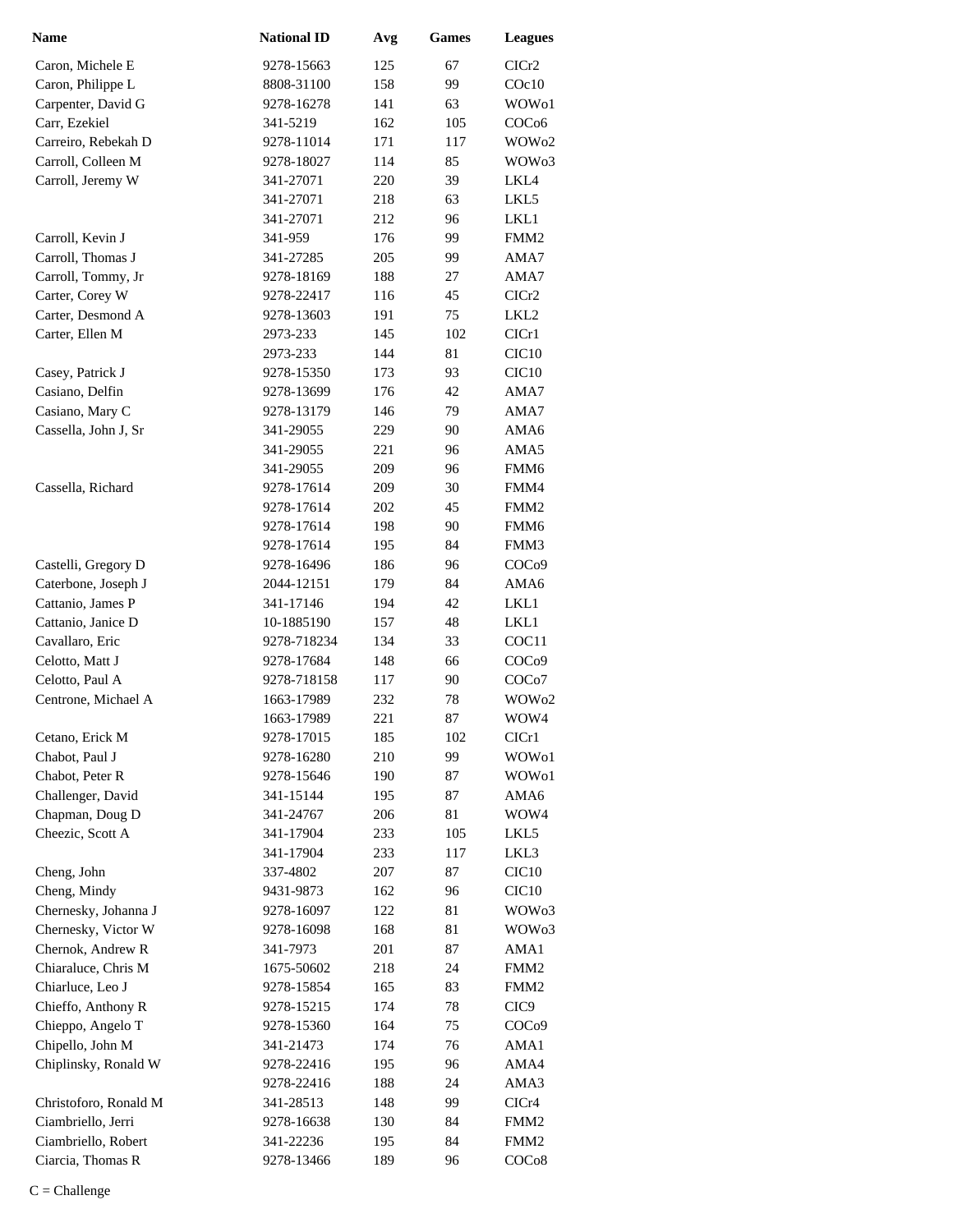| Name | National ID | Avg | Games | Leagues |
|---|---|---|---|---|
| Caron, Michele E | 9278-15663 | 125 | 67 | CICr2 |
| Caron, Philippe L | 8808-31100 | 158 | 99 | COc10 |
| Carpenter, David G | 9278-16278 | 141 | 63 | WOWo1 |
| Carr, Ezekiel | 341-5219 | 162 | 105 | COCo6 |
| Carreiro, Rebekah D | 9278-11014 | 171 | 117 | WOWo2 |
| Carroll, Colleen M | 9278-18027 | 114 | 85 | WOWo3 |
| Carroll, Jeremy W | 341-27071 | 220 | 39 | LKL4 |
| | 341-27071 | 218 | 63 | LKL5 |
| | 341-27071 | 212 | 96 | LKL1 |
| Carroll, Kevin J | 341-959 | 176 | 99 | FMM2 |
| Carroll, Thomas J | 341-27285 | 205 | 99 | AMA7 |
| Carroll, Tommy, Jr | 9278-18169 | 188 | 27 | AMA7 |
| Carter, Corey W | 9278-22417 | 116 | 45 | CICr2 |
| Carter, Desmond A | 9278-13603 | 191 | 75 | LKL2 |
| Carter, Ellen M | 2973-233 | 145 | 102 | CICr1 |
| | 2973-233 | 144 | 81 | CIC10 |
| Casey, Patrick J | 9278-15350 | 173 | 93 | CIC10 |
| Casiano, Delfin | 9278-13699 | 176 | 42 | AMA7 |
| Casiano, Mary C | 9278-13179 | 146 | 79 | AMA7 |
| Cassella, John J, Sr | 341-29055 | 229 | 90 | AMA6 |
| | 341-29055 | 221 | 96 | AMA5 |
| | 341-29055 | 209 | 96 | FMM6 |
| Cassella, Richard | 9278-17614 | 209 | 30 | FMM4 |
| | 9278-17614 | 202 | 45 | FMM2 |
| | 9278-17614 | 198 | 90 | FMM6 |
| | 9278-17614 | 195 | 84 | FMM3 |
| Castelli, Gregory D | 9278-16496 | 186 | 96 | COCo9 |
| Caterbone, Joseph J | 2044-12151 | 179 | 84 | AMA6 |
| Cattanio, James P | 341-17146 | 194 | 42 | LKL1 |
| Cattanio, Janice D | 10-1885190 | 157 | 48 | LKL1 |
| Cavallaro, Eric | 9278-718234 | 134 | 33 | COC11 |
| Celotto, Matt J | 9278-17684 | 148 | 66 | COCo9 |
| Celotto, Paul A | 9278-718158 | 117 | 90 | COCo7 |
| Centrone, Michael A | 1663-17989 | 232 | 78 | WOWo2 |
| | 1663-17989 | 221 | 87 | WOW4 |
| Cetano, Erick M | 9278-17015 | 185 | 102 | CICr1 |
| Chabot, Paul J | 9278-16280 | 210 | 99 | WOWo1 |
| Chabot, Peter R | 9278-15646 | 190 | 87 | WOWo1 |
| Challenger, David | 341-15144 | 195 | 87 | AMA6 |
| Chapman, Doug D | 341-24767 | 206 | 81 | WOW4 |
| Cheezic, Scott A | 341-17904 | 233 | 105 | LKL5 |
| | 341-17904 | 233 | 117 | LKL3 |
| Cheng, John | 337-4802 | 207 | 87 | CIC10 |
| Cheng, Mindy | 9431-9873 | 162 | 96 | CIC10 |
| Chernesky, Johanna J | 9278-16097 | 122 | 81 | WOWo3 |
| Chernesky, Victor W | 9278-16098 | 168 | 81 | WOWo3 |
| Chernok, Andrew R | 341-7973 | 201 | 87 | AMA1 |
| Chiaraluce, Chris M | 1675-50602 | 218 | 24 | FMM2 |
| Chiarluce, Leo J | 9278-15854 | 165 | 83 | FMM2 |
| Chieffo, Anthony R | 9278-15215 | 174 | 78 | CIC9 |
| Chieppo, Angelo T | 9278-15360 | 164 | 75 | COCo9 |
| Chipello, John M | 341-21473 | 174 | 76 | AMA1 |
| Chiplinsky, Ronald W | 9278-22416 | 195 | 96 | AMA4 |
| | 9278-22416 | 188 | 24 | AMA3 |
| Christoforo, Ronald M | 341-28513 | 148 | 99 | CICr4 |
| Ciambriello, Jerri | 9278-16638 | 130 | 84 | FMM2 |
| Ciambriello, Robert | 341-22236 | 195 | 84 | FMM2 |
| Ciarcia, Thomas R | 9278-13466 | 189 | 96 | COCo8 |

C = Challenge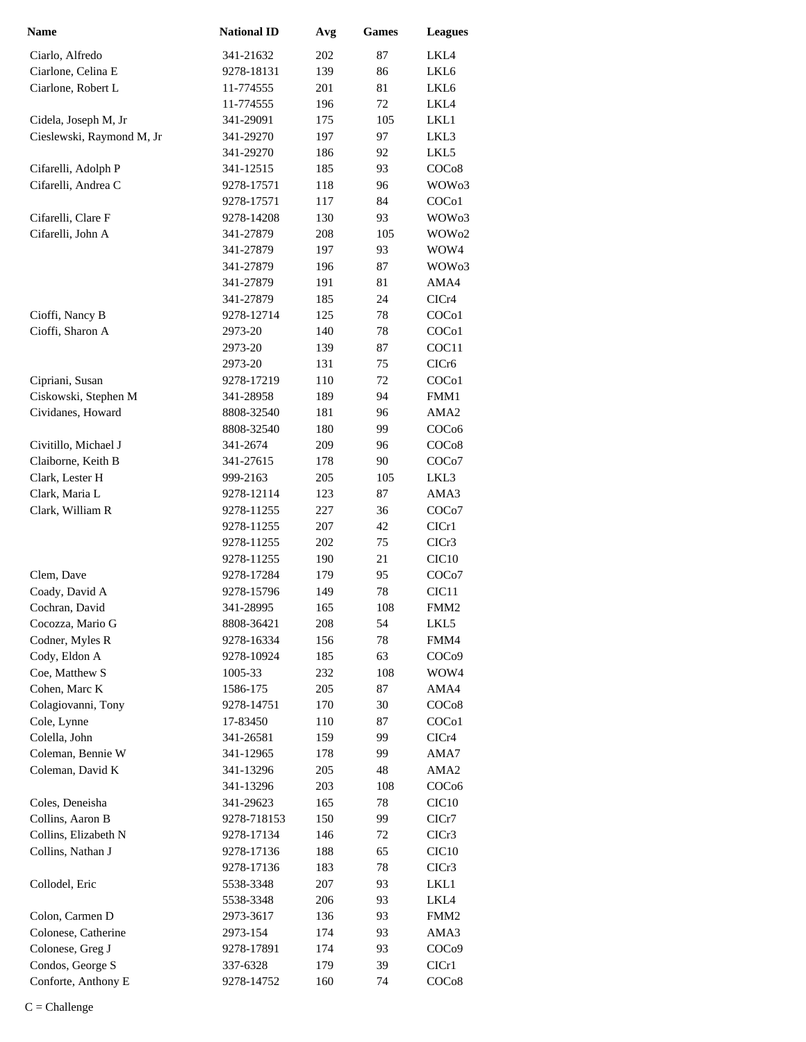| Name | National ID | Avg | Games | Leagues |
| --- | --- | --- | --- | --- |
| Ciarlo, Alfredo | 341-21632 | 202 | 87 | LKL4 |
| Ciarlone, Celina E | 9278-18131 | 139 | 86 | LKL6 |
| Ciarlone, Robert L | 11-774555 | 201 | 81 | LKL6 |
| | 11-774555 | 196 | 72 | LKL4 |
| Cidela, Joseph M, Jr | 341-29091 | 175 | 105 | LKL1 |
| Cieslewski, Raymond M, Jr | 341-29270 | 197 | 97 | LKL3 |
| | 341-29270 | 186 | 92 | LKL5 |
| Cifarelli, Adolph P | 341-12515 | 185 | 93 | COCo8 |
| Cifarelli, Andrea C | 9278-17571 | 118 | 96 | WOWo3 |
| | 9278-17571 | 117 | 84 | COCo1 |
| Cifarelli, Clare F | 9278-14208 | 130 | 93 | WOWo3 |
| Cifarelli, John A | 341-27879 | 208 | 105 | WOWo2 |
| | 341-27879 | 197 | 93 | WOW4 |
| | 341-27879 | 196 | 87 | WOWo3 |
| | 341-27879 | 191 | 81 | AMA4 |
| | 341-27879 | 185 | 24 | CICr4 |
| Cioffi, Nancy B | 9278-12714 | 125 | 78 | COCo1 |
| Cioffi, Sharon A | 2973-20 | 140 | 78 | COCo1 |
| | 2973-20 | 139 | 87 | COC11 |
| | 2973-20 | 131 | 75 | CICr6 |
| Cipriani, Susan | 9278-17219 | 110 | 72 | COCo1 |
| Ciskowski, Stephen M | 341-28958 | 189 | 94 | FMM1 |
| Cividanes, Howard | 8808-32540 | 181 | 96 | AMA2 |
| | 8808-32540 | 180 | 99 | COCo6 |
| Civitillo, Michael J | 341-2674 | 209 | 96 | COCo8 |
| Claiborne, Keith B | 341-27615 | 178 | 90 | COCo7 |
| Clark, Lester H | 999-2163 | 205 | 105 | LKL3 |
| Clark, Maria L | 9278-12114 | 123 | 87 | AMA3 |
| Clark, William R | 9278-11255 | 227 | 36 | COCo7 |
| | 9278-11255 | 207 | 42 | CICr1 |
| | 9278-11255 | 202 | 75 | CICr3 |
| | 9278-11255 | 190 | 21 | CIC10 |
| Clem, Dave | 9278-17284 | 179 | 95 | COCo7 |
| Coady, David A | 9278-15796 | 149 | 78 | CIC11 |
| Cochran, David | 341-28995 | 165 | 108 | FMM2 |
| Cocozza, Mario G | 8808-36421 | 208 | 54 | LKL5 |
| Codner, Myles R | 9278-16334 | 156 | 78 | FMM4 |
| Cody, Eldon A | 9278-10924 | 185 | 63 | COCo9 |
| Coe, Matthew S | 1005-33 | 232 | 108 | WOW4 |
| Cohen, Marc K | 1586-175 | 205 | 87 | AMA4 |
| Colagiovanni, Tony | 9278-14751 | 170 | 30 | COCo8 |
| Cole, Lynne | 17-83450 | 110 | 87 | COCo1 |
| Colella, John | 341-26581 | 159 | 99 | CICr4 |
| Coleman, Bennie W | 341-12965 | 178 | 99 | AMA7 |
| Coleman, David K | 341-13296 | 205 | 48 | AMA2 |
| | 341-13296 | 203 | 108 | COCo6 |
| Coles, Deneisha | 341-29623 | 165 | 78 | CIC10 |
| Collins, Aaron B | 9278-718153 | 150 | 99 | CICr7 |
| Collins, Elizabeth N | 9278-17134 | 146 | 72 | CICr3 |
| Collins, Nathan J | 9278-17136 | 188 | 65 | CIC10 |
| | 9278-17136 | 183 | 78 | CICr3 |
| Collodel, Eric | 5538-3348 | 207 | 93 | LKL1 |
| | 5538-3348 | 206 | 93 | LKL4 |
| Colon, Carmen D | 2973-3617 | 136 | 93 | FMM2 |
| Colonese, Catherine | 2973-154 | 174 | 93 | AMA3 |
| Colonese, Greg J | 9278-17891 | 174 | 93 | COCo9 |
| Condos, George S | 337-6328 | 179 | 39 | CICr1 |
| Conforte, Anthony E | 9278-14752 | 160 | 74 | COCo8 |

C = Challenge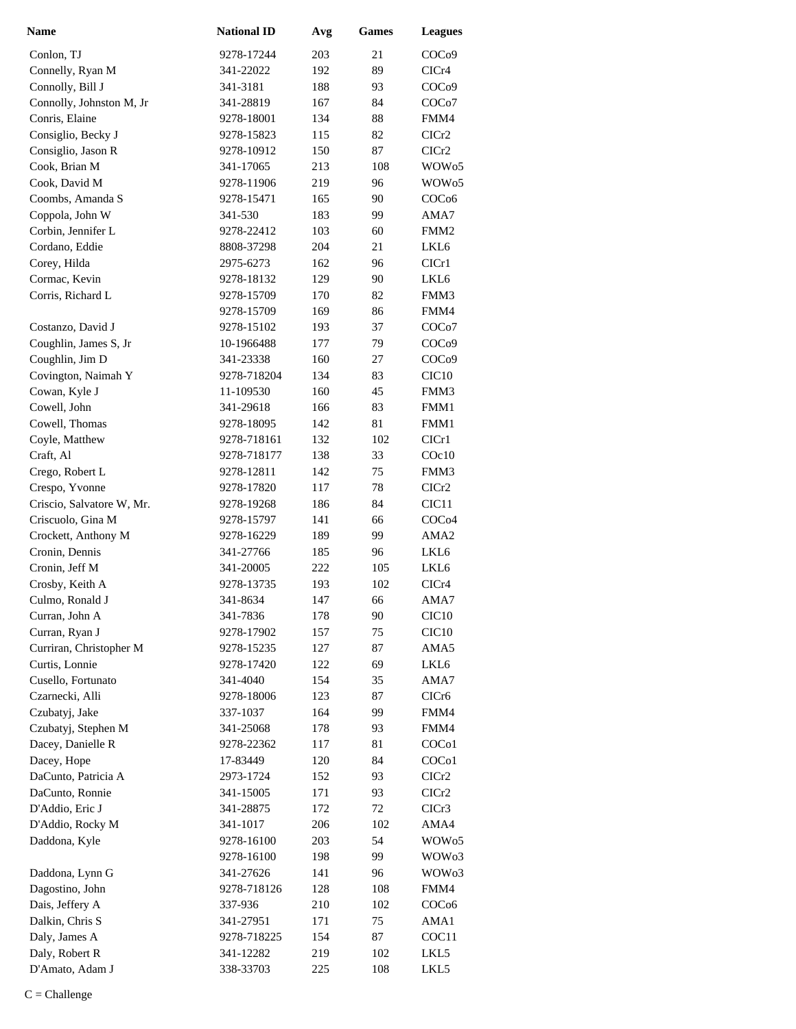| Name | National ID | Avg | Games | Leagues |
|---|---|---|---|---|
| Conlon, TJ | 9278-17244 | 203 | 21 | COCo9 |
| Connelly, Ryan M | 341-22022 | 192 | 89 | CICr4 |
| Connolly, Bill J | 341-3181 | 188 | 93 | COCo9 |
| Connolly, Johnston M, Jr | 341-28819 | 167 | 84 | COCo7 |
| Conris, Elaine | 9278-18001 | 134 | 88 | FMM4 |
| Consiglio, Becky J | 9278-15823 | 115 | 82 | CICr2 |
| Consiglio, Jason R | 9278-10912 | 150 | 87 | CICr2 |
| Cook, Brian M | 341-17065 | 213 | 108 | WOWo5 |
| Cook, David M | 9278-11906 | 219 | 96 | WOWo5 |
| Coombs, Amanda S | 9278-15471 | 165 | 90 | COCo6 |
| Coppola, John W | 341-530 | 183 | 99 | AMA7 |
| Corbin, Jennifer L | 9278-22412 | 103 | 60 | FMM2 |
| Cordano, Eddie | 8808-37298 | 204 | 21 | LKL6 |
| Corey, Hilda | 2975-6273 | 162 | 96 | CICr1 |
| Cormac, Kevin | 9278-18132 | 129 | 90 | LKL6 |
| Corris, Richard L | 9278-15709 | 170 | 82 | FMM3 |
| | 9278-15709 | 169 | 86 | FMM4 |
| Costanzo, David J | 9278-15102 | 193 | 37 | COCo7 |
| Coughlin, James S, Jr | 10-1966488 | 177 | 79 | COCo9 |
| Coughlin, Jim D | 341-23338 | 160 | 27 | COCo9 |
| Covington, Naimah Y | 9278-718204 | 134 | 83 | CIC10 |
| Cowan, Kyle J | 11-109530 | 160 | 45 | FMM3 |
| Cowell, John | 341-29618 | 166 | 83 | FMM1 |
| Cowell, Thomas | 9278-18095 | 142 | 81 | FMM1 |
| Coyle, Matthew | 9278-718161 | 132 | 102 | CICr1 |
| Craft, Al | 9278-718177 | 138 | 33 | COc10 |
| Crego, Robert L | 9278-12811 | 142 | 75 | FMM3 |
| Crespo, Yvonne | 9278-17820 | 117 | 78 | CICr2 |
| Criscio, Salvatore W, Mr. | 9278-19268 | 186 | 84 | CIC11 |
| Criscuolo, Gina M | 9278-15797 | 141 | 66 | COCo4 |
| Crockett, Anthony M | 9278-16229 | 189 | 99 | AMA2 |
| Cronin, Dennis | 341-27766 | 185 | 96 | LKL6 |
| Cronin, Jeff M | 341-20005 | 222 | 105 | LKL6 |
| Crosby, Keith A | 9278-13735 | 193 | 102 | CICr4 |
| Culmo, Ronald J | 341-8634 | 147 | 66 | AMA7 |
| Curran, John A | 341-7836 | 178 | 90 | CIC10 |
| Curran, Ryan J | 9278-17902 | 157 | 75 | CIC10 |
| Curriran, Christopher M | 9278-15235 | 127 | 87 | AMA5 |
| Curtis, Lonnie | 9278-17420 | 122 | 69 | LKL6 |
| Cusello, Fortunato | 341-4040 | 154 | 35 | AMA7 |
| Czarnecki, Alli | 9278-18006 | 123 | 87 | CICr6 |
| Czubatyj, Jake | 337-1037 | 164 | 99 | FMM4 |
| Czubatyj, Stephen M | 341-25068 | 178 | 93 | FMM4 |
| Dacey, Danielle R | 9278-22362 | 117 | 81 | COCo1 |
| Dacey, Hope | 17-83449 | 120 | 84 | COCo1 |
| DaCunto, Patricia A | 2973-1724 | 152 | 93 | CICr2 |
| DaCunto, Ronnie | 341-15005 | 171 | 93 | CICr2 |
| D'Addio, Eric J | 341-28875 | 172 | 72 | CICr3 |
| D'Addio, Rocky M | 341-1017 | 206 | 102 | AMA4 |
| Daddona, Kyle | 9278-16100 | 203 | 54 | WOWo5 |
| | 9278-16100 | 198 | 99 | WOWo3 |
| Daddona, Lynn G | 341-27626 | 141 | 96 | WOWo3 |
| Dagostino, John | 9278-718126 | 128 | 108 | FMM4 |
| Dais, Jeffery A | 337-936 | 210 | 102 | COCo6 |
| Dalkin, Chris S | 341-27951 | 171 | 75 | AMA1 |
| Daly, James A | 9278-718225 | 154 | 87 | COC11 |
| Daly, Robert R | 341-12282 | 219 | 102 | LKL5 |
| D'Amato, Adam J | 338-33703 | 225 | 108 | LKL5 |

C = Challenge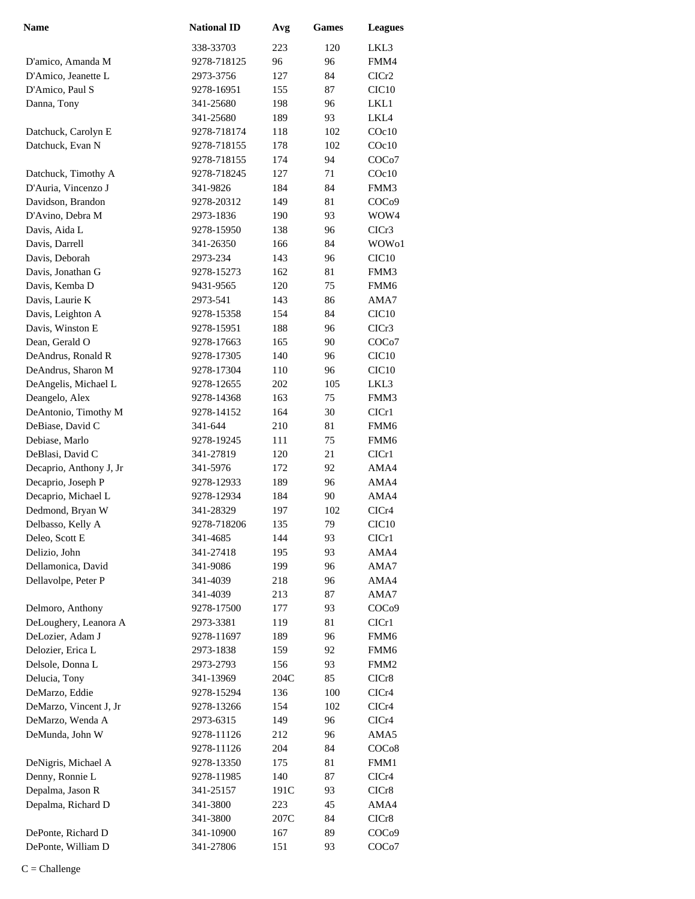| Name | National ID | Avg | Games | Leagues |
|---|---|---|---|---|
| | 338-33703 | 223 | 120 | LKL3 |
| D'amico, Amanda M | 9278-718125 | 96 | 96 | FMM4 |
| D'Amico, Jeanette L | 2973-3756 | 127 | 84 | CICr2 |
| D'Amico, Paul S | 9278-16951 | 155 | 87 | CIC10 |
| Danna, Tony | 341-25680 | 198 | 96 | LKL1 |
| | 341-25680 | 189 | 93 | LKL4 |
| Datchuck, Carolyn E | 9278-718174 | 118 | 102 | COc10 |
| Datchuck, Evan N | 9278-718155 | 178 | 102 | COc10 |
| | 9278-718155 | 174 | 94 | COCo7 |
| Datchuck, Timothy A | 9278-718245 | 127 | 71 | COc10 |
| D'Auria, Vincenzo J | 341-9826 | 184 | 84 | FMM3 |
| Davidson, Brandon | 9278-20312 | 149 | 81 | COCo9 |
| D'Avino, Debra M | 2973-1836 | 190 | 93 | WOW4 |
| Davis, Aida L | 9278-15950 | 138 | 96 | CICr3 |
| Davis, Darrell | 341-26350 | 166 | 84 | WOWo1 |
| Davis, Deborah | 2973-234 | 143 | 96 | CIC10 |
| Davis, Jonathan G | 9278-15273 | 162 | 81 | FMM3 |
| Davis, Kemba D | 9431-9565 | 120 | 75 | FMM6 |
| Davis, Laurie K | 2973-541 | 143 | 86 | AMA7 |
| Davis, Leighton A | 9278-15358 | 154 | 84 | CIC10 |
| Davis, Winston E | 9278-15951 | 188 | 96 | CICr3 |
| Dean, Gerald O | 9278-17663 | 165 | 90 | COCo7 |
| DeAndrus, Ronald R | 9278-17305 | 140 | 96 | CIC10 |
| DeAndrus, Sharon M | 9278-17304 | 110 | 96 | CIC10 |
| DeAngelis, Michael L | 9278-12655 | 202 | 105 | LKL3 |
| Deangelo, Alex | 9278-14368 | 163 | 75 | FMM3 |
| DeAntonio, Timothy M | 9278-14152 | 164 | 30 | CICr1 |
| DeBiase, David C | 341-644 | 210 | 81 | FMM6 |
| Debiase, Marlo | 9278-19245 | 111 | 75 | FMM6 |
| DeBlasi, David C | 341-27819 | 120 | 21 | CICr1 |
| Decaprio, Anthony J, Jr | 341-5976 | 172 | 92 | AMA4 |
| Decaprio, Joseph P | 9278-12933 | 189 | 96 | AMA4 |
| Decaprio, Michael L | 9278-12934 | 184 | 90 | AMA4 |
| Dedmond, Bryan W | 341-28329 | 197 | 102 | CICr4 |
| Delbasso, Kelly A | 9278-718206 | 135 | 79 | CIC10 |
| Deleo, Scott E | 341-4685 | 144 | 93 | CICr1 |
| Delizio, John | 341-27418 | 195 | 93 | AMA4 |
| Dellamonica, David | 341-9086 | 199 | 96 | AMA7 |
| Dellavolpe, Peter P | 341-4039 | 218 | 96 | AMA4 |
| | 341-4039 | 213 | 87 | AMA7 |
| Delmoro, Anthony | 9278-17500 | 177 | 93 | COCo9 |
| DeLoughery, Leanora A | 2973-3381 | 119 | 81 | CICr1 |
| DeLozier, Adam J | 9278-11697 | 189 | 96 | FMM6 |
| Delozier, Erica L | 2973-1838 | 159 | 92 | FMM6 |
| Delsole, Donna L | 2973-2793 | 156 | 93 | FMM2 |
| Delucia, Tony | 341-13969 | 204C | 85 | CICr8 |
| DeMarzo, Eddie | 9278-15294 | 136 | 100 | CICr4 |
| DeMarzo, Vincent J, Jr | 9278-13266 | 154 | 102 | CICr4 |
| DeMarzo, Wenda A | 2973-6315 | 149 | 96 | CICr4 |
| DeMunda, John W | 9278-11126 | 212 | 96 | AMA5 |
| | 9278-11126 | 204 | 84 | COCo8 |
| DeNigris, Michael A | 9278-13350 | 175 | 81 | FMM1 |
| Denny, Ronnie L | 9278-11985 | 140 | 87 | CICr4 |
| Depalma, Jason R | 341-25157 | 191C | 93 | CICr8 |
| Depalma, Richard D | 341-3800 | 223 | 45 | AMA4 |
| | 341-3800 | 207C | 84 | CICr8 |
| DePonte, Richard D | 341-10900 | 167 | 89 | COCo9 |
| DePonte, William D | 341-27806 | 151 | 93 | COCo7 |

C = Challenge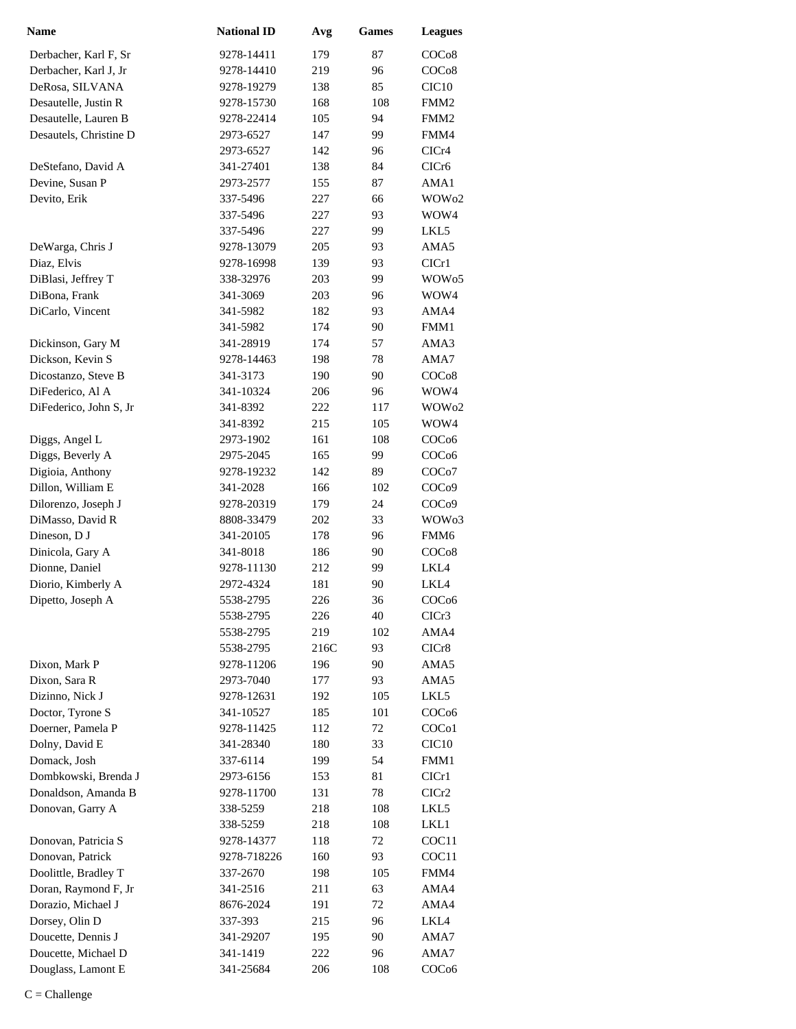| Name | National ID | Avg | Games | Leagues |
|---|---|---|---|---|
| Derbacher, Karl F, Sr | 9278-14411 | 179 | 87 | COCo8 |
| Derbacher, Karl J, Jr | 9278-14410 | 219 | 96 | COCo8 |
| DeRosa, SILVANA | 9278-19279 | 138 | 85 | CIC10 |
| Desautelle, Justin R | 9278-15730 | 168 | 108 | FMM2 |
| Desautelle, Lauren B | 9278-22414 | 105 | 94 | FMM2 |
| Desautels, Christine D | 2973-6527 | 147 | 99 | FMM4 |
| | 2973-6527 | 142 | 96 | CICr4 |
| DeStefano, David A | 341-27401 | 138 | 84 | CICr6 |
| Devine, Susan P | 2973-2577 | 155 | 87 | AMA1 |
| Devito, Erik | 337-5496 | 227 | 66 | WOWo2 |
| | 337-5496 | 227 | 93 | WOW4 |
| | 337-5496 | 227 | 99 | LKL5 |
| DeWarga, Chris J | 9278-13079 | 205 | 93 | AMA5 |
| Diaz, Elvis | 9278-16998 | 139 | 93 | CICr1 |
| DiBlasi, Jeffrey T | 338-32976 | 203 | 99 | WOWo5 |
| DiBona, Frank | 341-3069 | 203 | 96 | WOW4 |
| DiCarlo, Vincent | 341-5982 | 182 | 93 | AMA4 |
| | 341-5982 | 174 | 90 | FMM1 |
| Dickinson, Gary M | 341-28919 | 174 | 57 | AMA3 |
| Dickson, Kevin S | 9278-14463 | 198 | 78 | AMA7 |
| Dicostanzo, Steve B | 341-3173 | 190 | 90 | COCo8 |
| DiFederico, Al A | 341-10324 | 206 | 96 | WOW4 |
| DiFederico, John S, Jr | 341-8392 | 222 | 117 | WOWo2 |
| | 341-8392 | 215 | 105 | WOW4 |
| Diggs, Angel L | 2973-1902 | 161 | 108 | COCo6 |
| Diggs, Beverly A | 2975-2045 | 165 | 99 | COCo6 |
| Digioia, Anthony | 9278-19232 | 142 | 89 | COCo7 |
| Dillon, William E | 341-2028 | 166 | 102 | COCo9 |
| Dilorenzo, Joseph J | 9278-20319 | 179 | 24 | COCo9 |
| DiMasso, David R | 8808-33479 | 202 | 33 | WOWo3 |
| Dineson, D J | 341-20105 | 178 | 96 | FMM6 |
| Dinicola, Gary A | 341-8018 | 186 | 90 | COCo8 |
| Dionne, Daniel | 9278-11130 | 212 | 99 | LKL4 |
| Diorio, Kimberly A | 2972-4324 | 181 | 90 | LKL4 |
| Dipetto, Joseph A | 5538-2795 | 226 | 36 | COCo6 |
| | 5538-2795 | 226 | 40 | CICr3 |
| | 5538-2795 | 219 | 102 | AMA4 |
| | 5538-2795 | 216C | 93 | CICr8 |
| Dixon, Mark P | 9278-11206 | 196 | 90 | AMA5 |
| Dixon, Sara R | 2973-7040 | 177 | 93 | AMA5 |
| Dizinno, Nick J | 9278-12631 | 192 | 105 | LKL5 |
| Doctor, Tyrone S | 341-10527 | 185 | 101 | COCo6 |
| Doerner, Pamela P | 9278-11425 | 112 | 72 | COCo1 |
| Dolny, David E | 341-28340 | 180 | 33 | CIC10 |
| Domack, Josh | 337-6114 | 199 | 54 | FMM1 |
| Dombkowski, Brenda J | 2973-6156 | 153 | 81 | CICr1 |
| Donaldson, Amanda B | 9278-11700 | 131 | 78 | CICr2 |
| Donovan, Garry A | 338-5259 | 218 | 108 | LKL5 |
| | 338-5259 | 218 | 108 | LKL1 |
| Donovan, Patricia S | 9278-14377 | 118 | 72 | COC11 |
| Donovan, Patrick | 9278-718226 | 160 | 93 | COC11 |
| Doolittle, Bradley T | 337-2670 | 198 | 105 | FMM4 |
| Doran, Raymond F, Jr | 341-2516 | 211 | 63 | AMA4 |
| Dorazio, Michael J | 8676-2024 | 191 | 72 | AMA4 |
| Dorsey, Olin D | 337-393 | 215 | 96 | LKL4 |
| Doucette, Dennis J | 341-29207 | 195 | 90 | AMA7 |
| Doucette, Michael D | 341-1419 | 222 | 96 | AMA7 |
| Douglass, Lamont E | 341-25684 | 206 | 108 | COCo6 |

C = Challenge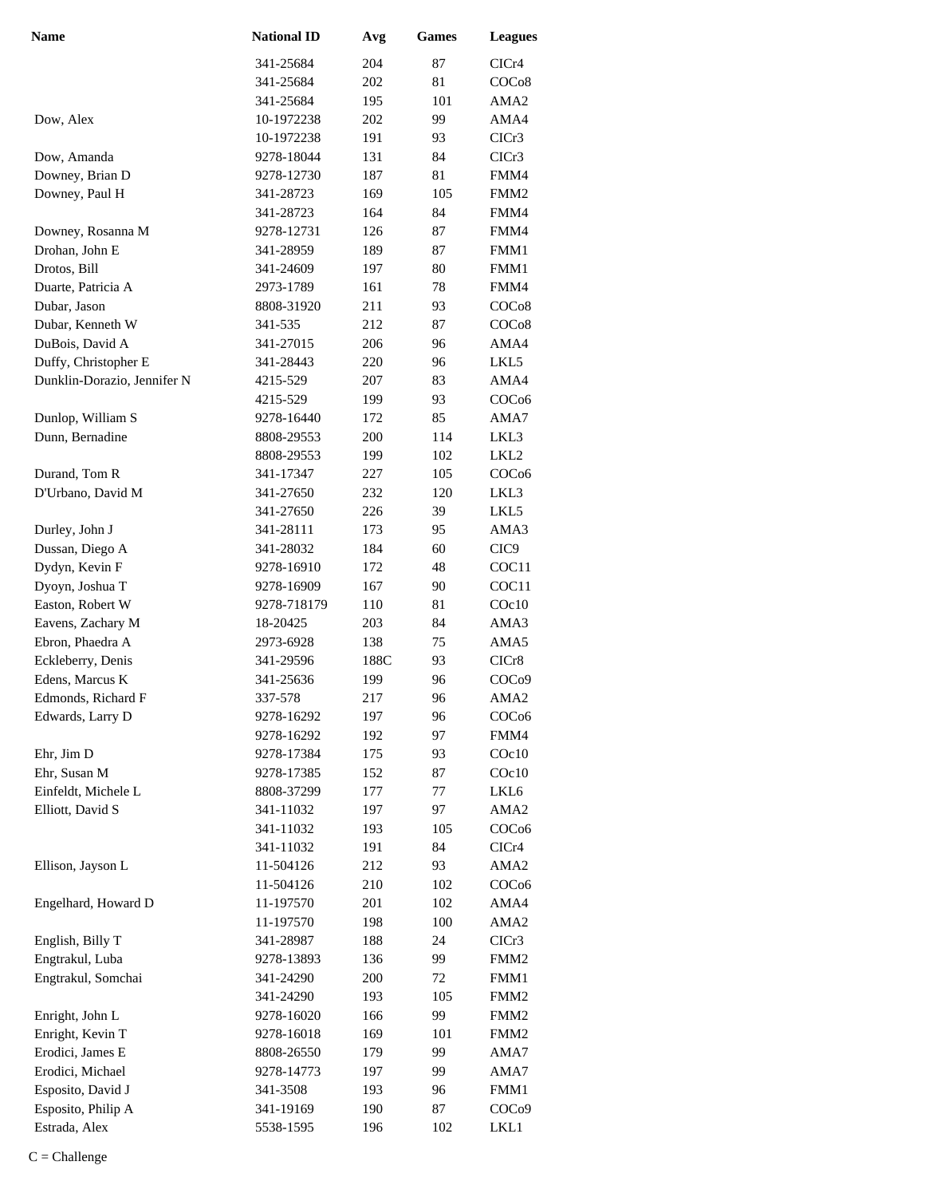| Name | National ID | Avg | Games | Leagues |
|---|---|---|---|---|
| | 341-25684 | 204 | 87 | CICr4 |
| | 341-25684 | 202 | 81 | COCo8 |
| | 341-25684 | 195 | 101 | AMA2 |
| Dow, Alex | 10-1972238 | 202 | 99 | AMA4 |
| | 10-1972238 | 191 | 93 | CICr3 |
| Dow, Amanda | 9278-18044 | 131 | 84 | CICr3 |
| Downey, Brian D | 9278-12730 | 187 | 81 | FMM4 |
| Downey, Paul H | 341-28723 | 169 | 105 | FMM2 |
| | 341-28723 | 164 | 84 | FMM4 |
| Downey, Rosanna M | 9278-12731 | 126 | 87 | FMM4 |
| Drohan, John E | 341-28959 | 189 | 87 | FMM1 |
| Drotos, Bill | 341-24609 | 197 | 80 | FMM1 |
| Duarte, Patricia A | 2973-1789 | 161 | 78 | FMM4 |
| Dubar, Jason | 8808-31920 | 211 | 93 | COCo8 |
| Dubar, Kenneth W | 341-535 | 212 | 87 | COCo8 |
| DuBois, David A | 341-27015 | 206 | 96 | AMA4 |
| Duffy, Christopher E | 341-28443 | 220 | 96 | LKL5 |
| Dunklin-Dorazio, Jennifer N | 4215-529 | 207 | 83 | AMA4 |
| | 4215-529 | 199 | 93 | COCo6 |
| Dunlop, William S | 9278-16440 | 172 | 85 | AMA7 |
| Dunn, Bernadine | 8808-29553 | 200 | 114 | LKL3 |
| | 8808-29553 | 199 | 102 | LKL2 |
| Durand, Tom R | 341-17347 | 227 | 105 | COCo6 |
| D'Urbano, David M | 341-27650 | 232 | 120 | LKL3 |
| | 341-27650 | 226 | 39 | LKL5 |
| Durley, John J | 341-28111 | 173 | 95 | AMA3 |
| Dussan, Diego A | 341-28032 | 184 | 60 | CIC9 |
| Dydyn, Kevin F | 9278-16910 | 172 | 48 | COC11 |
| Dyoyn, Joshua T | 9278-16909 | 167 | 90 | COC11 |
| Easton, Robert W | 9278-718179 | 110 | 81 | COc10 |
| Eavens, Zachary M | 18-20425 | 203 | 84 | AMA3 |
| Ebron, Phaedra A | 2973-6928 | 138 | 75 | AMA5 |
| Eckleberry, Denis | 341-29596 | 188C | 93 | CICr8 |
| Edens, Marcus K | 341-25636 | 199 | 96 | COCo9 |
| Edmonds, Richard F | 337-578 | 217 | 96 | AMA2 |
| Edwards, Larry D | 9278-16292 | 197 | 96 | COCo6 |
| | 9278-16292 | 192 | 97 | FMM4 |
| Ehr, Jim D | 9278-17384 | 175 | 93 | COc10 |
| Ehr, Susan M | 9278-17385 | 152 | 87 | COc10 |
| Einfeldt, Michele L | 8808-37299 | 177 | 77 | LKL6 |
| Elliott, David S | 341-11032 | 197 | 97 | AMA2 |
| | 341-11032 | 193 | 105 | COCo6 |
| | 341-11032 | 191 | 84 | CICr4 |
| Ellison, Jayson L | 11-504126 | 212 | 93 | AMA2 |
| | 11-504126 | 210 | 102 | COCo6 |
| Engelhard, Howard D | 11-197570 | 201 | 102 | AMA4 |
| | 11-197570 | 198 | 100 | AMA2 |
| English, Billy T | 341-28987 | 188 | 24 | CICr3 |
| Engtrakul, Luba | 9278-13893 | 136 | 99 | FMM2 |
| Engtrakul, Somchai | 341-24290 | 200 | 72 | FMM1 |
| | 341-24290 | 193 | 105 | FMM2 |
| Enright, John L | 9278-16020 | 166 | 99 | FMM2 |
| Enright, Kevin T | 9278-16018 | 169 | 101 | FMM2 |
| Erodici, James E | 8808-26550 | 179 | 99 | AMA7 |
| Erodici, Michael | 9278-14773 | 197 | 99 | AMA7 |
| Esposito, David J | 341-3508 | 193 | 96 | FMM1 |
| Esposito, Philip A | 341-19169 | 190 | 87 | COCo9 |
| Estrada, Alex | 5538-1595 | 196 | 102 | LKL1 |

C = Challenge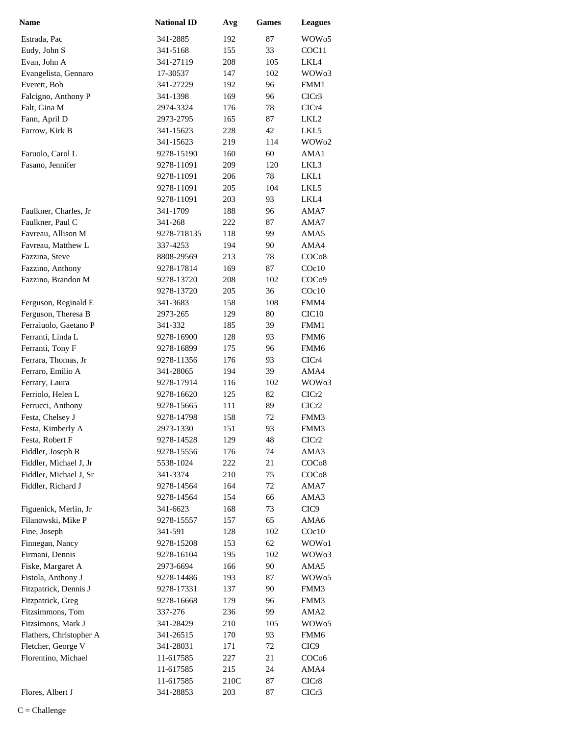| Name | National ID | Avg | Games | Leagues |
|---|---|---|---|---|
| Estrada, Pac | 341-2885 | 192 | 87 | WOWo5 |
| Eudy, John S | 341-5168 | 155 | 33 | COC11 |
| Evan, John A | 341-27119 | 208 | 105 | LKL4 |
| Evangelista, Gennaro | 17-30537 | 147 | 102 | WOWo3 |
| Everett, Bob | 341-27229 | 192 | 96 | FMM1 |
| Falcigno, Anthony P | 341-1398 | 169 | 96 | CICr3 |
| Falt, Gina M | 2974-3324 | 176 | 78 | CICr4 |
| Fann, April D | 2973-2795 | 165 | 87 | LKL2 |
| Farrow, Kirk B | 341-15623 | 228 | 42 | LKL5 |
| | 341-15623 | 219 | 114 | WOWo2 |
| Faruolo, Carol L | 9278-15190 | 160 | 60 | AMA1 |
| Fasano, Jennifer | 9278-11091 | 209 | 120 | LKL3 |
| | 9278-11091 | 206 | 78 | LKL1 |
| | 9278-11091 | 205 | 104 | LKL5 |
| | 9278-11091 | 203 | 93 | LKL4 |
| Faulkner, Charles, Jr | 341-1709 | 188 | 96 | AMA7 |
| Faulkner, Paul C | 341-268 | 222 | 87 | AMA7 |
| Favreau, Allison M | 9278-718135 | 118 | 99 | AMA5 |
| Favreau, Matthew L | 337-4253 | 194 | 90 | AMA4 |
| Fazzina, Steve | 8808-29569 | 213 | 78 | COCo8 |
| Fazzino, Anthony | 9278-17814 | 169 | 87 | COc10 |
| Fazzino, Brandon M | 9278-13720 | 208 | 102 | COCo9 |
| | 9278-13720 | 205 | 36 | COc10 |
| Ferguson, Reginald E | 341-3683 | 158 | 108 | FMM4 |
| Ferguson, Theresa B | 2973-265 | 129 | 80 | CIC10 |
| Ferraiuolo, Gaetano P | 341-332 | 185 | 39 | FMM1 |
| Ferranti, Linda L | 9278-16900 | 128 | 93 | FMM6 |
| Ferranti, Tony F | 9278-16899 | 175 | 96 | FMM6 |
| Ferrara, Thomas, Jr | 9278-11356 | 176 | 93 | CICr4 |
| Ferraro, Emilio A | 341-28065 | 194 | 39 | AMA4 |
| Ferrary, Laura | 9278-17914 | 116 | 102 | WOWo3 |
| Ferriolo, Helen L | 9278-16620 | 125 | 82 | CICr2 |
| Ferrucci, Anthony | 9278-15665 | 111 | 89 | CICr2 |
| Festa, Chelsey J | 9278-14798 | 158 | 72 | FMM3 |
| Festa, Kimberly A | 2973-1330 | 151 | 93 | FMM3 |
| Festa, Robert F | 9278-14528 | 129 | 48 | CICr2 |
| Fiddler, Joseph R | 9278-15556 | 176 | 74 | AMA3 |
| Fiddler, Michael J, Jr | 5538-1024 | 222 | 21 | COCo8 |
| Fiddler, Michael J, Sr | 341-3374 | 210 | 75 | COCo8 |
| Fiddler, Richard J | 9278-14564 | 164 | 72 | AMA7 |
| | 9278-14564 | 154 | 66 | AMA3 |
| Figuenick, Merlin, Jr | 341-6623 | 168 | 73 | CIC9 |
| Filanowski, Mike P | 9278-15557 | 157 | 65 | AMA6 |
| Fine, Joseph | 341-591 | 128 | 102 | COc10 |
| Finnegan, Nancy | 9278-15208 | 153 | 62 | WOWo1 |
| Firmani, Dennis | 9278-16104 | 195 | 102 | WOWo3 |
| Fiske, Margaret A | 2973-6694 | 166 | 90 | AMA5 |
| Fistola, Anthony J | 9278-14486 | 193 | 87 | WOWo5 |
| Fitzpatrick, Dennis J | 9278-17331 | 137 | 90 | FMM3 |
| Fitzpatrick, Greg | 9278-16668 | 179 | 96 | FMM3 |
| Fitzsimmons, Tom | 337-276 | 236 | 99 | AMA2 |
| Fitzsimons, Mark J | 341-28429 | 210 | 105 | WOWo5 |
| Flathers, Christopher A | 341-26515 | 170 | 93 | FMM6 |
| Fletcher, George V | 341-28031 | 171 | 72 | CIC9 |
| Florentino, Michael | 11-617585 | 227 | 21 | COCo6 |
| | 11-617585 | 215 | 24 | AMA4 |
| | 11-617585 | 210C | 87 | CICr8 |
| Flores, Albert J | 341-28853 | 203 | 87 | CICr3 |

C = Challenge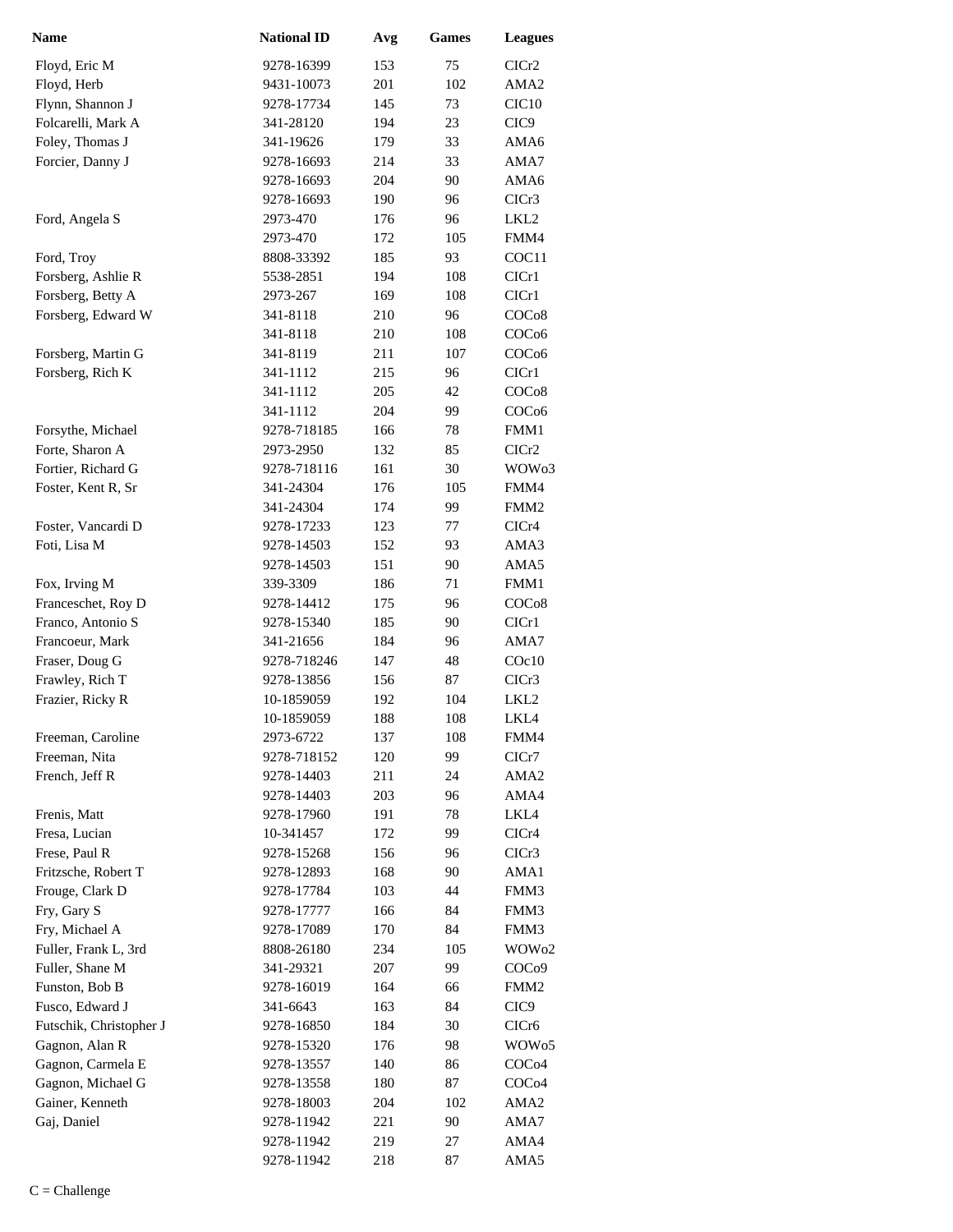| Name | National ID | Avg | Games | Leagues |
|---|---|---|---|---|
| Floyd, Eric M | 9278-16399 | 153 | 75 | CICr2 |
| Floyd, Herb | 9431-10073 | 201 | 102 | AMA2 |
| Flynn, Shannon J | 9278-17734 | 145 | 73 | CIC10 |
| Folcarelli, Mark A | 341-28120 | 194 | 23 | CIC9 |
| Foley, Thomas J | 341-19626 | 179 | 33 | AMA6 |
| Forcier, Danny J | 9278-16693 | 214 | 33 | AMA7 |
| | 9278-16693 | 204 | 90 | AMA6 |
| | 9278-16693 | 190 | 96 | CICr3 |
| Ford, Angela S | 2973-470 | 176 | 96 | LKL2 |
| | 2973-470 | 172 | 105 | FMM4 |
| Ford, Troy | 8808-33392 | 185 | 93 | COC11 |
| Forsberg, Ashlie R | 5538-2851 | 194 | 108 | CICr1 |
| Forsberg, Betty A | 2973-267 | 169 | 108 | CICr1 |
| Forsberg, Edward W | 341-8118 | 210 | 96 | COCo8 |
| | 341-8118 | 210 | 108 | COCo6 |
| Forsberg, Martin G | 341-8119 | 211 | 107 | COCo6 |
| Forsberg, Rich K | 341-1112 | 215 | 96 | CICr1 |
| | 341-1112 | 205 | 42 | COCo8 |
| | 341-1112 | 204 | 99 | COCo6 |
| Forsythe, Michael | 9278-718185 | 166 | 78 | FMM1 |
| Forte, Sharon A | 2973-2950 | 132 | 85 | CICr2 |
| Fortier, Richard G | 9278-718116 | 161 | 30 | WOWo3 |
| Foster, Kent R, Sr | 341-24304 | 176 | 105 | FMM4 |
| | 341-24304 | 174 | 99 | FMM2 |
| Foster, Vancardi D | 9278-17233 | 123 | 77 | CICr4 |
| Foti, Lisa M | 9278-14503 | 152 | 93 | AMA3 |
| | 9278-14503 | 151 | 90 | AMA5 |
| Fox, Irving M | 339-3309 | 186 | 71 | FMM1 |
| Franceschet, Roy D | 9278-14412 | 175 | 96 | COCo8 |
| Franco, Antonio S | 9278-15340 | 185 | 90 | CICr1 |
| Francoeur, Mark | 341-21656 | 184 | 96 | AMA7 |
| Fraser, Doug G | 9278-718246 | 147 | 48 | COc10 |
| Frawley, Rich T | 9278-13856 | 156 | 87 | CICr3 |
| Frazier, Ricky R | 10-1859059 | 192 | 104 | LKL2 |
| | 10-1859059 | 188 | 108 | LKL4 |
| Freeman, Caroline | 2973-6722 | 137 | 108 | FMM4 |
| Freeman, Nita | 9278-718152 | 120 | 99 | CICr7 |
| French, Jeff R | 9278-14403 | 211 | 24 | AMA2 |
| | 9278-14403 | 203 | 96 | AMA4 |
| Frenis, Matt | 9278-17960 | 191 | 78 | LKL4 |
| Fresa, Lucian | 10-341457 | 172 | 99 | CICr4 |
| Frese, Paul R | 9278-15268 | 156 | 96 | CICr3 |
| Fritzsche, Robert T | 9278-12893 | 168 | 90 | AMA1 |
| Frouge, Clark D | 9278-17784 | 103 | 44 | FMM3 |
| Fry, Gary S | 9278-17777 | 166 | 84 | FMM3 |
| Fry, Michael A | 9278-17089 | 170 | 84 | FMM3 |
| Fuller, Frank L, 3rd | 8808-26180 | 234 | 105 | WOWo2 |
| Fuller, Shane M | 341-29321 | 207 | 99 | COCo9 |
| Funston, Bob B | 9278-16019 | 164 | 66 | FMM2 |
| Fusco, Edward J | 341-6643 | 163 | 84 | CIC9 |
| Futschik, Christopher J | 9278-16850 | 184 | 30 | CICr6 |
| Gagnon, Alan R | 9278-15320 | 176 | 98 | WOWo5 |
| Gagnon, Carmela E | 9278-13557 | 140 | 86 | COCo4 |
| Gagnon, Michael G | 9278-13558 | 180 | 87 | COCo4 |
| Gainer, Kenneth | 9278-18003 | 204 | 102 | AMA2 |
| Gaj, Daniel | 9278-11942 | 221 | 90 | AMA7 |
| | 9278-11942 | 219 | 27 | AMA4 |
| | 9278-11942 | 218 | 87 | AMA5 |

C = Challenge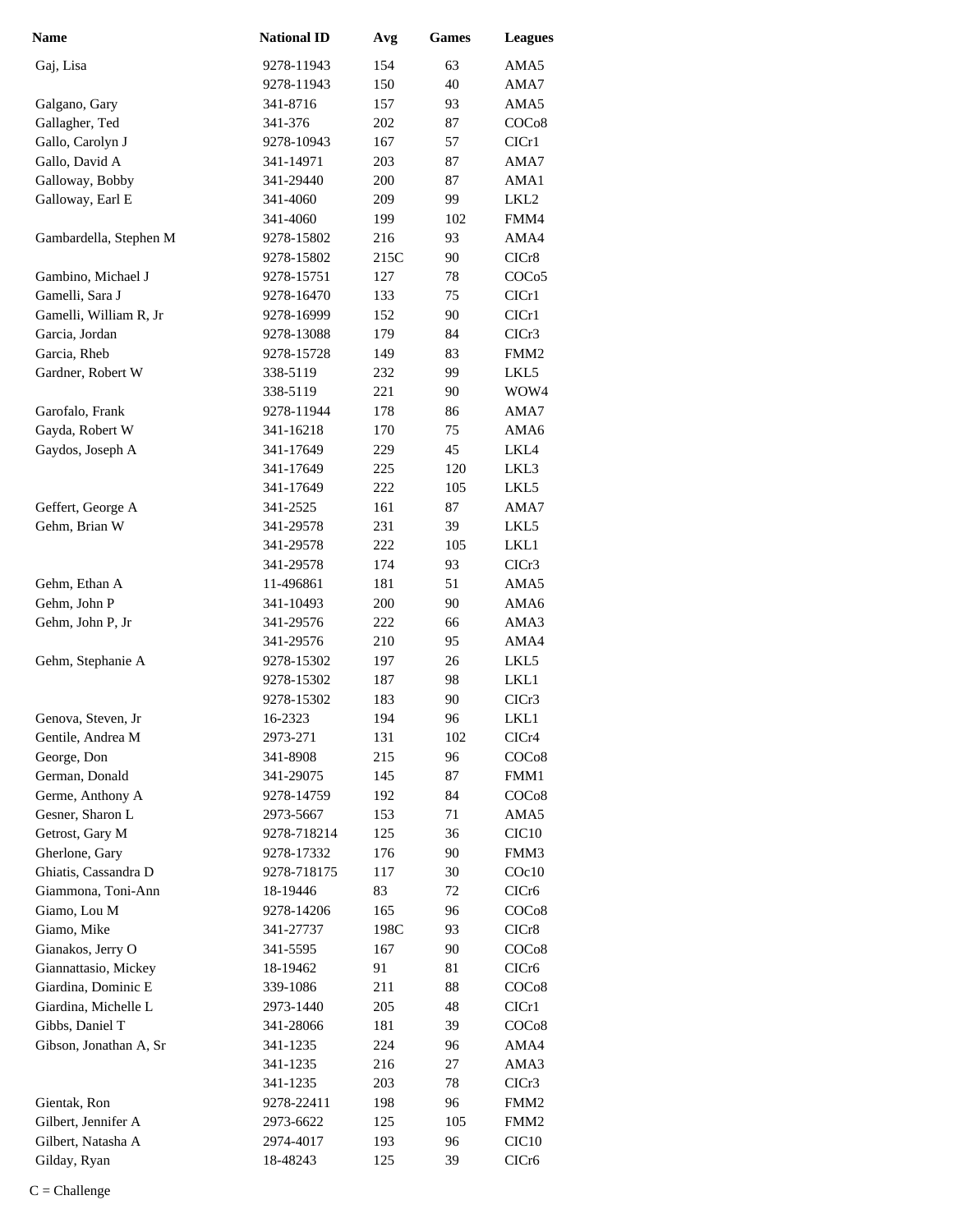| Name | National ID | Avg | Games | Leagues |
|---|---|---|---|---|
| Gaj, Lisa | 9278-11943 | 154 | 63 | AMA5 |
| | 9278-11943 | 150 | 40 | AMA7 |
| Galgano, Gary | 341-8716 | 157 | 93 | AMA5 |
| Gallagher, Ted | 341-376 | 202 | 87 | COCo8 |
| Gallo, Carolyn J | 9278-10943 | 167 | 57 | CICr1 |
| Gallo, David A | 341-14971 | 203 | 87 | AMA7 |
| Galloway, Bobby | 341-29440 | 200 | 87 | AMA1 |
| Galloway, Earl E | 341-4060 | 209 | 99 | LKL2 |
| | 341-4060 | 199 | 102 | FMM4 |
| Gambardella, Stephen M | 9278-15802 | 216 | 93 | AMA4 |
| | 9278-15802 | 215C | 90 | CICr8 |
| Gambino, Michael J | 9278-15751 | 127 | 78 | COCo5 |
| Gamelli, Sara J | 9278-16470 | 133 | 75 | CICr1 |
| Gamelli, William R, Jr | 9278-16999 | 152 | 90 | CICr1 |
| Garcia, Jordan | 9278-13088 | 179 | 84 | CICr3 |
| Garcia, Rheb | 9278-15728 | 149 | 83 | FMM2 |
| Gardner, Robert W | 338-5119 | 232 | 99 | LKL5 |
| | 338-5119 | 221 | 90 | WOW4 |
| Garofalo, Frank | 9278-11944 | 178 | 86 | AMA7 |
| Gayda, Robert W | 341-16218 | 170 | 75 | AMA6 |
| Gaydos, Joseph A | 341-17649 | 229 | 45 | LKL4 |
| | 341-17649 | 225 | 120 | LKL3 |
| | 341-17649 | 222 | 105 | LKL5 |
| Geffert, George A | 341-2525 | 161 | 87 | AMA7 |
| Gehm, Brian W | 341-29578 | 231 | 39 | LKL5 |
| | 341-29578 | 222 | 105 | LKL1 |
| | 341-29578 | 174 | 93 | CICr3 |
| Gehm, Ethan A | 11-496861 | 181 | 51 | AMA5 |
| Gehm, John P | 341-10493 | 200 | 90 | AMA6 |
| Gehm, John P, Jr | 341-29576 | 222 | 66 | AMA3 |
| | 341-29576 | 210 | 95 | AMA4 |
| Gehm, Stephanie A | 9278-15302 | 197 | 26 | LKL5 |
| | 9278-15302 | 187 | 98 | LKL1 |
| | 9278-15302 | 183 | 90 | CICr3 |
| Genova, Steven, Jr | 16-2323 | 194 | 96 | LKL1 |
| Gentile, Andrea M | 2973-271 | 131 | 102 | CICr4 |
| George, Don | 341-8908 | 215 | 96 | COCo8 |
| German, Donald | 341-29075 | 145 | 87 | FMM1 |
| Germe, Anthony A | 9278-14759 | 192 | 84 | COCo8 |
| Gesner, Sharon L | 2973-5667 | 153 | 71 | AMA5 |
| Getrost, Gary M | 9278-718214 | 125 | 36 | CIC10 |
| Gherlone, Gary | 9278-17332 | 176 | 90 | FMM3 |
| Ghiatis, Cassandra D | 9278-718175 | 117 | 30 | COc10 |
| Giammona, Toni-Ann | 18-19446 | 83 | 72 | CICr6 |
| Giamo, Lou M | 9278-14206 | 165 | 96 | COCo8 |
| Giamo, Mike | 341-27737 | 198C | 93 | CICr8 |
| Gianakos, Jerry O | 341-5595 | 167 | 90 | COCo8 |
| Giannattasio, Mickey | 18-19462 | 91 | 81 | CICr6 |
| Giardina, Dominic E | 339-1086 | 211 | 88 | COCo8 |
| Giardina, Michelle L | 2973-1440 | 205 | 48 | CICr1 |
| Gibbs, Daniel T | 341-28066 | 181 | 39 | COCo8 |
| Gibson, Jonathan A, Sr | 341-1235 | 224 | 96 | AMA4 |
| | 341-1235 | 216 | 27 | AMA3 |
| | 341-1235 | 203 | 78 | CICr3 |
| Gientak, Ron | 9278-22411 | 198 | 96 | FMM2 |
| Gilbert, Jennifer A | 2973-6622 | 125 | 105 | FMM2 |
| Gilbert, Natasha A | 2974-4017 | 193 | 96 | CIC10 |
| Gilday, Ryan | 18-48243 | 125 | 39 | CICr6 |

C = Challenge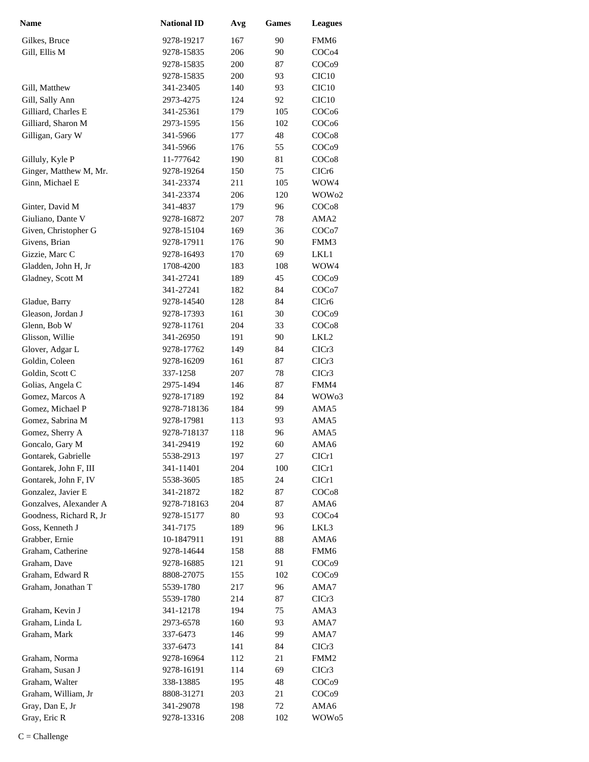| Name | National ID | Avg | Games | Leagues |
| --- | --- | --- | --- | --- |
| Gilkes, Bruce | 9278-19217 | 167 | 90 | FMM6 |
| Gill, Ellis M | 9278-15835 | 206 | 90 | COCo4 |
| | 9278-15835 | 200 | 87 | COCo9 |
| | 9278-15835 | 200 | 93 | CIC10 |
| Gill, Matthew | 341-23405 | 140 | 93 | CIC10 |
| Gill, Sally Ann | 2973-4275 | 124 | 92 | CIC10 |
| Gilliard, Charles E | 341-25361 | 179 | 105 | COCo6 |
| Gilliard, Sharon M | 2973-1595 | 156 | 102 | COCo6 |
| Gilligan, Gary W | 341-5966 | 177 | 48 | COCo8 |
| | 341-5966 | 176 | 55 | COCo9 |
| Gilluly, Kyle P | 11-777642 | 190 | 81 | COCo8 |
| Ginger, Matthew M, Mr. | 9278-19264 | 150 | 75 | CICr6 |
| Ginn, Michael E | 341-23374 | 211 | 105 | WOW4 |
| | 341-23374 | 206 | 120 | WOWo2 |
| Ginter, David M | 341-4837 | 179 | 96 | COCo8 |
| Giuliano, Dante V | 9278-16872 | 207 | 78 | AMA2 |
| Given, Christopher G | 9278-15104 | 169 | 36 | COCo7 |
| Givens, Brian | 9278-17911 | 176 | 90 | FMM3 |
| Gizzie, Marc C | 9278-16493 | 170 | 69 | LKL1 |
| Gladden, John H, Jr | 1708-4200 | 183 | 108 | WOW4 |
| Gladney, Scott M | 341-27241 | 189 | 45 | COCo9 |
| | 341-27241 | 182 | 84 | COCo7 |
| Gladue, Barry | 9278-14540 | 128 | 84 | CICr6 |
| Gleason, Jordan J | 9278-17393 | 161 | 30 | COCo9 |
| Glenn, Bob W | 9278-11761 | 204 | 33 | COCo8 |
| Glisson, Willie | 341-26950 | 191 | 90 | LKL2 |
| Glover, Adgar L | 9278-17762 | 149 | 84 | CICr3 |
| Goldin, Coleen | 9278-16209 | 161 | 87 | CICr3 |
| Goldin, Scott C | 337-1258 | 207 | 78 | CICr3 |
| Golias, Angela C | 2975-1494 | 146 | 87 | FMM4 |
| Gomez, Marcos A | 9278-17189 | 192 | 84 | WOWo3 |
| Gomez, Michael P | 9278-718136 | 184 | 99 | AMA5 |
| Gomez, Sabrina M | 9278-17981 | 113 | 93 | AMA5 |
| Gomez, Sherry A | 9278-718137 | 118 | 96 | AMA5 |
| Goncalo, Gary M | 341-29419 | 192 | 60 | AMA6 |
| Gontarek, Gabrielle | 5538-2913 | 197 | 27 | CICr1 |
| Gontarek, John F, III | 341-11401 | 204 | 100 | CICr1 |
| Gontarek, John F, IV | 5538-3605 | 185 | 24 | CICr1 |
| Gonzalez, Javier E | 341-21872 | 182 | 87 | COCo8 |
| Gonzalves, Alexander A | 9278-718163 | 204 | 87 | AMA6 |
| Goodness, Richard R, Jr | 9278-15177 | 80 | 93 | COCo4 |
| Goss, Kenneth J | 341-7175 | 189 | 96 | LKL3 |
| Grabber, Ernie | 10-1847911 | 191 | 88 | AMA6 |
| Graham, Catherine | 9278-14644 | 158 | 88 | FMM6 |
| Graham, Dave | 9278-16885 | 121 | 91 | COCo9 |
| Graham, Edward R | 8808-27075 | 155 | 102 | COCo9 |
| Graham, Jonathan T | 5539-1780 | 217 | 96 | AMA7 |
| | 5539-1780 | 214 | 87 | CICr3 |
| Graham, Kevin J | 341-12178 | 194 | 75 | AMA3 |
| Graham, Linda L | 2973-6578 | 160 | 93 | AMA7 |
| Graham, Mark | 337-6473 | 146 | 99 | AMA7 |
| | 337-6473 | 141 | 84 | CICr3 |
| Graham, Norma | 9278-16964 | 112 | 21 | FMM2 |
| Graham, Susan J | 9278-16191 | 114 | 69 | CICr3 |
| Graham, Walter | 338-13885 | 195 | 48 | COCo9 |
| Graham, William, Jr | 8808-31271 | 203 | 21 | COCo9 |
| Gray, Dan E, Jr | 341-29078 | 198 | 72 | AMA6 |
| Gray, Eric R | 9278-13316 | 208 | 102 | WOWo5 |

C = Challenge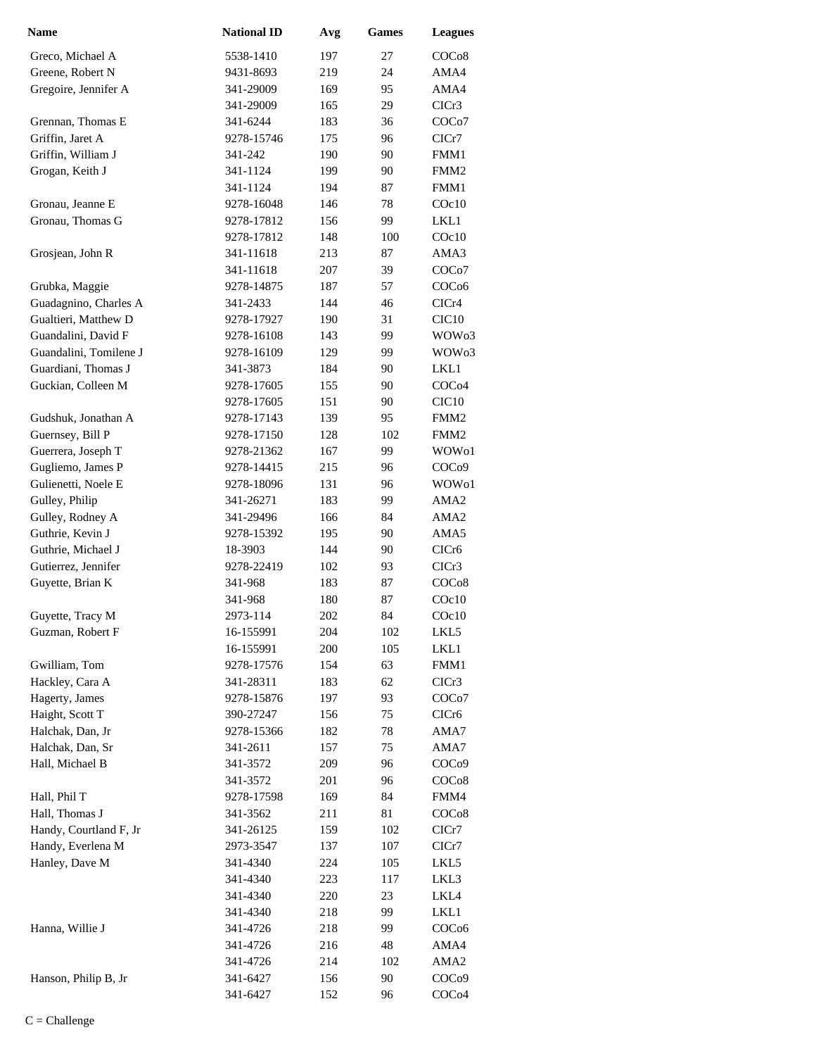| Name | National ID | Avg | Games | Leagues |
|---|---|---|---|---|
| Greco, Michael A | 5538-1410 | 197 | 27 | COCo8 |
| Greene, Robert N | 9431-8693 | 219 | 24 | AMA4 |
| Gregoire, Jennifer A | 341-29009 | 169 | 95 | AMA4 |
| | 341-29009 | 165 | 29 | CICr3 |
| Grennan, Thomas E | 341-6244 | 183 | 36 | COCo7 |
| Griffin, Jaret A | 9278-15746 | 175 | 96 | CICr7 |
| Griffin, William J | 341-242 | 190 | 90 | FMM1 |
| Grogan, Keith J | 341-1124 | 199 | 90 | FMM2 |
| | 341-1124 | 194 | 87 | FMM1 |
| Gronau, Jeanne E | 9278-16048 | 146 | 78 | COc10 |
| Gronau, Thomas G | 9278-17812 | 156 | 99 | LKL1 |
| | 9278-17812 | 148 | 100 | COc10 |
| Grosjean, John R | 341-11618 | 213 | 87 | AMA3 |
| | 341-11618 | 207 | 39 | COCo7 |
| Grubka, Maggie | 9278-14875 | 187 | 57 | COCo6 |
| Guadagnino, Charles A | 341-2433 | 144 | 46 | CICr4 |
| Gualtieri, Matthew D | 9278-17927 | 190 | 31 | CIC10 |
| Guandalini, David F | 9278-16108 | 143 | 99 | WOWo3 |
| Guandalini, Tomilene J | 9278-16109 | 129 | 99 | WOWo3 |
| Guardiani, Thomas J | 341-3873 | 184 | 90 | LKL1 |
| Guckian, Colleen M | 9278-17605 | 155 | 90 | COCo4 |
| | 9278-17605 | 151 | 90 | CIC10 |
| Gudshuk, Jonathan A | 9278-17143 | 139 | 95 | FMM2 |
| Guernsey, Bill P | 9278-17150 | 128 | 102 | FMM2 |
| Guerrera, Joseph T | 9278-21362 | 167 | 99 | WOWo1 |
| Gugliemo, James P | 9278-14415 | 215 | 96 | COCo9 |
| Gulienetti, Noele E | 9278-18096 | 131 | 96 | WOWo1 |
| Gulley, Philip | 341-26271 | 183 | 99 | AMA2 |
| Gulley, Rodney A | 341-29496 | 166 | 84 | AMA2 |
| Guthrie, Kevin J | 9278-15392 | 195 | 90 | AMA5 |
| Guthrie, Michael J | 18-3903 | 144 | 90 | CICr6 |
| Gutierrez, Jennifer | 9278-22419 | 102 | 93 | CICr3 |
| Guyette, Brian K | 341-968 | 183 | 87 | COCo8 |
| | 341-968 | 180 | 87 | COc10 |
| Guyette, Tracy M | 2973-114 | 202 | 84 | COc10 |
| Guzman, Robert F | 16-155991 | 204 | 102 | LKL5 |
| | 16-155991 | 200 | 105 | LKL1 |
| Gwilliam, Tom | 9278-17576 | 154 | 63 | FMM1 |
| Hackley, Cara A | 341-28311 | 183 | 62 | CICr3 |
| Hagerty, James | 9278-15876 | 197 | 93 | COCo7 |
| Haight, Scott T | 390-27247 | 156 | 75 | CICr6 |
| Halchak, Dan, Jr | 9278-15366 | 182 | 78 | AMA7 |
| Halchak, Dan, Sr | 341-2611 | 157 | 75 | AMA7 |
| Hall, Michael B | 341-3572 | 209 | 96 | COCo9 |
| | 341-3572 | 201 | 96 | COCo8 |
| Hall, Phil T | 9278-17598 | 169 | 84 | FMM4 |
| Hall, Thomas J | 341-3562 | 211 | 81 | COCo8 |
| Handy, Courtland F, Jr | 341-26125 | 159 | 102 | CICr7 |
| Handy, Everlena M | 2973-3547 | 137 | 107 | CICr7 |
| Hanley, Dave M | 341-4340 | 224 | 105 | LKL5 |
| | 341-4340 | 223 | 117 | LKL3 |
| | 341-4340 | 220 | 23 | LKL4 |
| | 341-4340 | 218 | 99 | LKL1 |
| Hanna, Willie J | 341-4726 | 218 | 99 | COCo6 |
| | 341-4726 | 216 | 48 | AMA4 |
| | 341-4726 | 214 | 102 | AMA2 |
| Hanson, Philip B, Jr | 341-6427 | 156 | 90 | COCo9 |
| | 341-6427 | 152 | 96 | COCo4 |

C = Challenge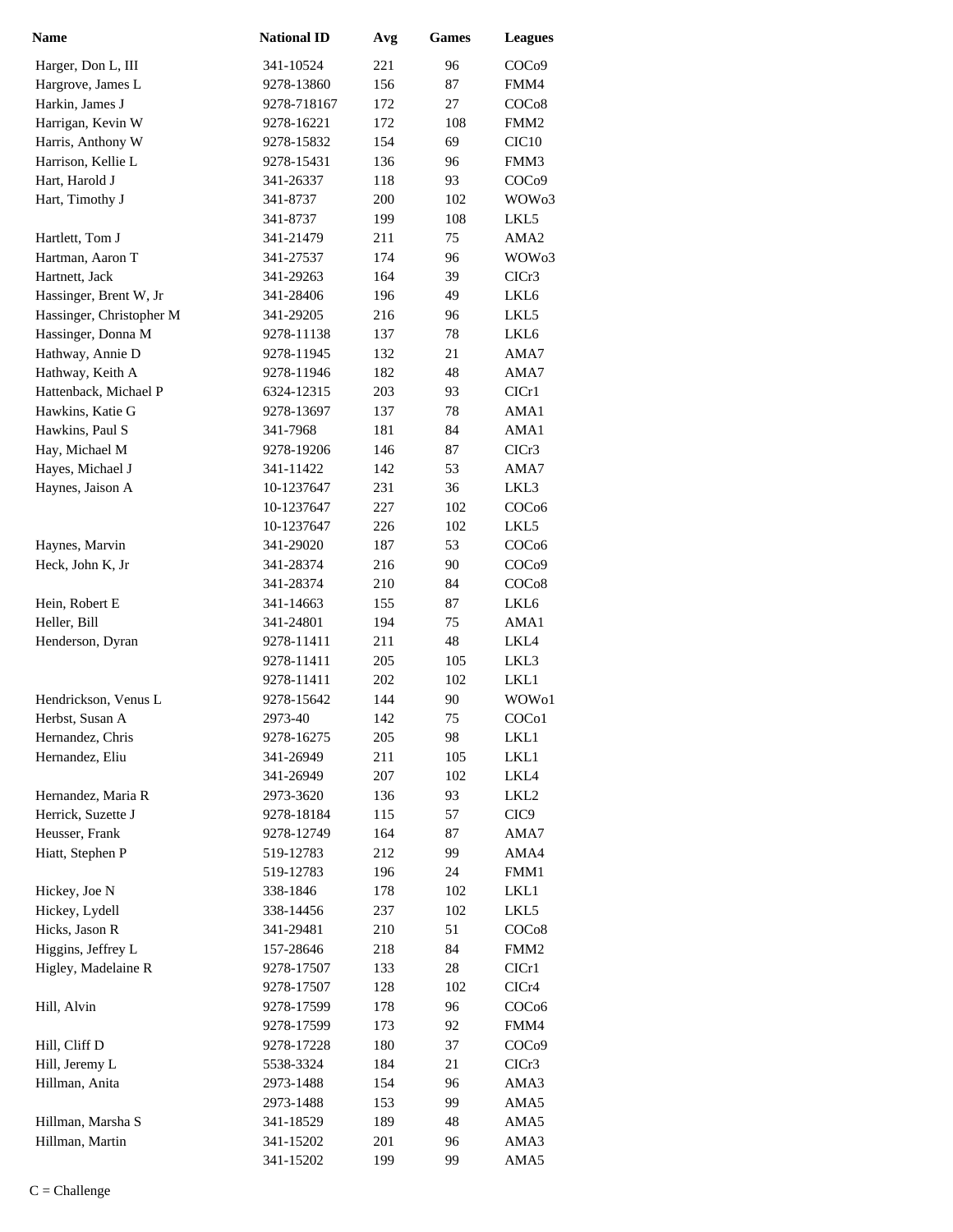| Name | National ID | Avg | Games | Leagues |
|---|---|---|---|---|
| Harger, Don L, III | 341-10524 | 221 | 96 | COCo9 |
| Hargrove, James L | 9278-13860 | 156 | 87 | FMM4 |
| Harkin, James J | 9278-718167 | 172 | 27 | COCo8 |
| Harrigan, Kevin W | 9278-16221 | 172 | 108 | FMM2 |
| Harris, Anthony W | 9278-15832 | 154 | 69 | CIC10 |
| Harrison, Kellie L | 9278-15431 | 136 | 96 | FMM3 |
| Hart, Harold J | 341-26337 | 118 | 93 | COCo9 |
| Hart, Timothy J | 341-8737 | 200 | 102 | WOWo3 |
| | 341-8737 | 199 | 108 | LKL5 |
| Hartlett, Tom J | 341-21479 | 211 | 75 | AMA2 |
| Hartman, Aaron T | 341-27537 | 174 | 96 | WOWo3 |
| Hartnett, Jack | 341-29263 | 164 | 39 | CICr3 |
| Hassinger, Brent W, Jr | 341-28406 | 196 | 49 | LKL6 |
| Hassinger, Christopher M | 341-29205 | 216 | 96 | LKL5 |
| Hassinger, Donna M | 9278-11138 | 137 | 78 | LKL6 |
| Hathway, Annie D | 9278-11945 | 132 | 21 | AMA7 |
| Hathway, Keith A | 9278-11946 | 182 | 48 | AMA7 |
| Hattenback, Michael P | 6324-12315 | 203 | 93 | CICr1 |
| Hawkins, Katie G | 9278-13697 | 137 | 78 | AMA1 |
| Hawkins, Paul S | 341-7968 | 181 | 84 | AMA1 |
| Hay, Michael M | 9278-19206 | 146 | 87 | CICr3 |
| Hayes, Michael J | 341-11422 | 142 | 53 | AMA7 |
| Haynes, Jaison A | 10-1237647 | 231 | 36 | LKL3 |
| | 10-1237647 | 227 | 102 | COCo6 |
| | 10-1237647 | 226 | 102 | LKL5 |
| Haynes, Marvin | 341-29020 | 187 | 53 | COCo6 |
| Heck, John K, Jr | 341-28374 | 216 | 90 | COCo9 |
| | 341-28374 | 210 | 84 | COCo8 |
| Hein, Robert E | 341-14663 | 155 | 87 | LKL6 |
| Heller, Bill | 341-24801 | 194 | 75 | AMA1 |
| Henderson, Dyran | 9278-11411 | 211 | 48 | LKL4 |
| | 9278-11411 | 205 | 105 | LKL3 |
| | 9278-11411 | 202 | 102 | LKL1 |
| Hendrickson, Venus L | 9278-15642 | 144 | 90 | WOWo1 |
| Herbst, Susan A | 2973-40 | 142 | 75 | COCo1 |
| Hernandez, Chris | 9278-16275 | 205 | 98 | LKL1 |
| Hernandez, Eliu | 341-26949 | 211 | 105 | LKL1 |
| | 341-26949 | 207 | 102 | LKL4 |
| Hernandez, Maria R | 2973-3620 | 136 | 93 | LKL2 |
| Herrick, Suzette J | 9278-18184 | 115 | 57 | CIC9 |
| Heusser, Frank | 9278-12749 | 164 | 87 | AMA7 |
| Hiatt, Stephen P | 519-12783 | 212 | 99 | AMA4 |
| | 519-12783 | 196 | 24 | FMM1 |
| Hickey, Joe N | 338-1846 | 178 | 102 | LKL1 |
| Hickey, Lydell | 338-14456 | 237 | 102 | LKL5 |
| Hicks, Jason R | 341-29481 | 210 | 51 | COCo8 |
| Higgins, Jeffrey L | 157-28646 | 218 | 84 | FMM2 |
| Higley, Madelaine R | 9278-17507 | 133 | 28 | CICr1 |
| | 9278-17507 | 128 | 102 | CICr4 |
| Hill, Alvin | 9278-17599 | 178 | 96 | COCo6 |
| | 9278-17599 | 173 | 92 | FMM4 |
| Hill, Cliff D | 9278-17228 | 180 | 37 | COCo9 |
| Hill, Jeremy L | 5538-3324 | 184 | 21 | CICr3 |
| Hillman, Anita | 2973-1488 | 154 | 96 | AMA3 |
| | 2973-1488 | 153 | 99 | AMA5 |
| Hillman, Marsha S | 341-18529 | 189 | 48 | AMA5 |
| Hillman, Martin | 341-15202 | 201 | 96 | AMA3 |
| | 341-15202 | 199 | 99 | AMA5 |

C = Challenge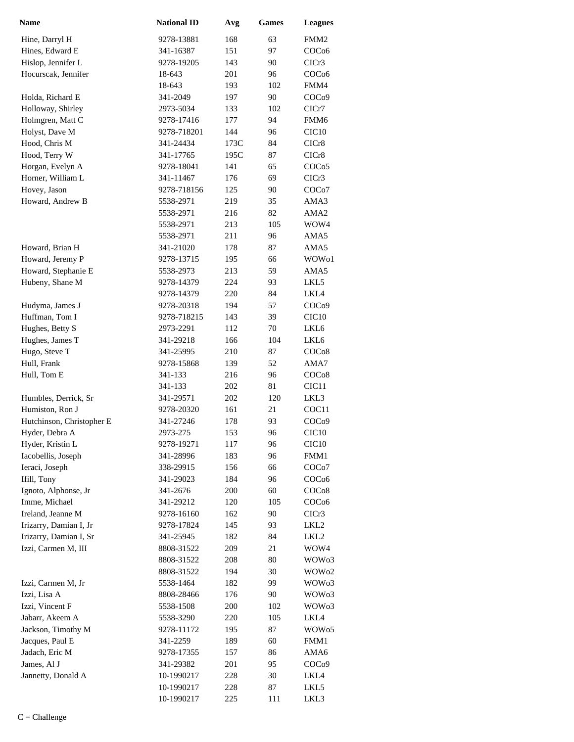| Name | National ID | Avg | Games | Leagues |
|---|---|---|---|---|
| Hine, Darryl H | 9278-13881 | 168 | 63 | FMM2 |
| Hines, Edward E | 341-16387 | 151 | 97 | COCo6 |
| Hislop, Jennifer L | 9278-19205 | 143 | 90 | CICr3 |
| Hocurscak, Jennifer | 18-643 | 201 | 96 | COCo6 |
| | 18-643 | 193 | 102 | FMM4 |
| Holda, Richard E | 341-2049 | 197 | 90 | COCo9 |
| Holloway, Shirley | 2973-5034 | 133 | 102 | CICr7 |
| Holmgren, Matt C | 9278-17416 | 177 | 94 | FMM6 |
| Holyst, Dave M | 9278-718201 | 144 | 96 | CIC10 |
| Hood, Chris M | 341-24434 | 173C | 84 | CICr8 |
| Hood, Terry W | 341-17765 | 195C | 87 | CICr8 |
| Horgan, Evelyn A | 9278-18041 | 141 | 65 | COCo5 |
| Horner, William L | 341-11467 | 176 | 69 | CICr3 |
| Hovey, Jason | 9278-718156 | 125 | 90 | COCo7 |
| Howard, Andrew B | 5538-2971 | 219 | 35 | AMA3 |
| | 5538-2971 | 216 | 82 | AMA2 |
| | 5538-2971 | 213 | 105 | WOW4 |
| | 5538-2971 | 211 | 96 | AMA5 |
| Howard, Brian H | 341-21020 | 178 | 87 | AMA5 |
| Howard, Jeremy P | 9278-13715 | 195 | 66 | WOWo1 |
| Howard, Stephanie E | 5538-2973 | 213 | 59 | AMA5 |
| Hubeny, Shane M | 9278-14379 | 224 | 93 | LKL5 |
| | 9278-14379 | 220 | 84 | LKL4 |
| Hudyma, James J | 9278-20318 | 194 | 57 | COCo9 |
| Huffman, Tom I | 9278-718215 | 143 | 39 | CIC10 |
| Hughes, Betty S | 2973-2291 | 112 | 70 | LKL6 |
| Hughes, James T | 341-29218 | 166 | 104 | LKL6 |
| Hugo, Steve T | 341-25995 | 210 | 87 | COCo8 |
| Hull, Frank | 9278-15868 | 139 | 52 | AMA7 |
| Hull, Tom E | 341-133 | 216 | 96 | COCo8 |
| | 341-133 | 202 | 81 | CIC11 |
| Humbles, Derrick, Sr | 341-29571 | 202 | 120 | LKL3 |
| Humiston, Ron J | 9278-20320 | 161 | 21 | COC11 |
| Hutchinson, Christopher E | 341-27246 | 178 | 93 | COCo9 |
| Hyder, Debra A | 2973-275 | 153 | 96 | CIC10 |
| Hyder, Kristin L | 9278-19271 | 117 | 96 | CIC10 |
| Iacobellis, Joseph | 341-28996 | 183 | 96 | FMM1 |
| Ieraci, Joseph | 338-29915 | 156 | 66 | COCo7 |
| Ifill, Tony | 341-29023 | 184 | 96 | COCo6 |
| Ignoto, Alphonse, Jr | 341-2676 | 200 | 60 | COCo8 |
| Imme, Michael | 341-29212 | 120 | 105 | COCo6 |
| Ireland, Jeanne M | 9278-16160 | 162 | 90 | CICr3 |
| Irizarry, Damian I, Jr | 9278-17824 | 145 | 93 | LKL2 |
| Irizarry, Damian I, Sr | 341-25945 | 182 | 84 | LKL2 |
| Izzi, Carmen M, III | 8808-31522 | 209 | 21 | WOW4 |
| | 8808-31522 | 208 | 80 | WOWo3 |
| | 8808-31522 | 194 | 30 | WOWo2 |
| Izzi, Carmen M, Jr | 5538-1464 | 182 | 99 | WOWo3 |
| Izzi, Lisa A | 8808-28466 | 176 | 90 | WOWo3 |
| Izzi, Vincent F | 5538-1508 | 200 | 102 | WOWo3 |
| Jabarr, Akeem A | 5538-3290 | 220 | 105 | LKL4 |
| Jackson, Timothy M | 9278-11172 | 195 | 87 | WOWo5 |
| Jacques, Paul E | 341-2259 | 189 | 60 | FMM1 |
| Jadach, Eric M | 9278-17355 | 157 | 86 | AMA6 |
| James, Al J | 341-29382 | 201 | 95 | COCo9 |
| Jannetty, Donald A | 10-1990217 | 228 | 30 | LKL4 |
| | 10-1990217 | 228 | 87 | LKL5 |
| | 10-1990217 | 225 | 111 | LKL3 |

C = Challenge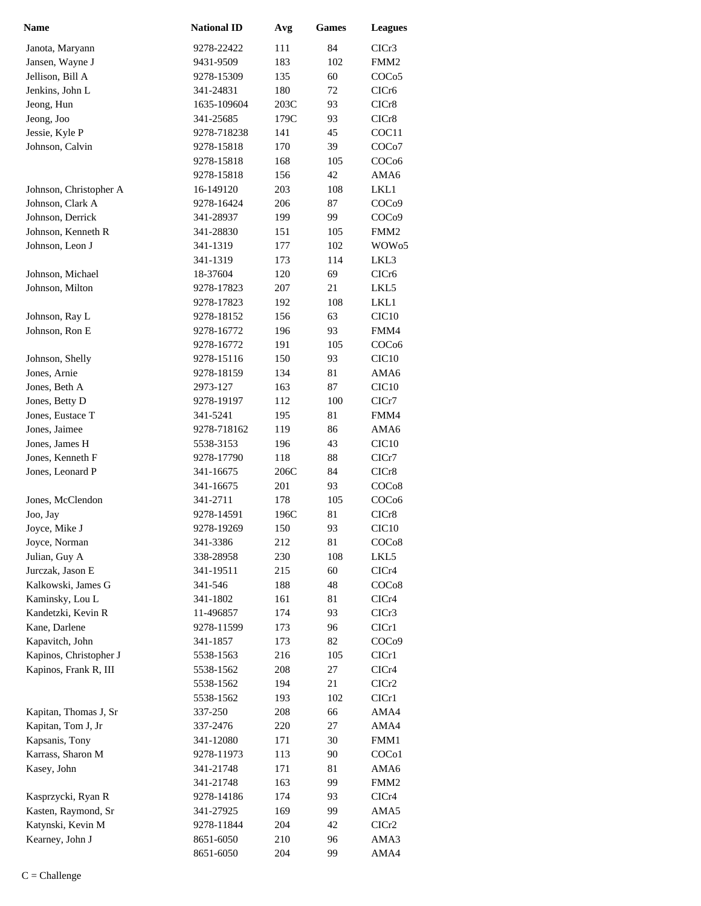| Name | National ID | Avg | Games | Leagues |
| --- | --- | --- | --- | --- |
| Janota, Maryann | 9278-22422 | 111 | 84 | CICr3 |
| Jansen, Wayne J | 9431-9509 | 183 | 102 | FMM2 |
| Jellison, Bill A | 9278-15309 | 135 | 60 | COCo5 |
| Jenkins, John L | 341-24831 | 180 | 72 | CICr6 |
| Jeong, Hun | 1635-109604 | 203C | 93 | CICr8 |
| Jeong, Joo | 341-25685 | 179C | 93 | CICr8 |
| Jessie, Kyle P | 9278-718238 | 141 | 45 | COC11 |
| Johnson, Calvin | 9278-15818 | 170 | 39 | COCo7 |
| | 9278-15818 | 168 | 105 | COCo6 |
| | 9278-15818 | 156 | 42 | AMA6 |
| Johnson, Christopher A | 16-149120 | 203 | 108 | LKL1 |
| Johnson, Clark A | 9278-16424 | 206 | 87 | COCo9 |
| Johnson, Derrick | 341-28937 | 199 | 99 | COCo9 |
| Johnson, Kenneth R | 341-28830 | 151 | 105 | FMM2 |
| Johnson, Leon J | 341-1319 | 177 | 102 | WOWo5 |
| | 341-1319 | 173 | 114 | LKL3 |
| Johnson, Michael | 18-37604 | 120 | 69 | CICr6 |
| Johnson, Milton | 9278-17823 | 207 | 21 | LKL5 |
| | 9278-17823 | 192 | 108 | LKL1 |
| Johnson, Ray L | 9278-18152 | 156 | 63 | CIC10 |
| Johnson, Ron E | 9278-16772 | 196 | 93 | FMM4 |
| | 9278-16772 | 191 | 105 | COCo6 |
| Johnson, Shelly | 9278-15116 | 150 | 93 | CIC10 |
| Jones, Arnie | 9278-18159 | 134 | 81 | AMA6 |
| Jones, Beth A | 2973-127 | 163 | 87 | CIC10 |
| Jones, Betty D | 9278-19197 | 112 | 100 | CICr7 |
| Jones, Eustace T | 341-5241 | 195 | 81 | FMM4 |
| Jones, Jaimee | 9278-718162 | 119 | 86 | AMA6 |
| Jones, James H | 5538-3153 | 196 | 43 | CIC10 |
| Jones, Kenneth F | 9278-17790 | 118 | 88 | CICr7 |
| Jones, Leonard P | 341-16675 | 206C | 84 | CICr8 |
| | 341-16675 | 201 | 93 | COCo8 |
| Jones, McClendon | 341-2711 | 178 | 105 | COCo6 |
| Joo, Jay | 9278-14591 | 196C | 81 | CICr8 |
| Joyce, Mike J | 9278-19269 | 150 | 93 | CIC10 |
| Joyce, Norman | 341-3386 | 212 | 81 | COCo8 |
| Julian, Guy A | 338-28958 | 230 | 108 | LKL5 |
| Jurczak, Jason E | 341-19511 | 215 | 60 | CICr4 |
| Kalkowski, James G | 341-546 | 188 | 48 | COCo8 |
| Kaminsky, Lou L | 341-1802 | 161 | 81 | CICr4 |
| Kandetzki, Kevin R | 11-496857 | 174 | 93 | CICr3 |
| Kane, Darlene | 9278-11599 | 173 | 96 | CICr1 |
| Kapavitch, John | 341-1857 | 173 | 82 | COCo9 |
| Kapinos, Christopher J | 5538-1563 | 216 | 105 | CICr1 |
| Kapinos, Frank R, III | 5538-1562 | 208 | 27 | CICr4 |
| | 5538-1562 | 194 | 21 | CICr2 |
| | 5538-1562 | 193 | 102 | CICr1 |
| Kapitan, Thomas J, Sr | 337-250 | 208 | 66 | AMA4 |
| Kapitan, Tom J, Jr | 337-2476 | 220 | 27 | AMA4 |
| Kapsanis, Tony | 341-12080 | 171 | 30 | FMM1 |
| Karrass, Sharon M | 9278-11973 | 113 | 90 | COCo1 |
| Kasey, John | 341-21748 | 171 | 81 | AMA6 |
| | 341-21748 | 163 | 99 | FMM2 |
| Kasprzycki, Ryan R | 9278-14186 | 174 | 93 | CICr4 |
| Kasten, Raymond, Sr | 341-27925 | 169 | 99 | AMA5 |
| Katynski, Kevin M | 9278-11844 | 204 | 42 | CICr2 |
| Kearney, John J | 8651-6050 | 210 | 96 | AMA3 |
| | 8651-6050 | 204 | 99 | AMA4 |

C = Challenge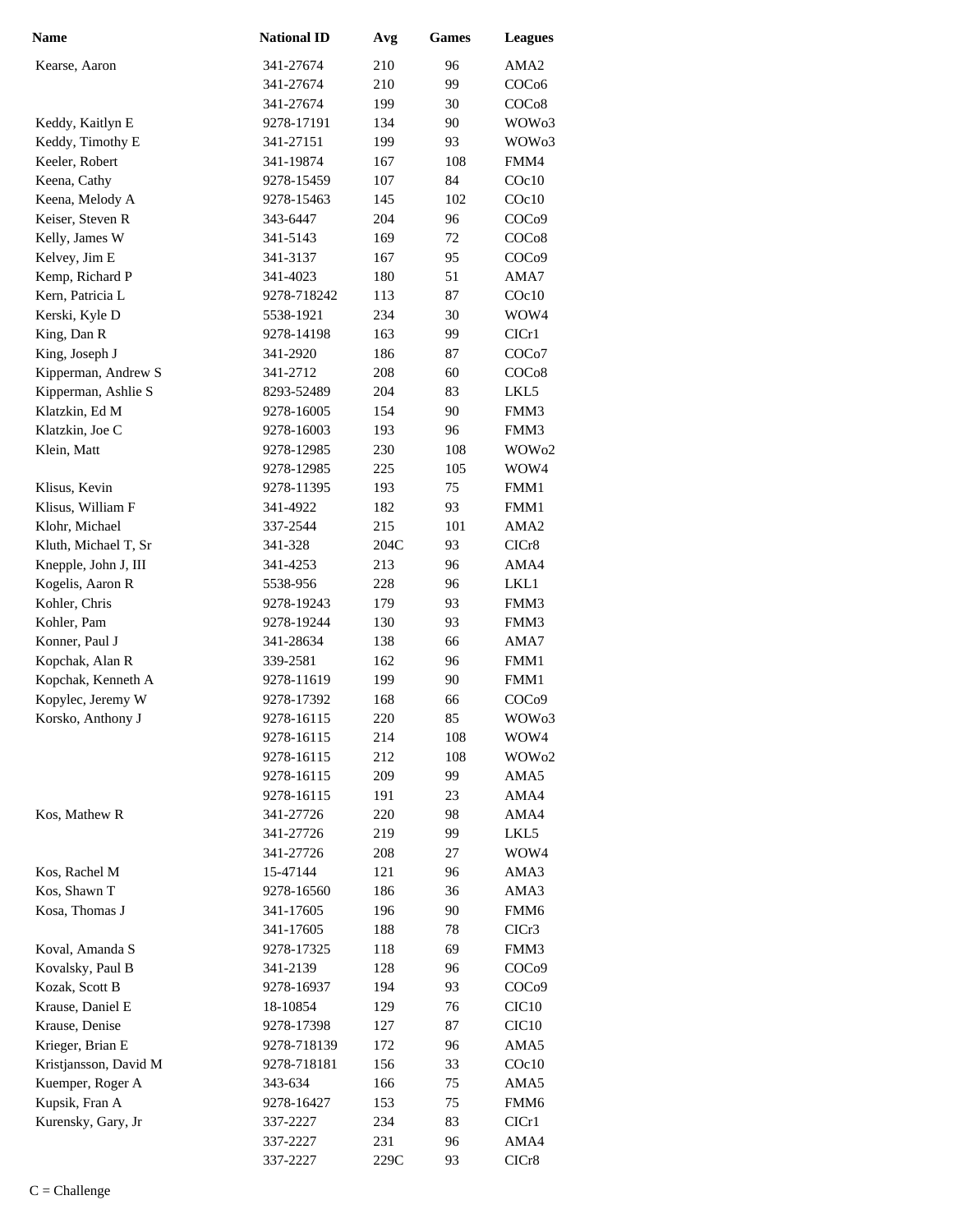| Name | National ID | Avg | Games | Leagues |
|---|---|---|---|---|
| Kearse, Aaron | 341-27674 | 210 | 96 | AMA2 |
| | 341-27674 | 210 | 99 | COCo6 |
| | 341-27674 | 199 | 30 | COCo8 |
| Keddy, Kaitlyn E | 9278-17191 | 134 | 90 | WOWo3 |
| Keddy, Timothy E | 341-27151 | 199 | 93 | WOWo3 |
| Keeler, Robert | 341-19874 | 167 | 108 | FMM4 |
| Keena, Cathy | 9278-15459 | 107 | 84 | COc10 |
| Keena, Melody A | 9278-15463 | 145 | 102 | COc10 |
| Keiser, Steven R | 343-6447 | 204 | 96 | COCo9 |
| Kelly, James W | 341-5143 | 169 | 72 | COCo8 |
| Kelvey, Jim E | 341-3137 | 167 | 95 | COCo9 |
| Kemp, Richard P | 341-4023 | 180 | 51 | AMA7 |
| Kern, Patricia L | 9278-718242 | 113 | 87 | COc10 |
| Kerski, Kyle D | 5538-1921 | 234 | 30 | WOW4 |
| King, Dan R | 9278-14198 | 163 | 99 | CICr1 |
| King, Joseph J | 341-2920 | 186 | 87 | COCo7 |
| Kipperman, Andrew S | 341-2712 | 208 | 60 | COCo8 |
| Kipperman, Ashlie S | 8293-52489 | 204 | 83 | LKL5 |
| Klatzkin, Ed M | 9278-16005 | 154 | 90 | FMM3 |
| Klatzkin, Joe C | 9278-16003 | 193 | 96 | FMM3 |
| Klein, Matt | 9278-12985 | 230 | 108 | WOWo2 |
| | 9278-12985 | 225 | 105 | WOW4 |
| Klisus, Kevin | 9278-11395 | 193 | 75 | FMM1 |
| Klisus, William F | 341-4922 | 182 | 93 | FMM1 |
| Klohr, Michael | 337-2544 | 215 | 101 | AMA2 |
| Kluth, Michael T, Sr | 341-328 | 204C | 93 | CICr8 |
| Knepple, John J, III | 341-4253 | 213 | 96 | AMA4 |
| Kogelis, Aaron R | 5538-956 | 228 | 96 | LKL1 |
| Kohler, Chris | 9278-19243 | 179 | 93 | FMM3 |
| Kohler, Pam | 9278-19244 | 130 | 93 | FMM3 |
| Konner, Paul J | 341-28634 | 138 | 66 | AMA7 |
| Kopchak, Alan R | 339-2581 | 162 | 96 | FMM1 |
| Kopchak, Kenneth A | 9278-11619 | 199 | 90 | FMM1 |
| Kopylec, Jeremy W | 9278-17392 | 168 | 66 | COCo9 |
| Korsko, Anthony J | 9278-16115 | 220 | 85 | WOWo3 |
| | 9278-16115 | 214 | 108 | WOW4 |
| | 9278-16115 | 212 | 108 | WOWo2 |
| | 9278-16115 | 209 | 99 | AMA5 |
| | 9278-16115 | 191 | 23 | AMA4 |
| Kos, Mathew R | 341-27726 | 220 | 98 | AMA4 |
| | 341-27726 | 219 | 99 | LKL5 |
| | 341-27726 | 208 | 27 | WOW4 |
| Kos, Rachel M | 15-47144 | 121 | 96 | AMA3 |
| Kos, Shawn T | 9278-16560 | 186 | 36 | AMA3 |
| Kosa, Thomas J | 341-17605 | 196 | 90 | FMM6 |
| | 341-17605 | 188 | 78 | CICr3 |
| Koval, Amanda S | 9278-17325 | 118 | 69 | FMM3 |
| Kovalsky, Paul B | 341-2139 | 128 | 96 | COCo9 |
| Kozak, Scott B | 9278-16937 | 194 | 93 | COCo9 |
| Krause, Daniel E | 18-10854 | 129 | 76 | CIC10 |
| Krause, Denise | 9278-17398 | 127 | 87 | CIC10 |
| Krieger, Brian E | 9278-718139 | 172 | 96 | AMA5 |
| Kristjansson, David M | 9278-718181 | 156 | 33 | COc10 |
| Kuemper, Roger A | 343-634 | 166 | 75 | AMA5 |
| Kupsik, Fran A | 9278-16427 | 153 | 75 | FMM6 |
| Kurensky, Gary, Jr | 337-2227 | 234 | 83 | CICr1 |
| | 337-2227 | 231 | 96 | AMA4 |
| | 337-2227 | 229C | 93 | CICr8 |

C = Challenge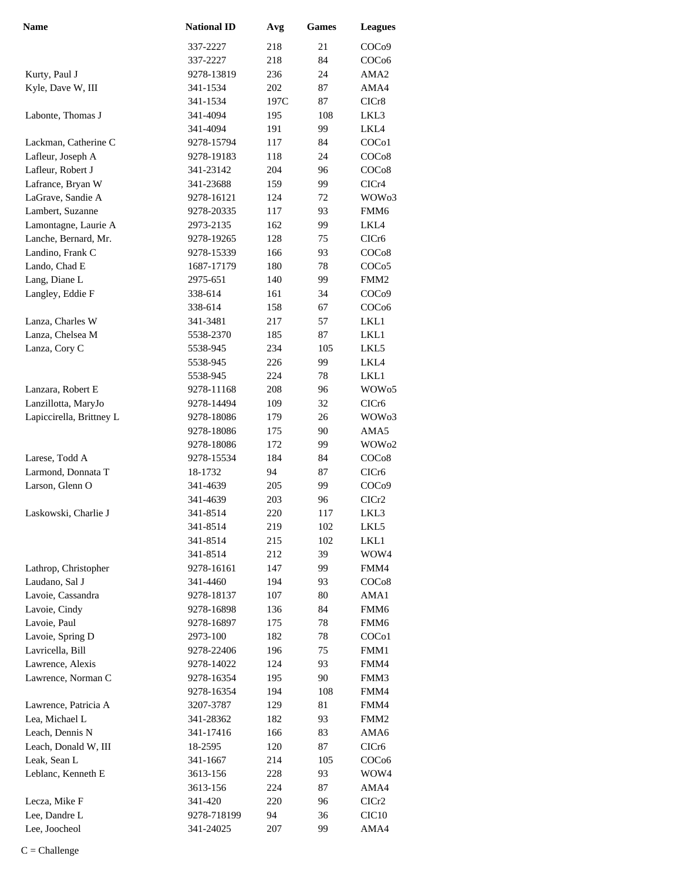| Name | National ID | Avg | Games | Leagues |
|---|---|---|---|---|
| | 337-2227 | 218 | 21 | COCo9 |
| | 337-2227 | 218 | 84 | COCo6 |
| Kurty, Paul J | 9278-13819 | 236 | 24 | AMA2 |
| Kyle, Dave W, III | 341-1534 | 202 | 87 | AMA4 |
| | 341-1534 | 197C | 87 | CICr8 |
| Labonte, Thomas J | 341-4094 | 195 | 108 | LKL3 |
| | 341-4094 | 191 | 99 | LKL4 |
| Lackman, Catherine C | 9278-15794 | 117 | 84 | COCo1 |
| Lafleur, Joseph A | 9278-19183 | 118 | 24 | COCo8 |
| Lafleur, Robert J | 341-23142 | 204 | 96 | COCo8 |
| Lafrance, Bryan W | 341-23688 | 159 | 99 | CICr4 |
| LaGrave, Sandie A | 9278-16121 | 124 | 72 | WOWo3 |
| Lambert, Suzanne | 9278-20335 | 117 | 93 | FMM6 |
| Lamontagne, Laurie A | 2973-2135 | 162 | 99 | LKL4 |
| Lanche, Bernard, Mr. | 9278-19265 | 128 | 75 | CICr6 |
| Landino, Frank C | 9278-15339 | 166 | 93 | COCo8 |
| Lando, Chad E | 1687-17179 | 180 | 78 | COCo5 |
| Lang, Diane L | 2975-651 | 140 | 99 | FMM2 |
| Langley, Eddie F | 338-614 | 161 | 34 | COCo9 |
| | 338-614 | 158 | 67 | COCo6 |
| Lanza, Charles W | 341-3481 | 217 | 57 | LKL1 |
| Lanza, Chelsea M | 5538-2370 | 185 | 87 | LKL1 |
| Lanza, Cory C | 5538-945 | 234 | 105 | LKL5 |
| | 5538-945 | 226 | 99 | LKL4 |
| | 5538-945 | 224 | 78 | LKL1 |
| Lanzara, Robert E | 9278-11168 | 208 | 96 | WOWo5 |
| Lanzillotta, MaryJo | 9278-14494 | 109 | 32 | CICr6 |
| Lapiccirella, Brittney L | 9278-18086 | 179 | 26 | WOWo3 |
| | 9278-18086 | 175 | 90 | AMA5 |
| | 9278-18086 | 172 | 99 | WOWo2 |
| Larese, Todd A | 9278-15534 | 184 | 84 | COCo8 |
| Larmond, Donnata T | 18-1732 | 94 | 87 | CICr6 |
| Larson, Glenn O | 341-4639 | 205 | 99 | COCo9 |
| | 341-4639 | 203 | 96 | CICr2 |
| Laskowski, Charlie J | 341-8514 | 220 | 117 | LKL3 |
| | 341-8514 | 219 | 102 | LKL5 |
| | 341-8514 | 215 | 102 | LKL1 |
| | 341-8514 | 212 | 39 | WOW4 |
| Lathrop, Christopher | 9278-16161 | 147 | 99 | FMM4 |
| Laudano, Sal J | 341-4460 | 194 | 93 | COCo8 |
| Lavoie, Cassandra | 9278-18137 | 107 | 80 | AMA1 |
| Lavoie, Cindy | 9278-16898 | 136 | 84 | FMM6 |
| Lavoie, Paul | 9278-16897 | 175 | 78 | FMM6 |
| Lavoie, Spring D | 2973-100 | 182 | 78 | COCo1 |
| Lavricella, Bill | 9278-22406 | 196 | 75 | FMM1 |
| Lawrence, Alexis | 9278-14022 | 124 | 93 | FMM4 |
| Lawrence, Norman C | 9278-16354 | 195 | 90 | FMM3 |
| | 9278-16354 | 194 | 108 | FMM4 |
| Lawrence, Patricia A | 3207-3787 | 129 | 81 | FMM4 |
| Lea, Michael L | 341-28362 | 182 | 93 | FMM2 |
| Leach, Dennis N | 341-17416 | 166 | 83 | AMA6 |
| Leach, Donald W, III | 18-2595 | 120 | 87 | CICr6 |
| Leak, Sean L | 341-1667 | 214 | 105 | COCo6 |
| Leblanc, Kenneth E | 3613-156 | 228 | 93 | WOW4 |
| | 3613-156 | 224 | 87 | AMA4 |
| Lecza, Mike F | 341-420 | 220 | 96 | CICr2 |
| Lee, Dandre L | 9278-718199 | 94 | 36 | CIC10 |
| Lee, Joocheol | 341-24025 | 207 | 99 | AMA4 |

C = Challenge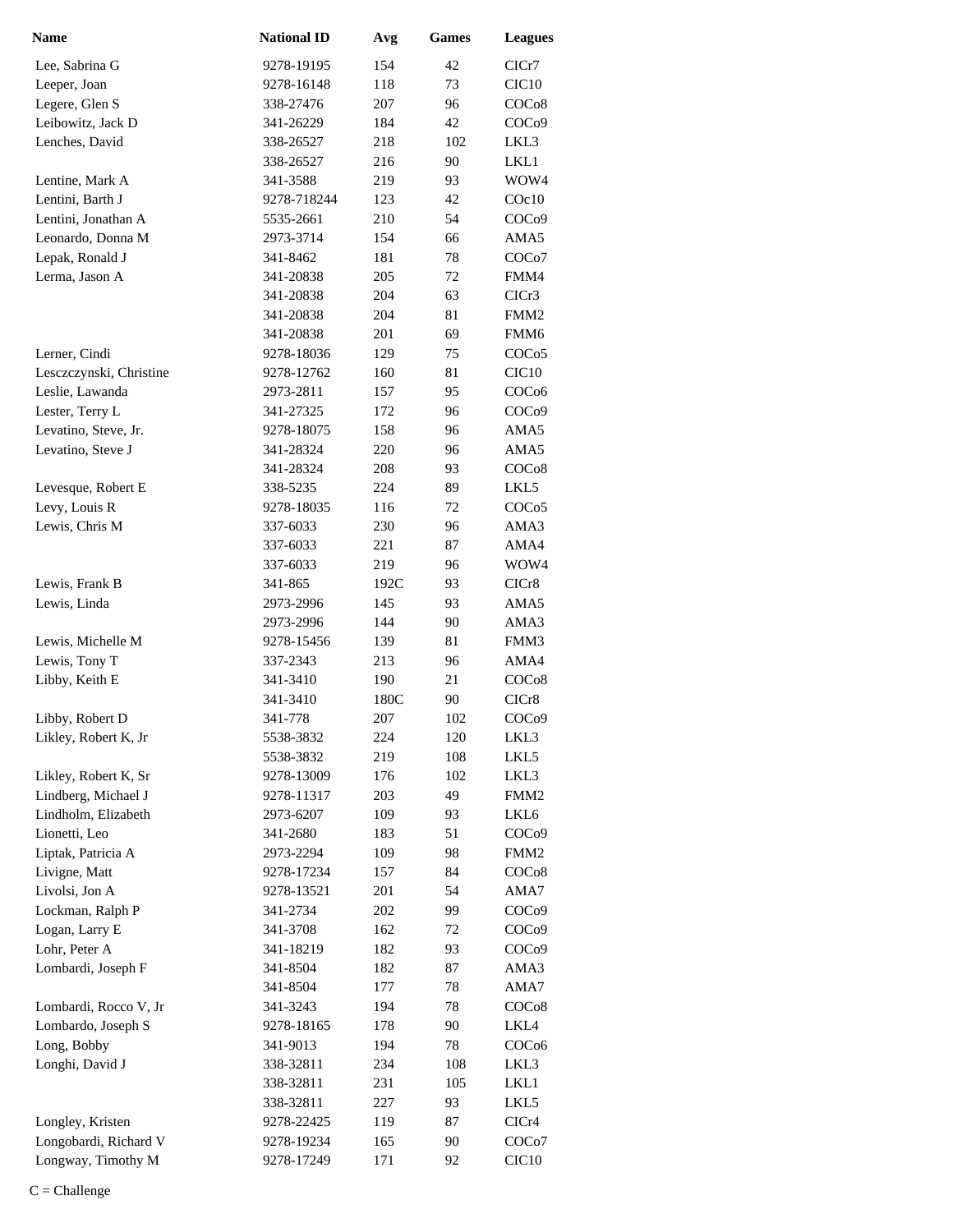| Name | National ID | Avg | Games | Leagues |
|---|---|---|---|---|
| Lee, Sabrina G | 9278-19195 | 154 | 42 | CICr7 |
| Leeper, Joan | 9278-16148 | 118 | 73 | CIC10 |
| Legere, Glen S | 338-27476 | 207 | 96 | COCo8 |
| Leibowitz, Jack D | 341-26229 | 184 | 42 | COCo9 |
| Lenches, David | 338-26527 | 218 | 102 | LKL3 |
| | 338-26527 | 216 | 90 | LKL1 |
| Lentine, Mark A | 341-3588 | 219 | 93 | WOW4 |
| Lentini, Barth J | 9278-718244 | 123 | 42 | COc10 |
| Lentini, Jonathan A | 5535-2661 | 210 | 54 | COCo9 |
| Leonardo, Donna M | 2973-3714 | 154 | 66 | AMA5 |
| Lepak, Ronald J | 341-8462 | 181 | 78 | COCo7 |
| Lerma, Jason A | 341-20838 | 205 | 72 | FMM4 |
| | 341-20838 | 204 | 63 | CICr3 |
| | 341-20838 | 204 | 81 | FMM2 |
| | 341-20838 | 201 | 69 | FMM6 |
| Lerner, Cindi | 9278-18036 | 129 | 75 | COCo5 |
| Lesczczynski, Christine | 9278-12762 | 160 | 81 | CIC10 |
| Leslie, Lawanda | 2973-2811 | 157 | 95 | COCo6 |
| Lester, Terry L | 341-27325 | 172 | 96 | COCo9 |
| Levatino, Steve, Jr. | 9278-18075 | 158 | 96 | AMA5 |
| Levatino, Steve J | 341-28324 | 220 | 96 | AMA5 |
| | 341-28324 | 208 | 93 | COCo8 |
| Levesque, Robert E | 338-5235 | 224 | 89 | LKL5 |
| Levy, Louis R | 9278-18035 | 116 | 72 | COCo5 |
| Lewis, Chris M | 337-6033 | 230 | 96 | AMA3 |
| | 337-6033 | 221 | 87 | AMA4 |
| | 337-6033 | 219 | 96 | WOW4 |
| Lewis, Frank B | 341-865 | 192C | 93 | CICr8 |
| Lewis, Linda | 2973-2996 | 145 | 93 | AMA5 |
| | 2973-2996 | 144 | 90 | AMA3 |
| Lewis, Michelle M | 9278-15456 | 139 | 81 | FMM3 |
| Lewis, Tony T | 337-2343 | 213 | 96 | AMA4 |
| Libby, Keith E | 341-3410 | 190 | 21 | COCo8 |
| | 341-3410 | 180C | 90 | CICr8 |
| Libby, Robert D | 341-778 | 207 | 102 | COCo9 |
| Likley, Robert K, Jr | 5538-3832 | 224 | 120 | LKL3 |
| | 5538-3832 | 219 | 108 | LKL5 |
| Likley, Robert K, Sr | 9278-13009 | 176 | 102 | LKL3 |
| Lindberg, Michael J | 9278-11317 | 203 | 49 | FMM2 |
| Lindholm, Elizabeth | 2973-6207 | 109 | 93 | LKL6 |
| Lionetti, Leo | 341-2680 | 183 | 51 | COCo9 |
| Liptak, Patricia A | 2973-2294 | 109 | 98 | FMM2 |
| Livigne, Matt | 9278-17234 | 157 | 84 | COCo8 |
| Livolsi, Jon A | 9278-13521 | 201 | 54 | AMA7 |
| Lockman, Ralph P | 341-2734 | 202 | 99 | COCo9 |
| Logan, Larry E | 341-3708 | 162 | 72 | COCo9 |
| Lohr, Peter A | 341-18219 | 182 | 93 | COCo9 |
| Lombardi, Joseph F | 341-8504 | 182 | 87 | AMA3 |
| | 341-8504 | 177 | 78 | AMA7 |
| Lombardi, Rocco V, Jr | 341-3243 | 194 | 78 | COCo8 |
| Lombardo, Joseph S | 9278-18165 | 178 | 90 | LKL4 |
| Long, Bobby | 341-9013 | 194 | 78 | COCo6 |
| Longhi, David J | 338-32811 | 234 | 108 | LKL3 |
| | 338-32811 | 231 | 105 | LKL1 |
| | 338-32811 | 227 | 93 | LKL5 |
| Longley, Kristen | 9278-22425 | 119 | 87 | CICr4 |
| Longobardi, Richard V | 9278-19234 | 165 | 90 | COCo7 |
| Longway, Timothy M | 9278-17249 | 171 | 92 | CIC10 |

C = Challenge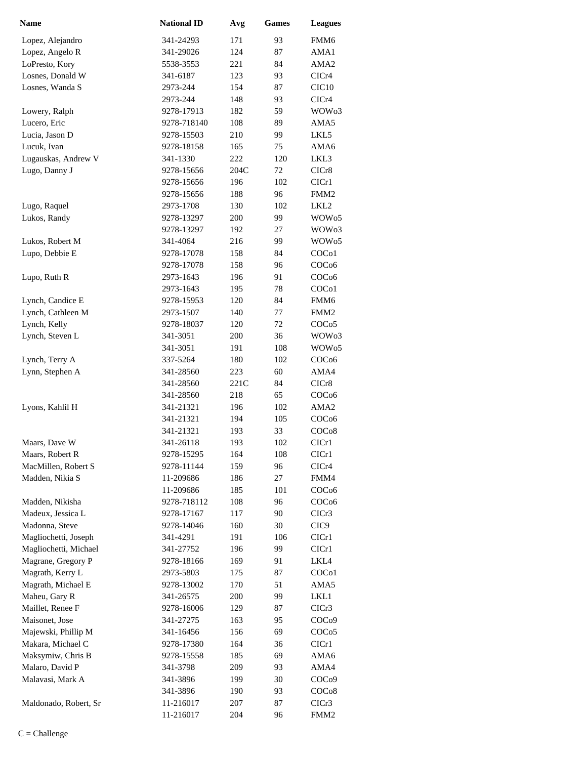| Name | National ID | Avg | Games | Leagues |
|---|---|---|---|---|
| Lopez, Alejandro | 341-24293 | 171 | 93 | FMM6 |
| Lopez, Angelo R | 341-29026 | 124 | 87 | AMA1 |
| LoPresto, Kory | 5538-3553 | 221 | 84 | AMA2 |
| Losnes, Donald W | 341-6187 | 123 | 93 | CICr4 |
| Losnes, Wanda S | 2973-244 | 154 | 87 | CIC10 |
| | 2973-244 | 148 | 93 | CICr4 |
| Lowery, Ralph | 9278-17913 | 182 | 59 | WOWo3 |
| Lucero, Eric | 9278-718140 | 108 | 89 | AMA5 |
| Lucia, Jason D | 9278-15503 | 210 | 99 | LKL5 |
| Lucuk, Ivan | 9278-18158 | 165 | 75 | AMA6 |
| Lugauskas, Andrew V | 341-1330 | 222 | 120 | LKL3 |
| Lugo, Danny J | 9278-15656 | 204C | 72 | CICr8 |
| | 9278-15656 | 196 | 102 | CICr1 |
| | 9278-15656 | 188 | 96 | FMM2 |
| Lugo, Raquel | 2973-1708 | 130 | 102 | LKL2 |
| Lukos, Randy | 9278-13297 | 200 | 99 | WOWo5 |
| | 9278-13297 | 192 | 27 | WOWo3 |
| Lukos, Robert M | 341-4064 | 216 | 99 | WOWo5 |
| Lupo, Debbie E | 9278-17078 | 158 | 84 | COCo1 |
| | 9278-17078 | 158 | 96 | COCo6 |
| Lupo, Ruth R | 2973-1643 | 196 | 91 | COCo6 |
| | 2973-1643 | 195 | 78 | COCo1 |
| Lynch, Candice E | 9278-15953 | 120 | 84 | FMM6 |
| Lynch, Cathleen M | 2973-1507 | 140 | 77 | FMM2 |
| Lynch, Kelly | 9278-18037 | 120 | 72 | COCo5 |
| Lynch, Steven L | 341-3051 | 200 | 36 | WOWo3 |
| | 341-3051 | 191 | 108 | WOWo5 |
| Lynch, Terry A | 337-5264 | 180 | 102 | COCo6 |
| Lynn, Stephen A | 341-28560 | 223 | 60 | AMA4 |
| | 341-28560 | 221C | 84 | CICr8 |
| | 341-28560 | 218 | 65 | COCo6 |
| Lyons, Kahlil H | 341-21321 | 196 | 102 | AMA2 |
| | 341-21321 | 194 | 105 | COCo6 |
| | 341-21321 | 193 | 33 | COCo8 |
| Maars, Dave W | 341-26118 | 193 | 102 | CICr1 |
| Maars, Robert R | 9278-15295 | 164 | 108 | CICr1 |
| MacMillen, Robert S | 9278-11144 | 159 | 96 | CICr4 |
| Madden, Nikia S | 11-209686 | 186 | 27 | FMM4 |
| | 11-209686 | 185 | 101 | COCo6 |
| Madden, Nikisha | 9278-718112 | 108 | 96 | COCo6 |
| Madeux, Jessica L | 9278-17167 | 117 | 90 | CICr3 |
| Madonna, Steve | 9278-14046 | 160 | 30 | CIC9 |
| Magliochetti, Joseph | 341-4291 | 191 | 106 | CICr1 |
| Magliochetti, Michael | 341-27752 | 196 | 99 | CICr1 |
| Magrane, Gregory P | 9278-18166 | 169 | 91 | LKL4 |
| Magrath, Kerry L | 2973-5803 | 175 | 87 | COCo1 |
| Magrath, Michael E | 9278-13002 | 170 | 51 | AMA5 |
| Maheu, Gary R | 341-26575 | 200 | 99 | LKL1 |
| Maillet, Renee F | 9278-16006 | 129 | 87 | CICr3 |
| Maisonet, Jose | 341-27275 | 163 | 95 | COCo9 |
| Majewski, Phillip M | 341-16456 | 156 | 69 | COCo5 |
| Makara, Michael C | 9278-17380 | 164 | 36 | CICr1 |
| Maksymiw, Chris B | 9278-15558 | 185 | 69 | AMA6 |
| Malaro, David P | 341-3798 | 209 | 93 | AMA4 |
| Malavasi, Mark A | 341-3896 | 199 | 30 | COCo9 |
| | 341-3896 | 190 | 93 | COCo8 |
| Maldonado, Robert, Sr | 11-216017 | 207 | 87 | CICr3 |
| | 11-216017 | 204 | 96 | FMM2 |

C = Challenge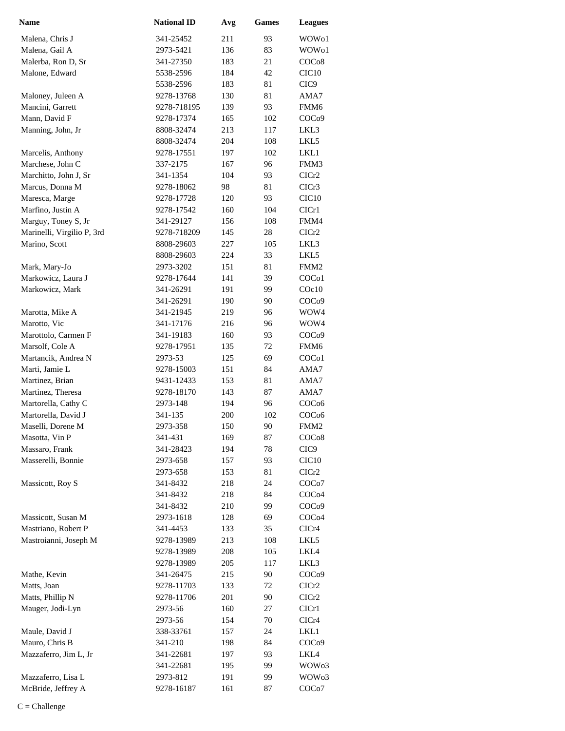| Name | National ID | Avg | Games | Leagues |
|---|---|---|---|---|
| Malena, Chris J | 341-25452 | 211 | 93 | WOWo1 |
| Malena, Gail A | 2973-5421 | 136 | 83 | WOWo1 |
| Malerba, Ron D, Sr | 341-27350 | 183 | 21 | COCo8 |
| Malone, Edward | 5538-2596 | 184 | 42 | CIC10 |
| | 5538-2596 | 183 | 81 | CIC9 |
| Maloney, Juleen A | 9278-13768 | 130 | 81 | AMA7 |
| Mancini, Garrett | 9278-718195 | 139 | 93 | FMM6 |
| Mann, David F | 9278-17374 | 165 | 102 | COCo9 |
| Manning, John, Jr | 8808-32474 | 213 | 117 | LKL3 |
| | 8808-32474 | 204 | 108 | LKL5 |
| Marcelis, Anthony | 9278-17551 | 197 | 102 | LKL1 |
| Marchese, John C | 337-2175 | 167 | 96 | FMM3 |
| Marchitto, John J, Sr | 341-1354 | 104 | 93 | CICr2 |
| Marcus, Donna M | 9278-18062 | 98 | 81 | CICr3 |
| Maresca, Marge | 9278-17728 | 120 | 93 | CIC10 |
| Marfino, Justin A | 9278-17542 | 160 | 104 | CICr1 |
| Marguy, Toney S, Jr | 341-29127 | 156 | 108 | FMM4 |
| Marinelli, Virgilio P, 3rd | 9278-718209 | 145 | 28 | CICr2 |
| Marino, Scott | 8808-29603 | 227 | 105 | LKL3 |
| | 8808-29603 | 224 | 33 | LKL5 |
| Mark, Mary-Jo | 2973-3202 | 151 | 81 | FMM2 |
| Markowicz, Laura J | 9278-17644 | 141 | 39 | COCo1 |
| Markowicz, Mark | 341-26291 | 191 | 99 | COc10 |
| | 341-26291 | 190 | 90 | COCo9 |
| Marotta, Mike A | 341-21945 | 219 | 96 | WOW4 |
| Marotto, Vic | 341-17176 | 216 | 96 | WOW4 |
| Marottolo, Carmen F | 341-19183 | 160 | 93 | COCo9 |
| Marsolf, Cole A | 9278-17951 | 135 | 72 | FMM6 |
| Martancik, Andrea N | 2973-53 | 125 | 69 | COCo1 |
| Marti, Jamie L | 9278-15003 | 151 | 84 | AMA7 |
| Martinez, Brian | 9431-12433 | 153 | 81 | AMA7 |
| Martinez, Theresa | 9278-18170 | 143 | 87 | AMA7 |
| Martorella, Cathy C | 2973-148 | 194 | 96 | COCo6 |
| Martorella, David J | 341-135 | 200 | 102 | COCo6 |
| Maselli, Dorene M | 2973-358 | 150 | 90 | FMM2 |
| Masotta, Vin P | 341-431 | 169 | 87 | COCo8 |
| Massaro, Frank | 341-28423 | 194 | 78 | CIC9 |
| Masserelli, Bonnie | 2973-658 | 157 | 93 | CIC10 |
| | 2973-658 | 153 | 81 | CICr2 |
| Massicott, Roy S | 341-8432 | 218 | 24 | COCo7 |
| | 341-8432 | 218 | 84 | COCo4 |
| | 341-8432 | 210 | 99 | COCo9 |
| Massicott, Susan M | 2973-1618 | 128 | 69 | COCo4 |
| Mastriano, Robert P | 341-4453 | 133 | 35 | CICr4 |
| Mastroianni, Joseph M | 9278-13989 | 213 | 108 | LKL5 |
| | 9278-13989 | 208 | 105 | LKL4 |
| | 9278-13989 | 205 | 117 | LKL3 |
| Mathe, Kevin | 341-26475 | 215 | 90 | COCo9 |
| Matts, Joan | 9278-11703 | 133 | 72 | CICr2 |
| Matts, Phillip N | 9278-11706 | 201 | 90 | CICr2 |
| Mauger, Jodi-Lyn | 2973-56 | 160 | 27 | CICr1 |
| | 2973-56 | 154 | 70 | CICr4 |
| Maule, David J | 338-33761 | 157 | 24 | LKL1 |
| Mauro, Chris B | 341-210 | 198 | 84 | COCo9 |
| Mazzaferro, Jim L, Jr | 341-22681 | 197 | 93 | LKL4 |
| | 341-22681 | 195 | 99 | WOWo3 |
| Mazzaferro, Lisa L | 2973-812 | 191 | 99 | WOWo3 |
| McBride, Jeffrey A | 9278-16187 | 161 | 87 | COCo7 |

C = Challenge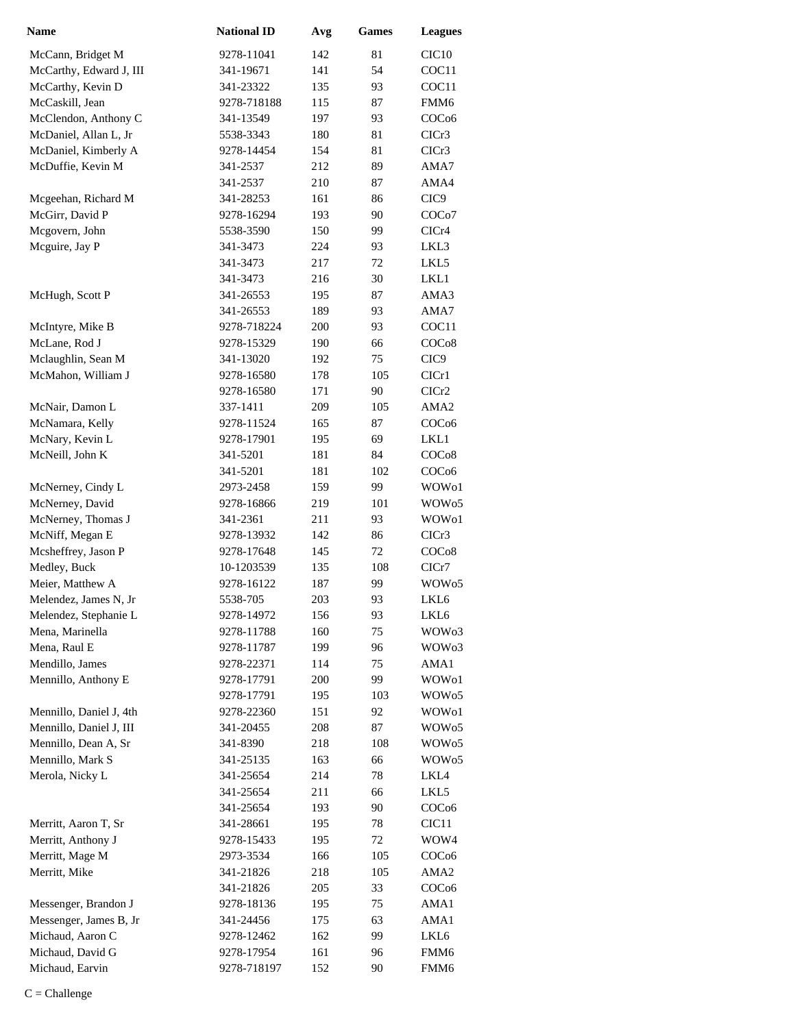| Name | National ID | Avg | Games | Leagues |
|---|---|---|---|---|
| McCann, Bridget M | 9278-11041 | 142 | 81 | CIC10 |
| McCarthy, Edward J, III | 341-19671 | 141 | 54 | COC11 |
| McCarthy, Kevin D | 341-23322 | 135 | 93 | COC11 |
| McCaskill, Jean | 9278-718188 | 115 | 87 | FMM6 |
| McClendon, Anthony C | 341-13549 | 197 | 93 | COCo6 |
| McDaniel, Allan L, Jr | 5538-3343 | 180 | 81 | CICr3 |
| McDaniel, Kimberly A | 9278-14454 | 154 | 81 | CICr3 |
| McDuffie, Kevin M | 341-2537 | 212 | 89 | AMA7 |
| | 341-2537 | 210 | 87 | AMA4 |
| Mcgeehan, Richard M | 341-28253 | 161 | 86 | CIC9 |
| McGirr, David P | 9278-16294 | 193 | 90 | COCo7 |
| Mcgovern, John | 5538-3590 | 150 | 99 | CICr4 |
| Mcguire, Jay P | 341-3473 | 224 | 93 | LKL3 |
| | 341-3473 | 217 | 72 | LKL5 |
| | 341-3473 | 216 | 30 | LKL1 |
| McHugh, Scott P | 341-26553 | 195 | 87 | AMA3 |
| | 341-26553 | 189 | 93 | AMA7 |
| McIntyre, Mike B | 9278-718224 | 200 | 93 | COC11 |
| McLane, Rod J | 9278-15329 | 190 | 66 | COCo8 |
| Mclaughlin, Sean M | 341-13020 | 192 | 75 | CIC9 |
| McMahon, William J | 9278-16580 | 178 | 105 | CICr1 |
| | 9278-16580 | 171 | 90 | CICr2 |
| McNair, Damon L | 337-1411 | 209 | 105 | AMA2 |
| McNamara, Kelly | 9278-11524 | 165 | 87 | COCo6 |
| McNary, Kevin L | 9278-17901 | 195 | 69 | LKL1 |
| McNeill, John K | 341-5201 | 181 | 84 | COCo8 |
| | 341-5201 | 181 | 102 | COCo6 |
| McNerney, Cindy L | 2973-2458 | 159 | 99 | WOWo1 |
| McNerney, David | 9278-16866 | 219 | 101 | WOWo5 |
| McNerney, Thomas J | 341-2361 | 211 | 93 | WOWo1 |
| McNiff, Megan E | 9278-13932 | 142 | 86 | CICr3 |
| Mcsheffrey, Jason P | 9278-17648 | 145 | 72 | COCo8 |
| Medley, Buck | 10-1203539 | 135 | 108 | CICr7 |
| Meier, Matthew A | 9278-16122 | 187 | 99 | WOWo5 |
| Melendez, James N, Jr | 5538-705 | 203 | 93 | LKL6 |
| Melendez, Stephanie L | 9278-14972 | 156 | 93 | LKL6 |
| Mena, Marinella | 9278-11788 | 160 | 75 | WOWo3 |
| Mena, Raul E | 9278-11787 | 199 | 96 | WOWo3 |
| Mendillo, James | 9278-22371 | 114 | 75 | AMA1 |
| Mennillo, Anthony E | 9278-17791 | 200 | 99 | WOWo1 |
| | 9278-17791 | 195 | 103 | WOWo5 |
| Mennillo, Daniel J, 4th | 9278-22360 | 151 | 92 | WOWo1 |
| Mennillo, Daniel J, III | 341-20455 | 208 | 87 | WOWo5 |
| Mennillo, Dean A, Sr | 341-8390 | 218 | 108 | WOWo5 |
| Mennillo, Mark S | 341-25135 | 163 | 66 | WOWo5 |
| Merola, Nicky L | 341-25654 | 214 | 78 | LKL4 |
| | 341-25654 | 211 | 66 | LKL5 |
| | 341-25654 | 193 | 90 | COCo6 |
| Merritt, Aaron T, Sr | 341-28661 | 195 | 78 | CIC11 |
| Merritt, Anthony J | 9278-15433 | 195 | 72 | WOW4 |
| Merritt, Mage M | 2973-3534 | 166 | 105 | COCo6 |
| Merritt, Mike | 341-21826 | 218 | 105 | AMA2 |
| | 341-21826 | 205 | 33 | COCo6 |
| Messenger, Brandon J | 9278-18136 | 195 | 75 | AMA1 |
| Messenger, James B, Jr | 341-24456 | 175 | 63 | AMA1 |
| Michaud, Aaron C | 9278-12462 | 162 | 99 | LKL6 |
| Michaud, David G | 9278-17954 | 161 | 96 | FMM6 |
| Michaud, Earvin | 9278-718197 | 152 | 90 | FMM6 |

C = Challenge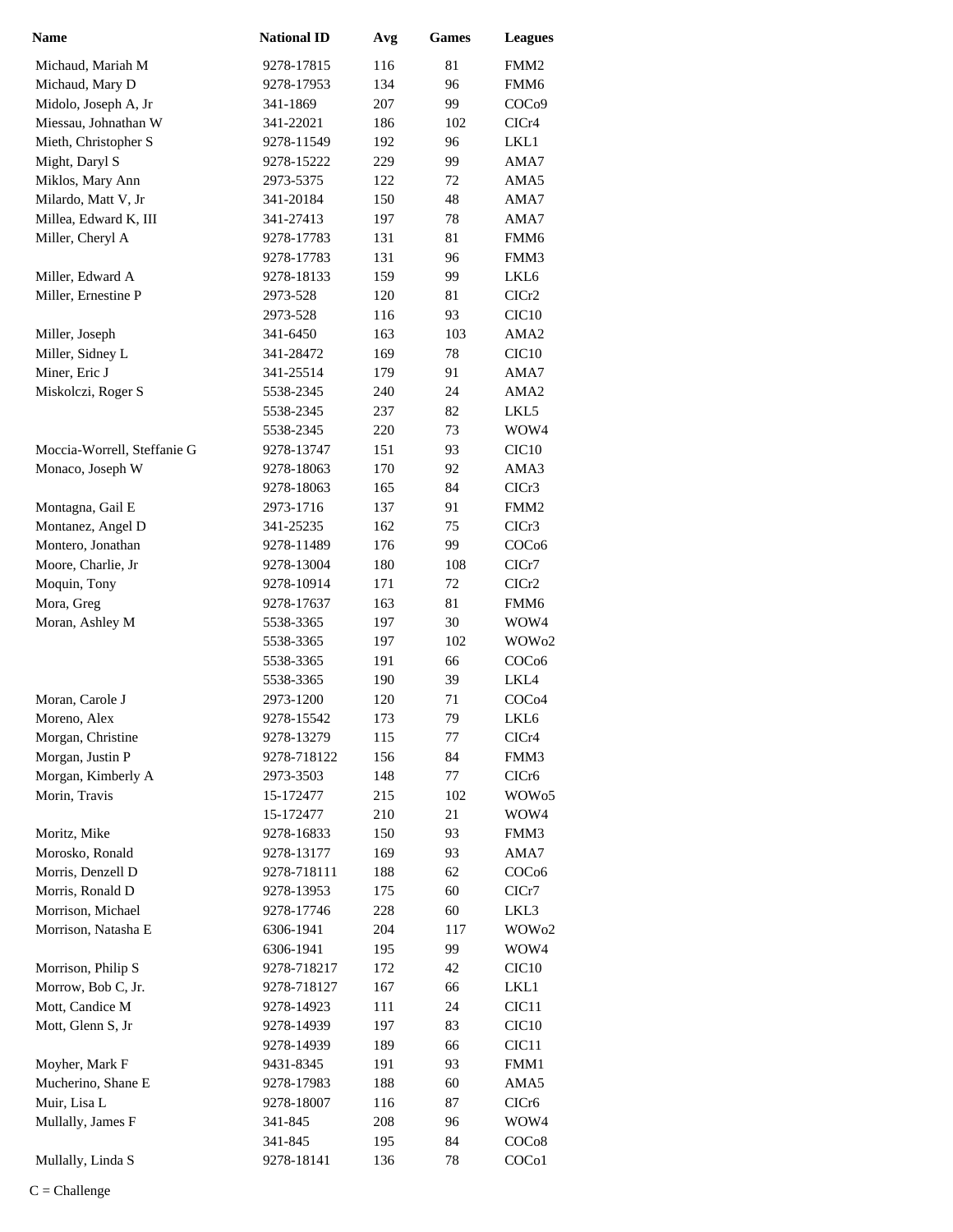| Name | National ID | Avg | Games | Leagues |
|---|---|---|---|---|
| Michaud, Mariah M | 9278-17815 | 116 | 81 | FMM2 |
| Michaud, Mary D | 9278-17953 | 134 | 96 | FMM6 |
| Midolo, Joseph A, Jr | 341-1869 | 207 | 99 | COCo9 |
| Miessau, Johnathan W | 341-22021 | 186 | 102 | CICr4 |
| Mieth, Christopher S | 9278-11549 | 192 | 96 | LKL1 |
| Might, Daryl S | 9278-15222 | 229 | 99 | AMA7 |
| Miklos, Mary Ann | 2973-5375 | 122 | 72 | AMA5 |
| Milardo, Matt V, Jr | 341-20184 | 150 | 48 | AMA7 |
| Millea, Edward K, III | 341-27413 | 197 | 78 | AMA7 |
| Miller, Cheryl A | 9278-17783 | 131 | 81 | FMM6 |
| | 9278-17783 | 131 | 96 | FMM3 |
| Miller, Edward A | 9278-18133 | 159 | 99 | LKL6 |
| Miller, Ernestine P | 2973-528 | 120 | 81 | CICr2 |
| | 2973-528 | 116 | 93 | CIC10 |
| Miller, Joseph | 341-6450 | 163 | 103 | AMA2 |
| Miller, Sidney L | 341-28472 | 169 | 78 | CIC10 |
| Miner, Eric J | 341-25514 | 179 | 91 | AMA7 |
| Miskolczi, Roger S | 5538-2345 | 240 | 24 | AMA2 |
| | 5538-2345 | 237 | 82 | LKL5 |
| | 5538-2345 | 220 | 73 | WOW4 |
| Moccia-Worrell, Steffanie G | 9278-13747 | 151 | 93 | CIC10 |
| Monaco, Joseph W | 9278-18063 | 170 | 92 | AMA3 |
| | 9278-18063 | 165 | 84 | CICr3 |
| Montagna, Gail E | 2973-1716 | 137 | 91 | FMM2 |
| Montanez, Angel D | 341-25235 | 162 | 75 | CICr3 |
| Montero, Jonathan | 9278-11489 | 176 | 99 | COCo6 |
| Moore, Charlie, Jr | 9278-13004 | 180 | 108 | CICr7 |
| Moquin, Tony | 9278-10914 | 171 | 72 | CICr2 |
| Mora, Greg | 9278-17637 | 163 | 81 | FMM6 |
| Moran, Ashley M | 5538-3365 | 197 | 30 | WOW4 |
| | 5538-3365 | 197 | 102 | WOWo2 |
| | 5538-3365 | 191 | 66 | COCo6 |
| | 5538-3365 | 190 | 39 | LKL4 |
| Moran, Carole J | 2973-1200 | 120 | 71 | COCo4 |
| Moreno, Alex | 9278-15542 | 173 | 79 | LKL6 |
| Morgan, Christine | 9278-13279 | 115 | 77 | CICr4 |
| Morgan, Justin P | 9278-718122 | 156 | 84 | FMM3 |
| Morgan, Kimberly A | 2973-3503 | 148 | 77 | CICr6 |
| Morin, Travis | 15-172477 | 215 | 102 | WOWo5 |
| | 15-172477 | 210 | 21 | WOW4 |
| Moritz, Mike | 9278-16833 | 150 | 93 | FMM3 |
| Morosko, Ronald | 9278-13177 | 169 | 93 | AMA7 |
| Morris, Denzell D | 9278-718111 | 188 | 62 | COCo6 |
| Morris, Ronald D | 9278-13953 | 175 | 60 | CICr7 |
| Morrison, Michael | 9278-17746 | 228 | 60 | LKL3 |
| Morrison, Natasha E | 6306-1941 | 204 | 117 | WOWo2 |
| | 6306-1941 | 195 | 99 | WOW4 |
| Morrison, Philip S | 9278-718217 | 172 | 42 | CIC10 |
| Morrow, Bob C, Jr. | 9278-718127 | 167 | 66 | LKL1 |
| Mott, Candice M | 9278-14923 | 111 | 24 | CIC11 |
| Mott, Glenn S, Jr | 9278-14939 | 197 | 83 | CIC10 |
| | 9278-14939 | 189 | 66 | CIC11 |
| Moyher, Mark F | 9431-8345 | 191 | 93 | FMM1 |
| Mucherino, Shane E | 9278-17983 | 188 | 60 | AMA5 |
| Muir, Lisa L | 9278-18007 | 116 | 87 | CICr6 |
| Mullally, James F | 341-845 | 208 | 96 | WOW4 |
| | 341-845 | 195 | 84 | COCo8 |
| Mullally, Linda S | 9278-18141 | 136 | 78 | COCo1 |

C = Challenge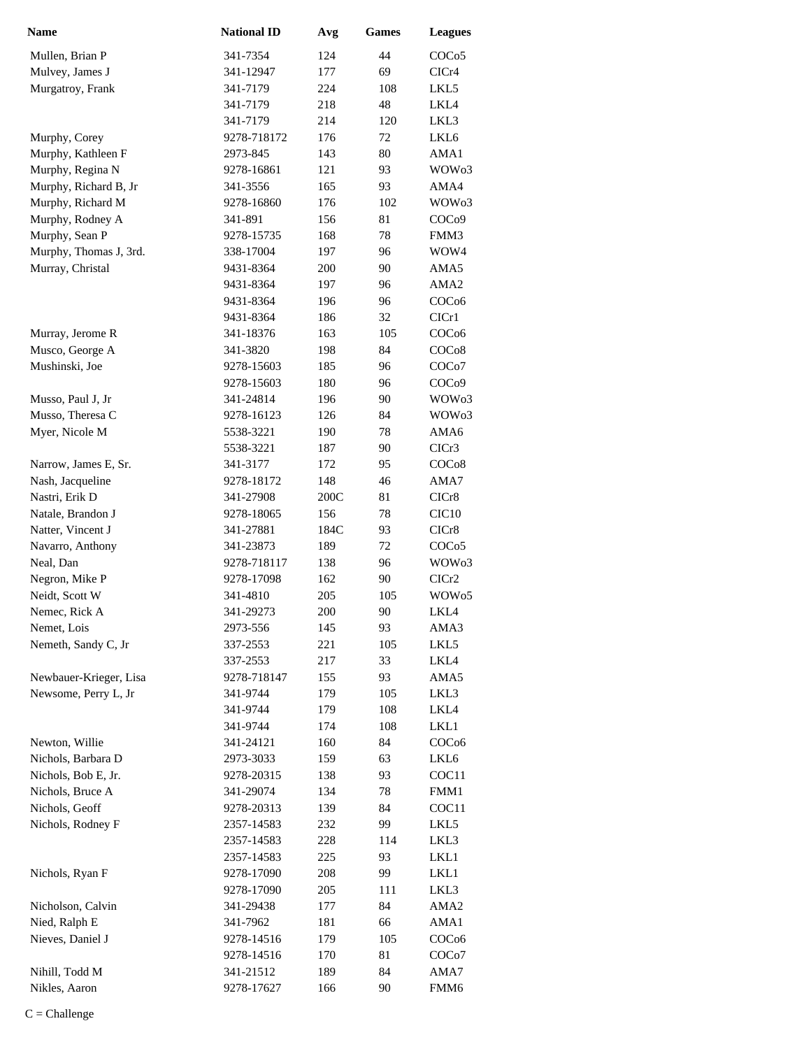| Name | National ID | Avg | Games | Leagues |
|---|---|---|---|---|
| Mullen, Brian P | 341-7354 | 124 | 44 | COCo5 |
| Mulvey, James J | 341-12947 | 177 | 69 | CICr4 |
| Murgatroy, Frank | 341-7179 | 224 | 108 | LKL5 |
| | 341-7179 | 218 | 48 | LKL4 |
| | 341-7179 | 214 | 120 | LKL3 |
| Murphy, Corey | 9278-718172 | 176 | 72 | LKL6 |
| Murphy, Kathleen F | 2973-845 | 143 | 80 | AMA1 |
| Murphy, Regina N | 9278-16861 | 121 | 93 | WOWo3 |
| Murphy, Richard B, Jr | 341-3556 | 165 | 93 | AMA4 |
| Murphy, Richard M | 9278-16860 | 176 | 102 | WOWo3 |
| Murphy, Rodney A | 341-891 | 156 | 81 | COCo9 |
| Murphy, Sean P | 9278-15735 | 168 | 78 | FMM3 |
| Murphy, Thomas J, 3rd. | 338-17004 | 197 | 96 | WOW4 |
| Murray, Christal | 9431-8364 | 200 | 90 | AMA5 |
| | 9431-8364 | 197 | 96 | AMA2 |
| | 9431-8364 | 196 | 96 | COCo6 |
| | 9431-8364 | 186 | 32 | CICr1 |
| Murray, Jerome R | 341-18376 | 163 | 105 | COCo6 |
| Musco, George A | 341-3820 | 198 | 84 | COCo8 |
| Mushinski, Joe | 9278-15603 | 185 | 96 | COCo7 |
| | 9278-15603 | 180 | 96 | COCo9 |
| Musso, Paul J, Jr | 341-24814 | 196 | 90 | WOWo3 |
| Musso, Theresa C | 9278-16123 | 126 | 84 | WOWo3 |
| Myer, Nicole M | 5538-3221 | 190 | 78 | AMA6 |
| | 5538-3221 | 187 | 90 | CICr3 |
| Narrow, James E, Sr. | 341-3177 | 172 | 95 | COCo8 |
| Nash, Jacqueline | 9278-18172 | 148 | 46 | AMA7 |
| Nastri, Erik D | 341-27908 | 200C | 81 | CICr8 |
| Natale, Brandon J | 9278-18065 | 156 | 78 | CIC10 |
| Natter, Vincent J | 341-27881 | 184C | 93 | CICr8 |
| Navarro, Anthony | 341-23873 | 189 | 72 | COCo5 |
| Neal, Dan | 9278-718117 | 138 | 96 | WOWo3 |
| Negron, Mike P | 9278-17098 | 162 | 90 | CICr2 |
| Neidt, Scott W | 341-4810 | 205 | 105 | WOWo5 |
| Nemec, Rick A | 341-29273 | 200 | 90 | LKL4 |
| Nemet, Lois | 2973-556 | 145 | 93 | AMA3 |
| Nemeth, Sandy C, Jr | 337-2553 | 221 | 105 | LKL5 |
| | 337-2553 | 217 | 33 | LKL4 |
| Newbauer-Krieger, Lisa | 9278-718147 | 155 | 93 | AMA5 |
| Newsome, Perry L, Jr | 341-9744 | 179 | 105 | LKL3 |
| | 341-9744 | 179 | 108 | LKL4 |
| | 341-9744 | 174 | 108 | LKL1 |
| Newton, Willie | 341-24121 | 160 | 84 | COCo6 |
| Nichols, Barbara D | 2973-3033 | 159 | 63 | LKL6 |
| Nichols, Bob E, Jr. | 9278-20315 | 138 | 93 | COC11 |
| Nichols, Bruce A | 341-29074 | 134 | 78 | FMM1 |
| Nichols, Geoff | 9278-20313 | 139 | 84 | COC11 |
| Nichols, Rodney F | 2357-14583 | 232 | 99 | LKL5 |
| | 2357-14583 | 228 | 114 | LKL3 |
| | 2357-14583 | 225 | 93 | LKL1 |
| Nichols, Ryan F | 9278-17090 | 208 | 99 | LKL1 |
| | 9278-17090 | 205 | 111 | LKL3 |
| Nicholson, Calvin | 341-29438 | 177 | 84 | AMA2 |
| Nied, Ralph E | 341-7962 | 181 | 66 | AMA1 |
| Nieves, Daniel J | 9278-14516 | 179 | 105 | COCo6 |
| | 9278-14516 | 170 | 81 | COCo7 |
| Nihill, Todd M | 341-21512 | 189 | 84 | AMA7 |
| Nikles, Aaron | 9278-17627 | 166 | 90 | FMM6 |

C = Challenge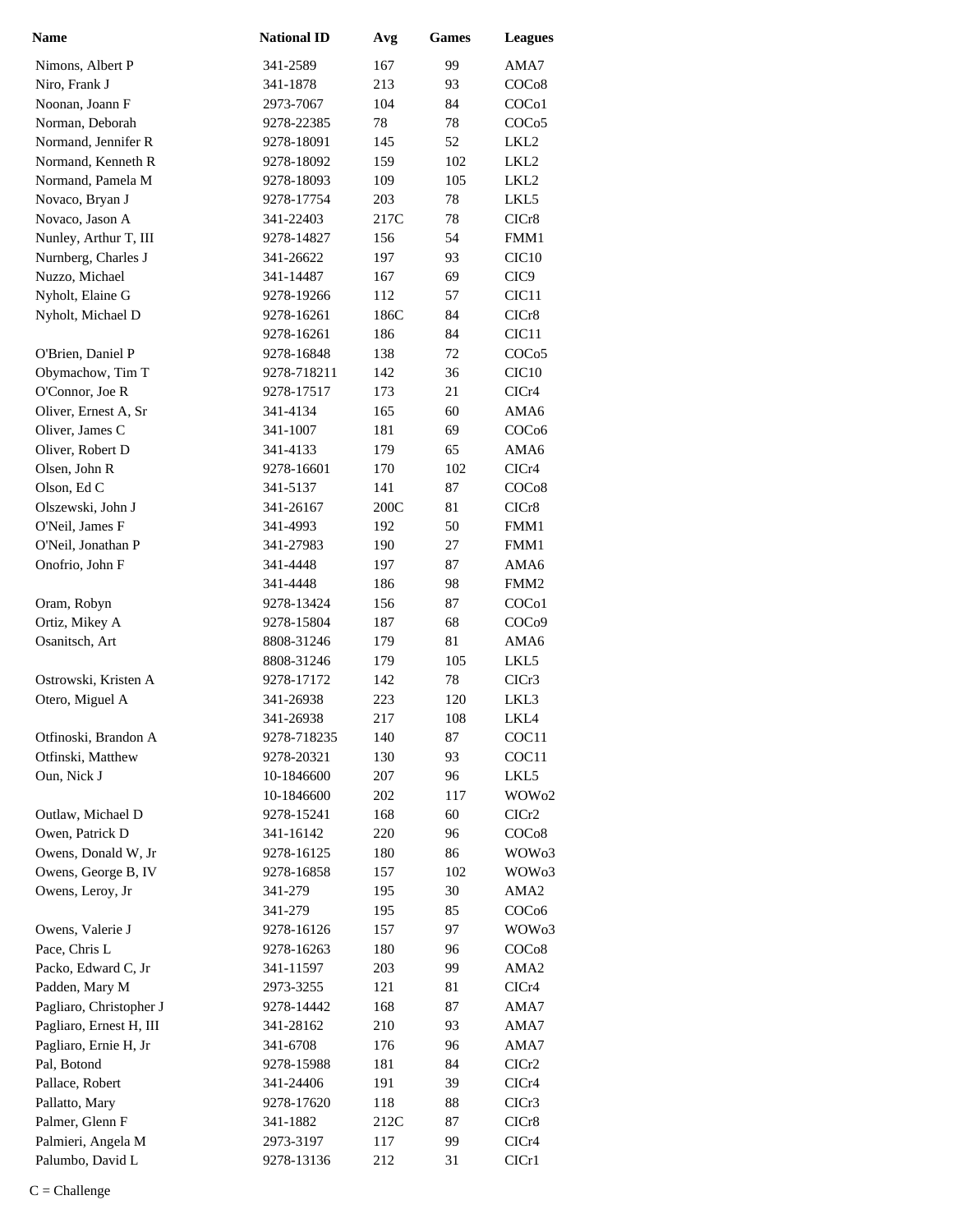| Name | National ID | Avg | Games | Leagues |
|---|---|---|---|---|
| Nimons, Albert P | 341-2589 | 167 | 99 | AMA7 |
| Niro, Frank J | 341-1878 | 213 | 93 | COCo8 |
| Noonan, Joann F | 2973-7067 | 104 | 84 | COCo1 |
| Norman, Deborah | 9278-22385 | 78 | 78 | COCo5 |
| Normand, Jennifer R | 9278-18091 | 145 | 52 | LKL2 |
| Normand, Kenneth R | 9278-18092 | 159 | 102 | LKL2 |
| Normand, Pamela M | 9278-18093 | 109 | 105 | LKL2 |
| Novaco, Bryan J | 9278-17754 | 203 | 78 | LKL5 |
| Novaco, Jason A | 341-22403 | 217C | 78 | CICr8 |
| Nunley, Arthur T, III | 9278-14827 | 156 | 54 | FMM1 |
| Nurnberg, Charles J | 341-26622 | 197 | 93 | CIC10 |
| Nuzzo, Michael | 341-14487 | 167 | 69 | CIC9 |
| Nyholt, Elaine G | 9278-19266 | 112 | 57 | CIC11 |
| Nyholt, Michael D | 9278-16261 | 186C | 84 | CICr8 |
| | 9278-16261 | 186 | 84 | CIC11 |
| O'Brien, Daniel P | 9278-16848 | 138 | 72 | COCo5 |
| Obymachow, Tim T | 9278-718211 | 142 | 36 | CIC10 |
| O'Connor, Joe R | 9278-17517 | 173 | 21 | CICr4 |
| Oliver, Ernest A, Sr | 341-4134 | 165 | 60 | AMA6 |
| Oliver, James C | 341-1007 | 181 | 69 | COCo6 |
| Oliver, Robert D | 341-4133 | 179 | 65 | AMA6 |
| Olsen, John R | 9278-16601 | 170 | 102 | CICr4 |
| Olson, Ed C | 341-5137 | 141 | 87 | COCo8 |
| Olszewski, John J | 341-26167 | 200C | 81 | CICr8 |
| O'Neil, James F | 341-4993 | 192 | 50 | FMM1 |
| O'Neil, Jonathan P | 341-27983 | 190 | 27 | FMM1 |
| Onofrio, John F | 341-4448 | 197 | 87 | AMA6 |
| | 341-4448 | 186 | 98 | FMM2 |
| Oram, Robyn | 9278-13424 | 156 | 87 | COCo1 |
| Ortiz, Mikey A | 9278-15804 | 187 | 68 | COCo9 |
| Osanitsch, Art | 8808-31246 | 179 | 81 | AMA6 |
| | 8808-31246 | 179 | 105 | LKL5 |
| Ostrowski, Kristen A | 9278-17172 | 142 | 78 | CICr3 |
| Otero, Miguel A | 341-26938 | 223 | 120 | LKL3 |
| | 341-26938 | 217 | 108 | LKL4 |
| Otfinoski, Brandon A | 9278-718235 | 140 | 87 | COC11 |
| Otfinski, Matthew | 9278-20321 | 130 | 93 | COC11 |
| Oun, Nick J | 10-1846600 | 207 | 96 | LKL5 |
| | 10-1846600 | 202 | 117 | WOWo2 |
| Outlaw, Michael D | 9278-15241 | 168 | 60 | CICr2 |
| Owen, Patrick D | 341-16142 | 220 | 96 | COCo8 |
| Owens, Donald W, Jr | 9278-16125 | 180 | 86 | WOWo3 |
| Owens, George B, IV | 9278-16858 | 157 | 102 | WOWo3 |
| Owens, Leroy, Jr | 341-279 | 195 | 30 | AMA2 |
| | 341-279 | 195 | 85 | COCo6 |
| Owens, Valerie J | 9278-16126 | 157 | 97 | WOWo3 |
| Pace, Chris L | 9278-16263 | 180 | 96 | COCo8 |
| Packo, Edward C, Jr | 341-11597 | 203 | 99 | AMA2 |
| Padden, Mary M | 2973-3255 | 121 | 81 | CICr4 |
| Pagliaro, Christopher J | 9278-14442 | 168 | 87 | AMA7 |
| Pagliaro, Ernest H, III | 341-28162 | 210 | 93 | AMA7 |
| Pagliaro, Ernie H, Jr | 341-6708 | 176 | 96 | AMA7 |
| Pal, Botond | 9278-15988 | 181 | 84 | CICr2 |
| Pallace, Robert | 341-24406 | 191 | 39 | CICr4 |
| Pallatto, Mary | 9278-17620 | 118 | 88 | CICr3 |
| Palmer, Glenn F | 341-1882 | 212C | 87 | CICr8 |
| Palmieri, Angela M | 2973-3197 | 117 | 99 | CICr4 |
| Palumbo, David L | 9278-13136 | 212 | 31 | CICr1 |

C = Challenge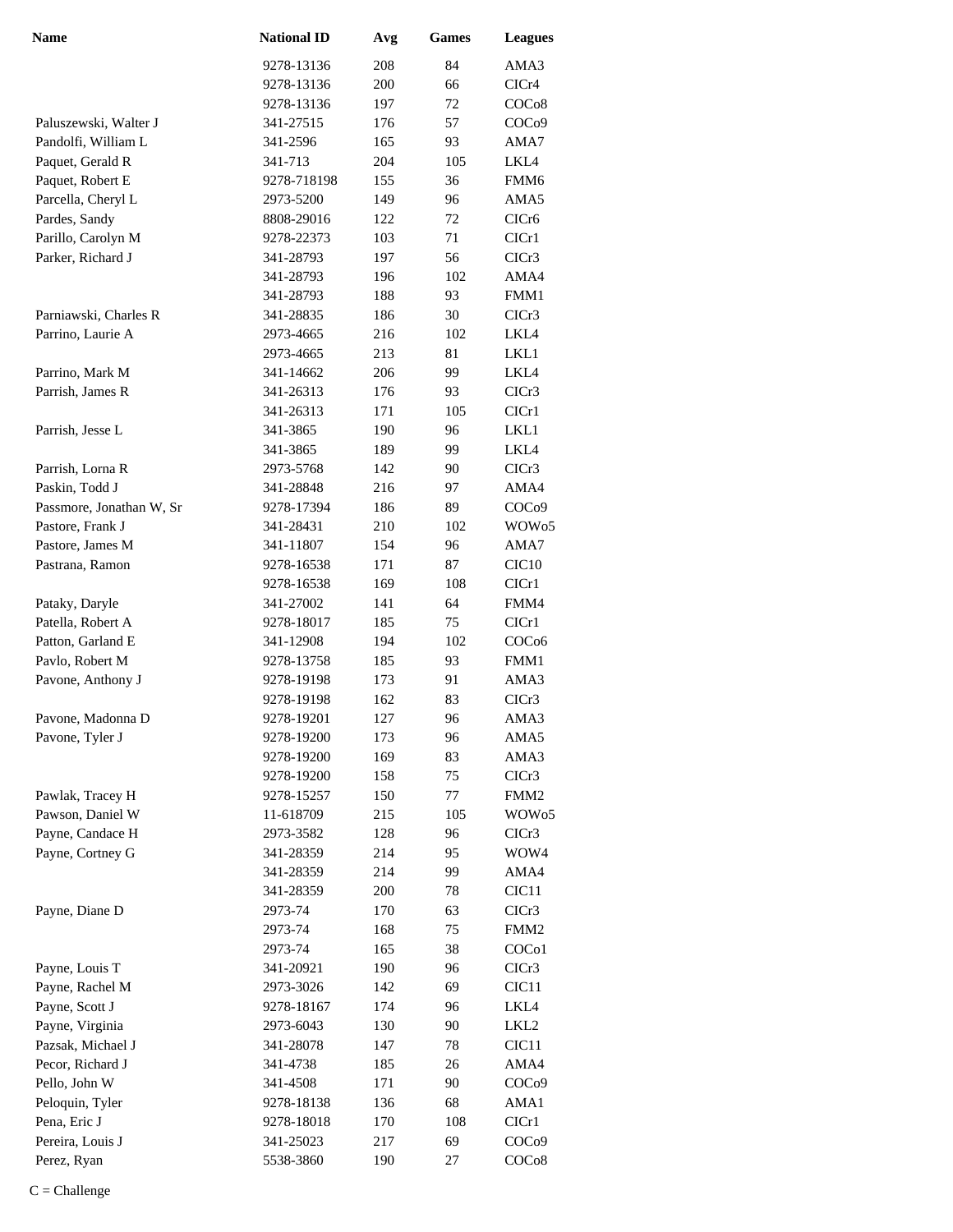| Name | National ID | Avg | Games | Leagues |
|---|---|---|---|---|
| | 9278-13136 | 208 | 84 | AMA3 |
| | 9278-13136 | 200 | 66 | CICr4 |
| | 9278-13136 | 197 | 72 | COCo8 |
| Paluszewski, Walter J | 341-27515 | 176 | 57 | COCo9 |
| Pandolfi, William L | 341-2596 | 165 | 93 | AMA7 |
| Paquet, Gerald R | 341-713 | 204 | 105 | LKL4 |
| Paquet, Robert E | 9278-718198 | 155 | 36 | FMM6 |
| Parcella, Cheryl L | 2973-5200 | 149 | 96 | AMA5 |
| Pardes, Sandy | 8808-29016 | 122 | 72 | CICr6 |
| Parillo, Carolyn M | 9278-22373 | 103 | 71 | CICr1 |
| Parker, Richard J | 341-28793 | 197 | 56 | CICr3 |
| | 341-28793 | 196 | 102 | AMA4 |
| | 341-28793 | 188 | 93 | FMM1 |
| Parniawski, Charles R | 341-28835 | 186 | 30 | CICr3 |
| Parrino, Laurie A | 2973-4665 | 216 | 102 | LKL4 |
| | 2973-4665 | 213 | 81 | LKL1 |
| Parrino, Mark M | 341-14662 | 206 | 99 | LKL4 |
| Parrish, James R | 341-26313 | 176 | 93 | CICr3 |
| | 341-26313 | 171 | 105 | CICr1 |
| Parrish, Jesse L | 341-3865 | 190 | 96 | LKL1 |
| | 341-3865 | 189 | 99 | LKL4 |
| Parrish, Lorna R | 2973-5768 | 142 | 90 | CICr3 |
| Paskin, Todd J | 341-28848 | 216 | 97 | AMA4 |
| Passmore, Jonathan W, Sr | 9278-17394 | 186 | 89 | COCo9 |
| Pastore, Frank J | 341-28431 | 210 | 102 | WOWo5 |
| Pastore, James M | 341-11807 | 154 | 96 | AMA7 |
| Pastrana, Ramon | 9278-16538 | 171 | 87 | CIC10 |
| | 9278-16538 | 169 | 108 | CICr1 |
| Pataky, Daryle | 341-27002 | 141 | 64 | FMM4 |
| Patella, Robert A | 9278-18017 | 185 | 75 | CICr1 |
| Patton, Garland E | 341-12908 | 194 | 102 | COCo6 |
| Pavlo, Robert M | 9278-13758 | 185 | 93 | FMM1 |
| Pavone, Anthony J | 9278-19198 | 173 | 91 | AMA3 |
| | 9278-19198 | 162 | 83 | CICr3 |
| Pavone, Madonna D | 9278-19201 | 127 | 96 | AMA3 |
| Pavone, Tyler J | 9278-19200 | 173 | 96 | AMA5 |
| | 9278-19200 | 169 | 83 | AMA3 |
| | 9278-19200 | 158 | 75 | CICr3 |
| Pawlak, Tracey H | 9278-15257 | 150 | 77 | FMM2 |
| Pawson, Daniel W | 11-618709 | 215 | 105 | WOWo5 |
| Payne, Candace H | 2973-3582 | 128 | 96 | CICr3 |
| Payne, Cortney G | 341-28359 | 214 | 95 | WOW4 |
| | 341-28359 | 214 | 99 | AMA4 |
| | 341-28359 | 200 | 78 | CIC11 |
| Payne, Diane D | 2973-74 | 170 | 63 | CICr3 |
| | 2973-74 | 168 | 75 | FMM2 |
| | 2973-74 | 165 | 38 | COCo1 |
| Payne, Louis T | 341-20921 | 190 | 96 | CICr3 |
| Payne, Rachel M | 2973-3026 | 142 | 69 | CIC11 |
| Payne, Scott J | 9278-18167 | 174 | 96 | LKL4 |
| Payne, Virginia | 2973-6043 | 130 | 90 | LKL2 |
| Pazsak, Michael J | 341-28078 | 147 | 78 | CIC11 |
| Pecor, Richard J | 341-4738 | 185 | 26 | AMA4 |
| Pello, John W | 341-4508 | 171 | 90 | COCo9 |
| Peloquin, Tyler | 9278-18138 | 136 | 68 | AMA1 |
| Pena, Eric J | 9278-18018 | 170 | 108 | CICr1 |
| Pereira, Louis J | 341-25023 | 217 | 69 | COCo9 |
| Perez, Ryan | 5538-3860 | 190 | 27 | COCo8 |

C = Challenge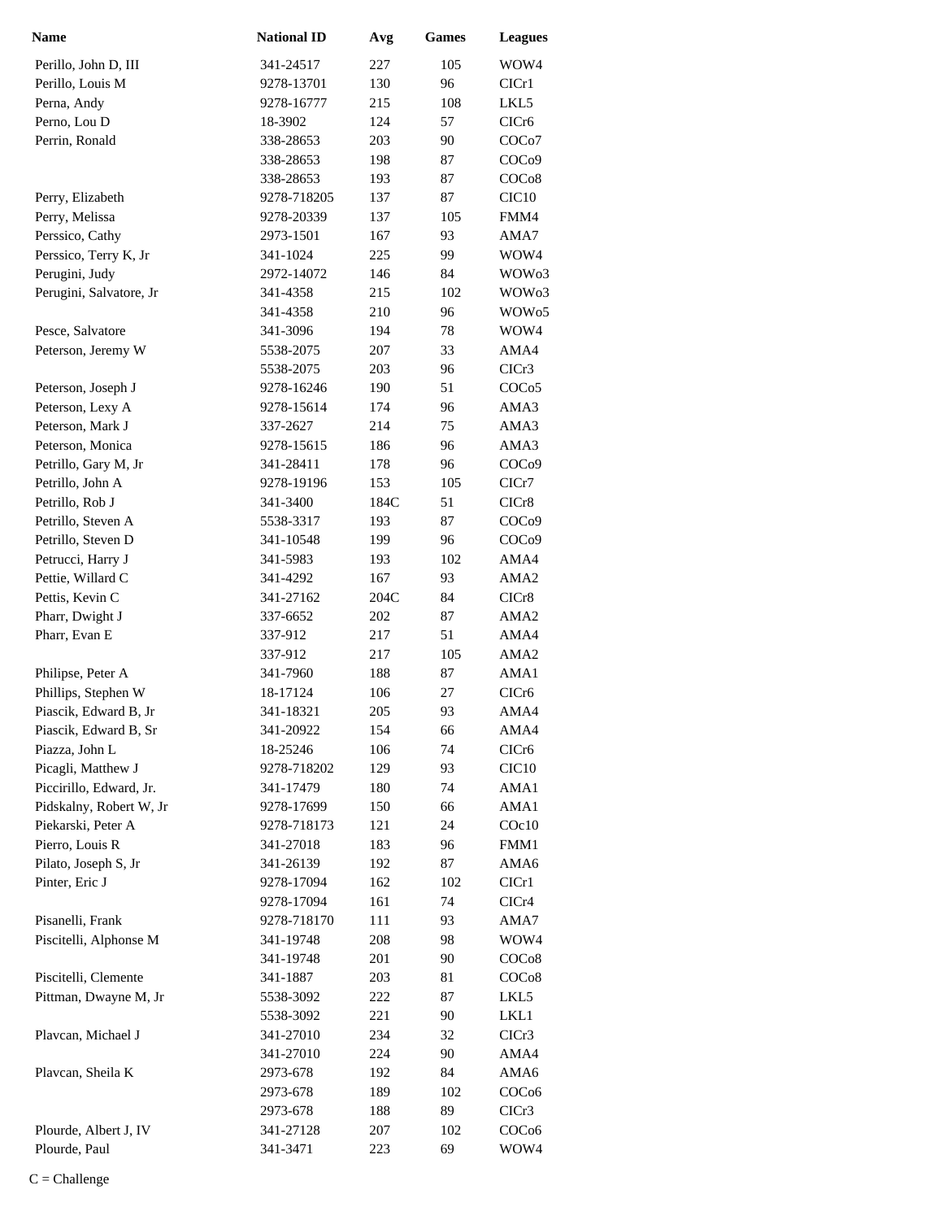| Name | National ID | Avg | Games | Leagues |
| --- | --- | --- | --- | --- |
| Perillo, John D, III | 341-24517 | 227 | 105 | WOW4 |
| Perillo, Louis M | 9278-13701 | 130 | 96 | CICr1 |
| Perna, Andy | 9278-16777 | 215 | 108 | LKL5 |
| Perno, Lou D | 18-3902 | 124 | 57 | CICr6 |
| Perrin, Ronald | 338-28653 | 203 | 90 | COCo7 |
| | 338-28653 | 198 | 87 | COCo9 |
| | 338-28653 | 193 | 87 | COCo8 |
| Perry, Elizabeth | 9278-718205 | 137 | 87 | CIC10 |
| Perry, Melissa | 9278-20339 | 137 | 105 | FMM4 |
| Perssico, Cathy | 2973-1501 | 167 | 93 | AMA7 |
| Perssico, Terry K, Jr | 341-1024 | 225 | 99 | WOW4 |
| Perugini, Judy | 2972-14072 | 146 | 84 | WOWo3 |
| Perugini, Salvatore, Jr | 341-4358 | 215 | 102 | WOWo3 |
| | 341-4358 | 210 | 96 | WOWo5 |
| Pesce, Salvatore | 341-3096 | 194 | 78 | WOW4 |
| Peterson, Jeremy W | 5538-2075 | 207 | 33 | AMA4 |
| | 5538-2075 | 203 | 96 | CICr3 |
| Peterson, Joseph J | 9278-16246 | 190 | 51 | COCo5 |
| Peterson, Lexy A | 9278-15614 | 174 | 96 | AMA3 |
| Peterson, Mark J | 337-2627 | 214 | 75 | AMA3 |
| Peterson, Monica | 9278-15615 | 186 | 96 | AMA3 |
| Petrillo, Gary M, Jr | 341-28411 | 178 | 96 | COCo9 |
| Petrillo, John A | 9278-19196 | 153 | 105 | CICr7 |
| Petrillo, Rob J | 341-3400 | 184C | 51 | CICr8 |
| Petrillo, Steven A | 5538-3317 | 193 | 87 | COCo9 |
| Petrillo, Steven D | 341-10548 | 199 | 96 | COCo9 |
| Petrucci, Harry J | 341-5983 | 193 | 102 | AMA4 |
| Pettie, Willard C | 341-4292 | 167 | 93 | AMA2 |
| Pettis, Kevin C | 341-27162 | 204C | 84 | CICr8 |
| Pharr, Dwight J | 337-6652 | 202 | 87 | AMA2 |
| Pharr, Evan E | 337-912 | 217 | 51 | AMA4 |
| | 337-912 | 217 | 105 | AMA2 |
| Philipse, Peter A | 341-7960 | 188 | 87 | AMA1 |
| Phillips, Stephen W | 18-17124 | 106 | 27 | CICr6 |
| Piascik, Edward B, Jr | 341-18321 | 205 | 93 | AMA4 |
| Piascik, Edward B, Sr | 341-20922 | 154 | 66 | AMA4 |
| Piazza, John L | 18-25246 | 106 | 74 | CICr6 |
| Picagli, Matthew J | 9278-718202 | 129 | 93 | CIC10 |
| Piccirillo, Edward, Jr. | 341-17479 | 180 | 74 | AMA1 |
| Pidskalny, Robert W, Jr | 9278-17699 | 150 | 66 | AMA1 |
| Piekarski, Peter A | 9278-718173 | 121 | 24 | COc10 |
| Pierro, Louis R | 341-27018 | 183 | 96 | FMM1 |
| Pilato, Joseph S, Jr | 341-26139 | 192 | 87 | AMA6 |
| Pinter, Eric J | 9278-17094 | 162 | 102 | CICr1 |
| | 9278-17094 | 161 | 74 | CICr4 |
| Pisanelli, Frank | 9278-718170 | 111 | 93 | AMA7 |
| Piscitelli, Alphonse M | 341-19748 | 208 | 98 | WOW4 |
| | 341-19748 | 201 | 90 | COCo8 |
| Piscitelli, Clemente | 341-1887 | 203 | 81 | COCo8 |
| Pittman, Dwayne M, Jr | 5538-3092 | 222 | 87 | LKL5 |
| | 5538-3092 | 221 | 90 | LKL1 |
| Plavcan, Michael J | 341-27010 | 234 | 32 | CICr3 |
| | 341-27010 | 224 | 90 | AMA4 |
| Plavcan, Sheila K | 2973-678 | 192 | 84 | AMA6 |
| | 2973-678 | 189 | 102 | COCo6 |
| | 2973-678 | 188 | 89 | CICr3 |
| Plourde, Albert J, IV | 341-27128 | 207 | 102 | COCo6 |
| Plourde, Paul | 341-3471 | 223 | 69 | WOW4 |

C = Challenge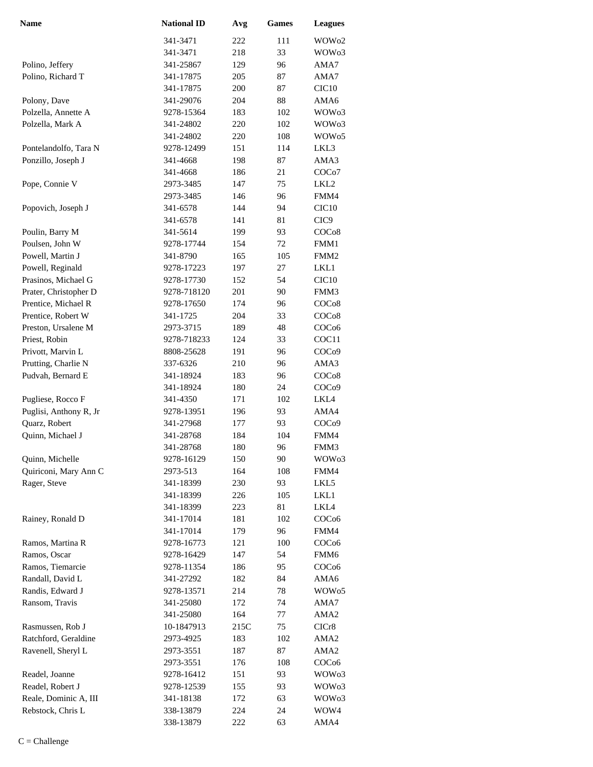| Name | National ID | Avg | Games | Leagues |
|---|---|---|---|---|
| | 341-3471 | 222 | 111 | WOWo2 |
| | 341-3471 | 218 | 33 | WOWo3 |
| Polino, Jeffery | 341-25867 | 129 | 96 | AMA7 |
| Polino, Richard T | 341-17875 | 205 | 87 | AMA7 |
| | 341-17875 | 200 | 87 | CIC10 |
| Polony, Dave | 341-29076 | 204 | 88 | AMA6 |
| Polzella, Annette A | 9278-15364 | 183 | 102 | WOWo3 |
| Polzella, Mark A | 341-24802 | 220 | 102 | WOWo3 |
| | 341-24802 | 220 | 108 | WOWo5 |
| Pontelandolfo, Tara N | 9278-12499 | 151 | 114 | LKL3 |
| Ponzillo, Joseph J | 341-4668 | 198 | 87 | AMA3 |
| | 341-4668 | 186 | 21 | COCo7 |
| Pope, Connie V | 2973-3485 | 147 | 75 | LKL2 |
| | 2973-3485 | 146 | 96 | FMM4 |
| Popovich, Joseph J | 341-6578 | 144 | 94 | CIC10 |
| | 341-6578 | 141 | 81 | CIC9 |
| Poulin, Barry M | 341-5614 | 199 | 93 | COCo8 |
| Poulsen, John W | 9278-17744 | 154 | 72 | FMM1 |
| Powell, Martin J | 341-8790 | 165 | 105 | FMM2 |
| Powell, Reginald | 9278-17223 | 197 | 27 | LKL1 |
| Prasinos, Michael G | 9278-17730 | 152 | 54 | CIC10 |
| Prater, Christopher D | 9278-718120 | 201 | 90 | FMM3 |
| Prentice, Michael R | 9278-17650 | 174 | 96 | COCo8 |
| Prentice, Robert W | 341-1725 | 204 | 33 | COCo8 |
| Preston, Ursalene M | 2973-3715 | 189 | 48 | COCo6 |
| Priest, Robin | 9278-718233 | 124 | 33 | COC11 |
| Privott, Marvin L | 8808-25628 | 191 | 96 | COCo9 |
| Prutting, Charlie N | 337-6326 | 210 | 96 | AMA3 |
| Pudvah, Bernard E | 341-18924 | 183 | 96 | COCo8 |
| | 341-18924 | 180 | 24 | COCo9 |
| Pugliese, Rocco F | 341-4350 | 171 | 102 | LKL4 |
| Puglisi, Anthony R, Jr | 9278-13951 | 196 | 93 | AMA4 |
| Quarz, Robert | 341-27968 | 177 | 93 | COCo9 |
| Quinn, Michael J | 341-28768 | 184 | 104 | FMM4 |
| | 341-28768 | 180 | 96 | FMM3 |
| Quinn, Michelle | 9278-16129 | 150 | 90 | WOWo3 |
| Quiriconi, Mary Ann C | 2973-513 | 164 | 108 | FMM4 |
| Rager, Steve | 341-18399 | 230 | 93 | LKL5 |
| | 341-18399 | 226 | 105 | LKL1 |
| | 341-18399 | 223 | 81 | LKL4 |
| Rainey, Ronald D | 341-17014 | 181 | 102 | COCo6 |
| | 341-17014 | 179 | 96 | FMM4 |
| Ramos, Martina R | 9278-16773 | 121 | 100 | COCo6 |
| Ramos, Oscar | 9278-16429 | 147 | 54 | FMM6 |
| Ramos, Tiemarcie | 9278-11354 | 186 | 95 | COCo6 |
| Randall, David L | 341-27292 | 182 | 84 | AMA6 |
| Randis, Edward J | 9278-13571 | 214 | 78 | WOWo5 |
| Ransom, Travis | 341-25080 | 172 | 74 | AMA7 |
| | 341-25080 | 164 | 77 | AMA2 |
| Rasmussen, Rob J | 10-1847913 | 215C | 75 | CICr8 |
| Ratchford, Geraldine | 2973-4925 | 183 | 102 | AMA2 |
| Ravenell, Sheryl L | 2973-3551 | 187 | 87 | AMA2 |
| | 2973-3551 | 176 | 108 | COCo6 |
| Readel, Joanne | 9278-16412 | 151 | 93 | WOWo3 |
| Readel, Robert J | 9278-12539 | 155 | 93 | WOWo3 |
| Reale, Dominic A, III | 341-18138 | 172 | 63 | WOWo3 |
| Rebstock, Chris L | 338-13879 | 224 | 24 | WOW4 |
| | 338-13879 | 222 | 63 | AMA4 |

C = Challenge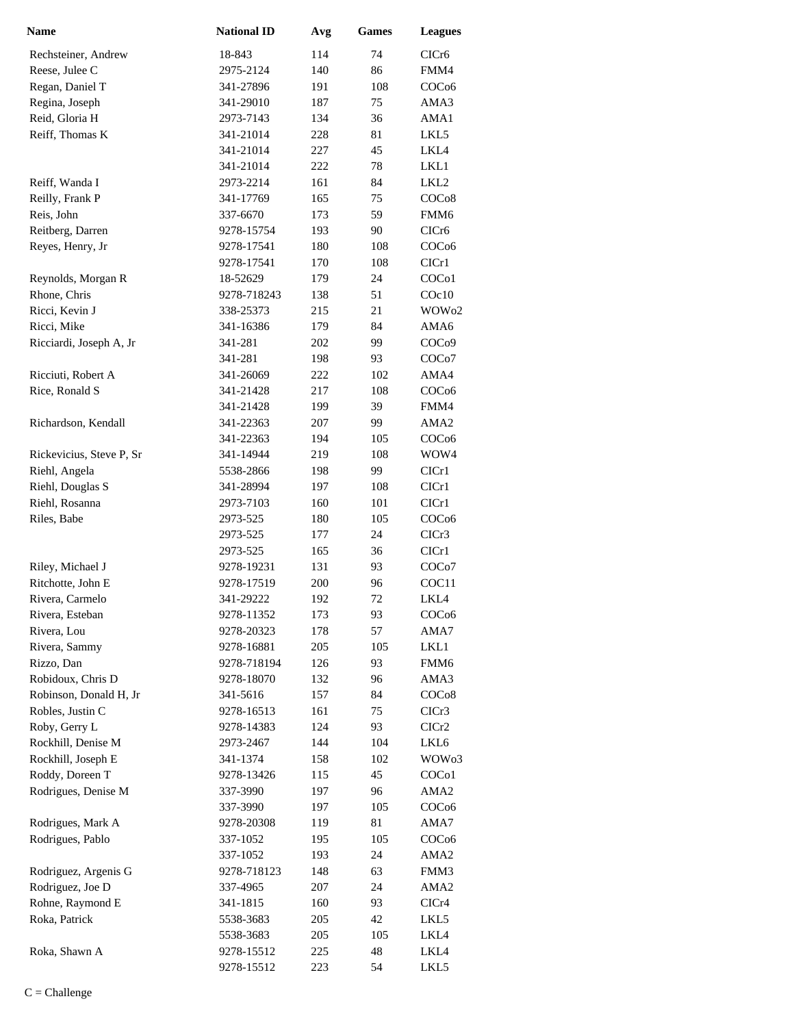| Name | National ID | Avg | Games | Leagues |
|---|---|---|---|---|
| Rechsteiner, Andrew | 18-843 | 114 | 74 | CICr6 |
| Reese, Julee C | 2975-2124 | 140 | 86 | FMM4 |
| Regan, Daniel T | 341-27896 | 191 | 108 | COCo6 |
| Regina, Joseph | 341-29010 | 187 | 75 | AMA3 |
| Reid, Gloria H | 2973-7143 | 134 | 36 | AMA1 |
| Reiff, Thomas K | 341-21014 | 228 | 81 | LKL5 |
| | 341-21014 | 227 | 45 | LKL4 |
| | 341-21014 | 222 | 78 | LKL1 |
| Reiff, Wanda I | 2973-2214 | 161 | 84 | LKL2 |
| Reilly, Frank P | 341-17769 | 165 | 75 | COCo8 |
| Reis, John | 337-6670 | 173 | 59 | FMM6 |
| Reitberg, Darren | 9278-15754 | 193 | 90 | CICr6 |
| Reyes, Henry, Jr | 9278-17541 | 180 | 108 | COCo6 |
| | 9278-17541 | 170 | 108 | CICr1 |
| Reynolds, Morgan R | 18-52629 | 179 | 24 | COCo1 |
| Rhone, Chris | 9278-718243 | 138 | 51 | COc10 |
| Ricci, Kevin J | 338-25373 | 215 | 21 | WOWo2 |
| Ricci, Mike | 341-16386 | 179 | 84 | AMA6 |
| Ricciardi, Joseph A, Jr | 341-281 | 202 | 99 | COCo9 |
| | 341-281 | 198 | 93 | COCo7 |
| Ricciuti, Robert A | 341-26069 | 222 | 102 | AMA4 |
| Rice, Ronald S | 341-21428 | 217 | 108 | COCo6 |
| | 341-21428 | 199 | 39 | FMM4 |
| Richardson, Kendall | 341-22363 | 207 | 99 | AMA2 |
| | 341-22363 | 194 | 105 | COCo6 |
| Rickevicius, Steve P, Sr | 341-14944 | 219 | 108 | WOW4 |
| Riehl, Angela | 5538-2866 | 198 | 99 | CICr1 |
| Riehl, Douglas S | 341-28994 | 197 | 108 | CICr1 |
| Riehl, Rosanna | 2973-7103 | 160 | 101 | CICr1 |
| Riles, Babe | 2973-525 | 180 | 105 | COCo6 |
| | 2973-525 | 177 | 24 | CICr3 |
| | 2973-525 | 165 | 36 | CICr1 |
| Riley, Michael J | 9278-19231 | 131 | 93 | COCo7 |
| Ritchotte, John E | 9278-17519 | 200 | 96 | COC11 |
| Rivera, Carmelo | 341-29222 | 192 | 72 | LKL4 |
| Rivera, Esteban | 9278-11352 | 173 | 93 | COCo6 |
| Rivera, Lou | 9278-20323 | 178 | 57 | AMA7 |
| Rivera, Sammy | 9278-16881 | 205 | 105 | LKL1 |
| Rizzo, Dan | 9278-718194 | 126 | 93 | FMM6 |
| Robidoux, Chris D | 9278-18070 | 132 | 96 | AMA3 |
| Robinson, Donald H, Jr | 341-5616 | 157 | 84 | COCo8 |
| Robles, Justin C | 9278-16513 | 161 | 75 | CICr3 |
| Roby, Gerry L | 9278-14383 | 124 | 93 | CICr2 |
| Rockhill, Denise M | 2973-2467 | 144 | 104 | LKL6 |
| Rockhill, Joseph E | 341-1374 | 158 | 102 | WOWo3 |
| Roddy, Doreen T | 9278-13426 | 115 | 45 | COCo1 |
| Rodrigues, Denise M | 337-3990 | 197 | 96 | AMA2 |
| | 337-3990 | 197 | 105 | COCo6 |
| Rodrigues, Mark A | 9278-20308 | 119 | 81 | AMA7 |
| Rodrigues, Pablo | 337-1052 | 195 | 105 | COCo6 |
| | 337-1052 | 193 | 24 | AMA2 |
| Rodriguez, Argenis G | 9278-718123 | 148 | 63 | FMM3 |
| Rodriguez, Joe D | 337-4965 | 207 | 24 | AMA2 |
| Rohne, Raymond E | 341-1815 | 160 | 93 | CICr4 |
| Roka, Patrick | 5538-3683 | 205 | 42 | LKL5 |
| | 5538-3683 | 205 | 105 | LKL4 |
| Roka, Shawn A | 9278-15512 | 225 | 48 | LKL4 |
| | 9278-15512 | 223 | 54 | LKL5 |

C = Challenge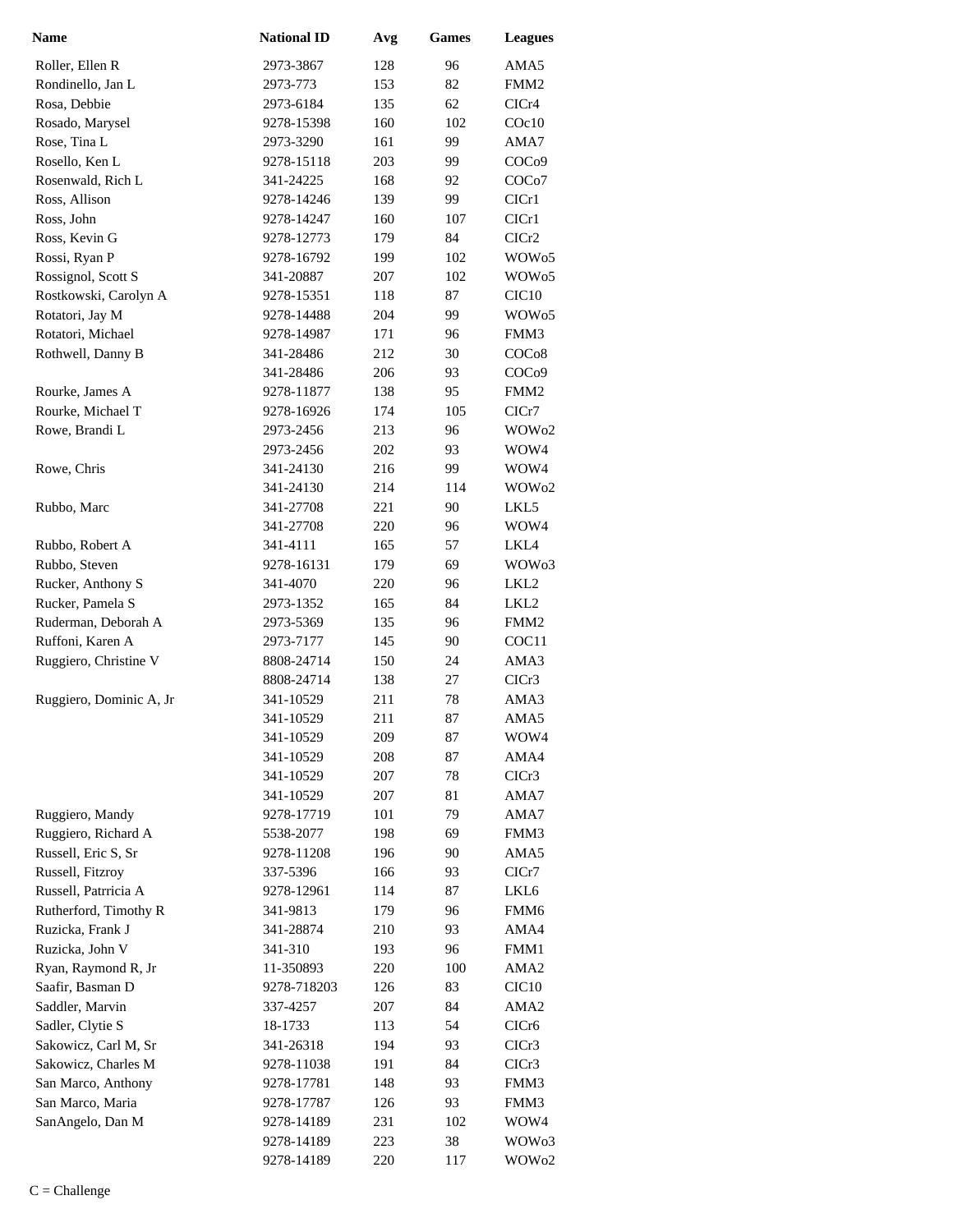| Name | National ID | Avg | Games | Leagues |
| --- | --- | --- | --- | --- |
| Roller, Ellen R | 2973-3867 | 128 | 96 | AMA5 |
| Rondinello, Jan L | 2973-773 | 153 | 82 | FMM2 |
| Rosa, Debbie | 2973-6184 | 135 | 62 | CICr4 |
| Rosado, Marysel | 9278-15398 | 160 | 102 | COc10 |
| Rose, Tina L | 2973-3290 | 161 | 99 | AMA7 |
| Rosello, Ken L | 9278-15118 | 203 | 99 | COCo9 |
| Rosenwald, Rich L | 341-24225 | 168 | 92 | COCo7 |
| Ross, Allison | 9278-14246 | 139 | 99 | CICr1 |
| Ross, John | 9278-14247 | 160 | 107 | CICr1 |
| Ross, Kevin G | 9278-12773 | 179 | 84 | CICr2 |
| Rossi, Ryan P | 9278-16792 | 199 | 102 | WOWo5 |
| Rossignol, Scott S | 341-20887 | 207 | 102 | WOWo5 |
| Rostkowski, Carolyn A | 9278-15351 | 118 | 87 | CIC10 |
| Rotatori, Jay M | 9278-14488 | 204 | 99 | WOWo5 |
| Rotatori, Michael | 9278-14987 | 171 | 96 | FMM3 |
| Rothwell, Danny B | 341-28486 | 212 | 30 | COCo8 |
| | 341-28486 | 206 | 93 | COCo9 |
| Rourke, James A | 9278-11877 | 138 | 95 | FMM2 |
| Rourke, Michael T | 9278-16926 | 174 | 105 | CICr7 |
| Rowe, Brandi L | 2973-2456 | 213 | 96 | WOWo2 |
| | 2973-2456 | 202 | 93 | WOW4 |
| Rowe, Chris | 341-24130 | 216 | 99 | WOW4 |
| | 341-24130 | 214 | 114 | WOWo2 |
| Rubbo, Marc | 341-27708 | 221 | 90 | LKL5 |
| | 341-27708 | 220 | 96 | WOW4 |
| Rubbo, Robert A | 341-4111 | 165 | 57 | LKL4 |
| Rubbo, Steven | 9278-16131 | 179 | 69 | WOWo3 |
| Rucker, Anthony S | 341-4070 | 220 | 96 | LKL2 |
| Rucker, Pamela S | 2973-1352 | 165 | 84 | LKL2 |
| Ruderman, Deborah A | 2973-5369 | 135 | 96 | FMM2 |
| Ruffoni, Karen A | 2973-7177 | 145 | 90 | COC11 |
| Ruggiero, Christine V | 8808-24714 | 150 | 24 | AMA3 |
| | 8808-24714 | 138 | 27 | CICr3 |
| Ruggiero, Dominic A, Jr | 341-10529 | 211 | 78 | AMA3 |
| | 341-10529 | 211 | 87 | AMA5 |
| | 341-10529 | 209 | 87 | WOW4 |
| | 341-10529 | 208 | 87 | AMA4 |
| | 341-10529 | 207 | 78 | CICr3 |
| | 341-10529 | 207 | 81 | AMA7 |
| Ruggiero, Mandy | 9278-17719 | 101 | 79 | AMA7 |
| Ruggiero, Richard A | 5538-2077 | 198 | 69 | FMM3 |
| Russell, Eric S, Sr | 9278-11208 | 196 | 90 | AMA5 |
| Russell, Fitzroy | 337-5396 | 166 | 93 | CICr7 |
| Russell, Patrricia A | 9278-12961 | 114 | 87 | LKL6 |
| Rutherford, Timothy R | 341-9813 | 179 | 96 | FMM6 |
| Ruzicka, Frank J | 341-28874 | 210 | 93 | AMA4 |
| Ruzicka, John V | 341-310 | 193 | 96 | FMM1 |
| Ryan, Raymond R, Jr | 11-350893 | 220 | 100 | AMA2 |
| Saafir, Basman D | 9278-718203 | 126 | 83 | CIC10 |
| Saddler, Marvin | 337-4257 | 207 | 84 | AMA2 |
| Sadler, Clytie S | 18-1733 | 113 | 54 | CICr6 |
| Sakowicz, Carl M, Sr | 341-26318 | 194 | 93 | CICr3 |
| Sakowicz, Charles M | 9278-11038 | 191 | 84 | CICr3 |
| San Marco, Anthony | 9278-17781 | 148 | 93 | FMM3 |
| San Marco, Maria | 9278-17787 | 126 | 93 | FMM3 |
| SanAngelo, Dan M | 9278-14189 | 231 | 102 | WOW4 |
| | 9278-14189 | 223 | 38 | WOWo3 |
| | 9278-14189 | 220 | 117 | WOWo2 |

C = Challenge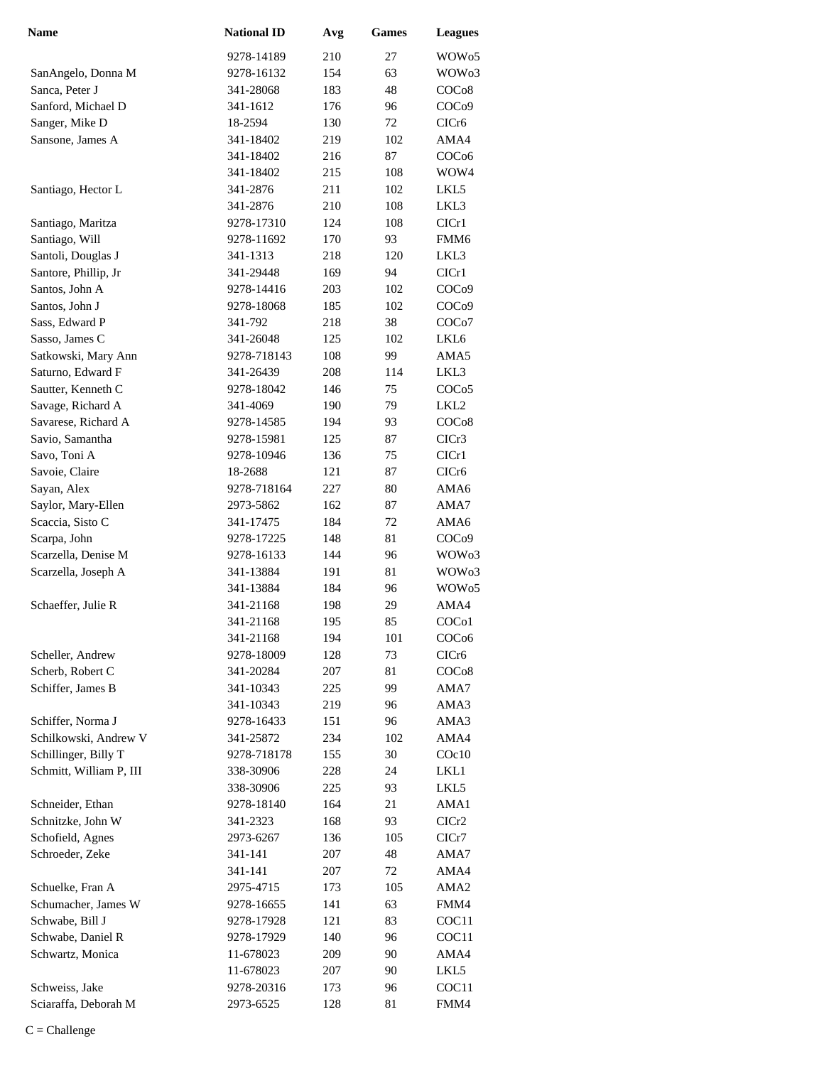| Name | National ID | Avg | Games | Leagues |
|---|---|---|---|---|
| | 9278-14189 | 210 | 27 | WOWo5 |
| SanAngelo, Donna M | 9278-16132 | 154 | 63 | WOWo3 |
| Sanca, Peter J | 341-28068 | 183 | 48 | COCo8 |
| Sanford, Michael D | 341-1612 | 176 | 96 | COCo9 |
| Sanger, Mike D | 18-2594 | 130 | 72 | CICr6 |
| Sansone, James A | 341-18402 | 219 | 102 | AMA4 |
| | 341-18402 | 216 | 87 | COCo6 |
| | 341-18402 | 215 | 108 | WOW4 |
| Santiago, Hector L | 341-2876 | 211 | 102 | LKL5 |
| | 341-2876 | 210 | 108 | LKL3 |
| Santiago, Maritza | 9278-17310 | 124 | 108 | CICr1 |
| Santiago, Will | 9278-11692 | 170 | 93 | FMM6 |
| Santoli, Douglas J | 341-1313 | 218 | 120 | LKL3 |
| Santore, Phillip, Jr | 341-29448 | 169 | 94 | CICr1 |
| Santos, John A | 9278-14416 | 203 | 102 | COCo9 |
| Santos, John J | 9278-18068 | 185 | 102 | COCo9 |
| Sass, Edward P | 341-792 | 218 | 38 | COCo7 |
| Sasso, James C | 341-26048 | 125 | 102 | LKL6 |
| Satkowski, Mary Ann | 9278-718143 | 108 | 99 | AMA5 |
| Saturno, Edward F | 341-26439 | 208 | 114 | LKL3 |
| Sautter, Kenneth C | 9278-18042 | 146 | 75 | COCo5 |
| Savage, Richard A | 341-4069 | 190 | 79 | LKL2 |
| Savarese, Richard A | 9278-14585 | 194 | 93 | COCo8 |
| Savio, Samantha | 9278-15981 | 125 | 87 | CICr3 |
| Savo, Toni A | 9278-10946 | 136 | 75 | CICr1 |
| Savoie, Claire | 18-2688 | 121 | 87 | CICr6 |
| Sayan, Alex | 9278-718164 | 227 | 80 | AMA6 |
| Saylor, Mary-Ellen | 2973-5862 | 162 | 87 | AMA7 |
| Scaccia, Sisto C | 341-17475 | 184 | 72 | AMA6 |
| Scarpa, John | 9278-17225 | 148 | 81 | COCo9 |
| Scarzella, Denise M | 9278-16133 | 144 | 96 | WOWo3 |
| Scarzella, Joseph A | 341-13884 | 191 | 81 | WOWo3 |
| | 341-13884 | 184 | 96 | WOWo5 |
| Schaeffer, Julie R | 341-21168 | 198 | 29 | AMA4 |
| | 341-21168 | 195 | 85 | COCo1 |
| | 341-21168 | 194 | 101 | COCo6 |
| Scheller, Andrew | 9278-18009 | 128 | 73 | CICr6 |
| Scherb, Robert C | 341-20284 | 207 | 81 | COCo8 |
| Schiffer, James B | 341-10343 | 225 | 99 | AMA7 |
| | 341-10343 | 219 | 96 | AMA3 |
| Schiffer, Norma J | 9278-16433 | 151 | 96 | AMA3 |
| Schilkowski, Andrew V | 341-25872 | 234 | 102 | AMA4 |
| Schillinger, Billy T | 9278-718178 | 155 | 30 | COc10 |
| Schmitt, William P, III | 338-30906 | 228 | 24 | LKL1 |
| | 338-30906 | 225 | 93 | LKL5 |
| Schneider, Ethan | 9278-18140 | 164 | 21 | AMA1 |
| Schnitzke, John W | 341-2323 | 168 | 93 | CICr2 |
| Schofield, Agnes | 2973-6267 | 136 | 105 | CICr7 |
| Schroeder, Zeke | 341-141 | 207 | 48 | AMA7 |
| | 341-141 | 207 | 72 | AMA4 |
| Schuelke, Fran A | 2975-4715 | 173 | 105 | AMA2 |
| Schumacher, James W | 9278-16655 | 141 | 63 | FMM4 |
| Schwabe, Bill J | 9278-17928 | 121 | 83 | COC11 |
| Schwabe, Daniel R | 9278-17929 | 140 | 96 | COC11 |
| Schwartz, Monica | 11-678023 | 209 | 90 | AMA4 |
| | 11-678023 | 207 | 90 | LKL5 |
| Schweiss, Jake | 9278-20316 | 173 | 96 | COC11 |
| Sciaraffa, Deborah M | 2973-6525 | 128 | 81 | FMM4 |

C = Challenge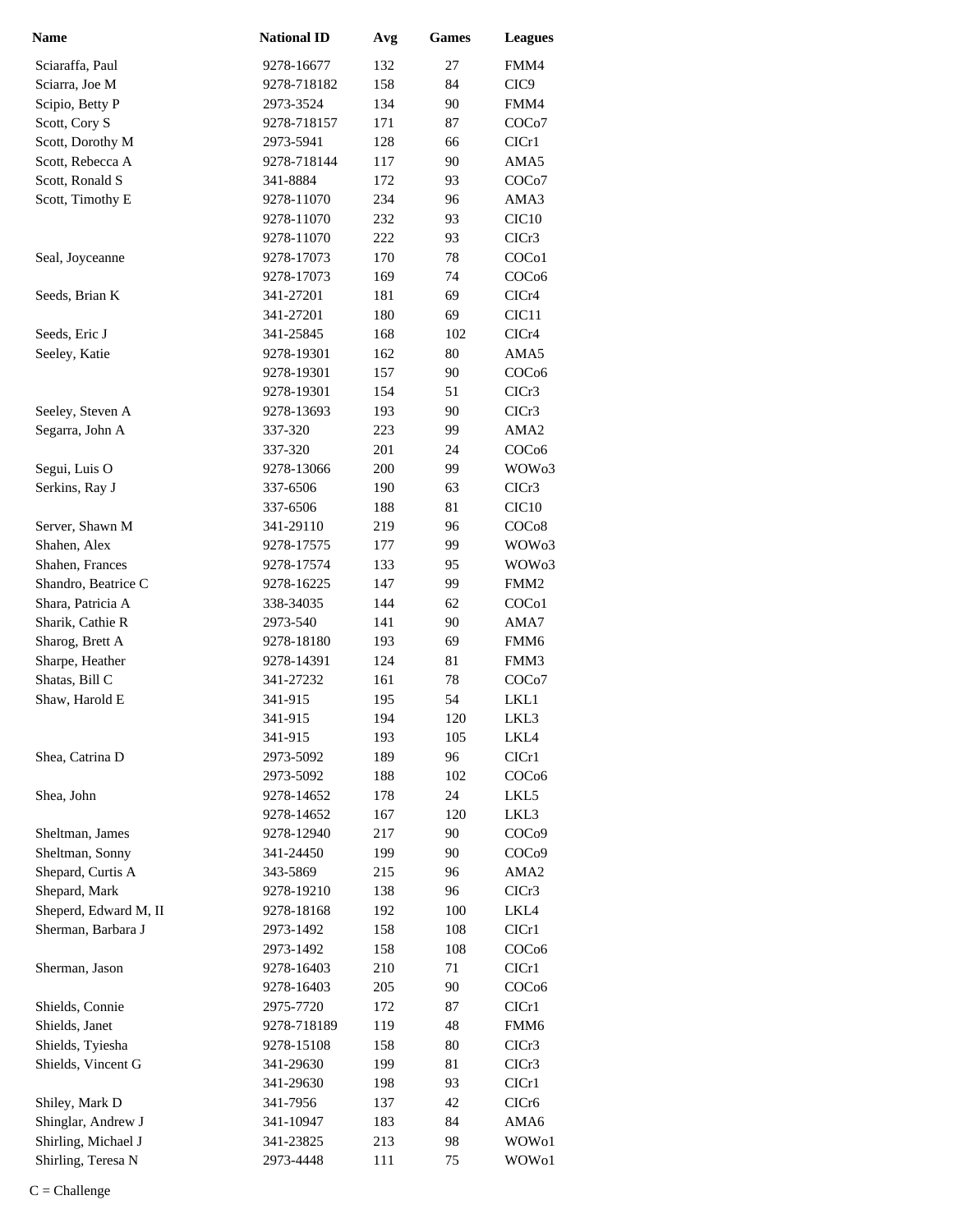| Name | National ID | Avg | Games | Leagues |
|---|---|---|---|---|
| Sciaraffa, Paul | 9278-16677 | 132 | 27 | FMM4 |
| Sciarra, Joe M | 9278-718182 | 158 | 84 | CIC9 |
| Scipio, Betty P | 2973-3524 | 134 | 90 | FMM4 |
| Scott, Cory S | 9278-718157 | 171 | 87 | COCo7 |
| Scott, Dorothy M | 2973-5941 | 128 | 66 | CICr1 |
| Scott, Rebecca A | 9278-718144 | 117 | 90 | AMA5 |
| Scott, Ronald S | 341-8884 | 172 | 93 | COCo7 |
| Scott, Timothy E | 9278-11070 | 234 | 96 | AMA3 |
| | 9278-11070 | 232 | 93 | CIC10 |
| | 9278-11070 | 222 | 93 | CICr3 |
| Seal, Joyceanne | 9278-17073 | 170 | 78 | COCo1 |
| | 9278-17073 | 169 | 74 | COCo6 |
| Seeds, Brian K | 341-27201 | 181 | 69 | CICr4 |
| | 341-27201 | 180 | 69 | CIC11 |
| Seeds, Eric J | 341-25845 | 168 | 102 | CICr4 |
| Seeley, Katie | 9278-19301 | 162 | 80 | AMA5 |
| | 9278-19301 | 157 | 90 | COCo6 |
| | 9278-19301 | 154 | 51 | CICr3 |
| Seeley, Steven A | 9278-13693 | 193 | 90 | CICr3 |
| Segarra, John A | 337-320 | 223 | 99 | AMA2 |
| | 337-320 | 201 | 24 | COCo6 |
| Segui, Luis O | 9278-13066 | 200 | 99 | WOWo3 |
| Serkins, Ray J | 337-6506 | 190 | 63 | CICr3 |
| | 337-6506 | 188 | 81 | CIC10 |
| Server, Shawn M | 341-29110 | 219 | 96 | COCo8 |
| Shahen, Alex | 9278-17575 | 177 | 99 | WOWo3 |
| Shahen, Frances | 9278-17574 | 133 | 95 | WOWo3 |
| Shandro, Beatrice C | 9278-16225 | 147 | 99 | FMM2 |
| Shara, Patricia A | 338-34035 | 144 | 62 | COCo1 |
| Sharik, Cathie R | 2973-540 | 141 | 90 | AMA7 |
| Sharog, Brett A | 9278-18180 | 193 | 69 | FMM6 |
| Sharpe, Heather | 9278-14391 | 124 | 81 | FMM3 |
| Shatas, Bill C | 341-27232 | 161 | 78 | COCo7 |
| Shaw, Harold E | 341-915 | 195 | 54 | LKL1 |
| | 341-915 | 194 | 120 | LKL3 |
| | 341-915 | 193 | 105 | LKL4 |
| Shea, Catrina D | 2973-5092 | 189 | 96 | CICr1 |
| | 2973-5092 | 188 | 102 | COCo6 |
| Shea, John | 9278-14652 | 178 | 24 | LKL5 |
| | 9278-14652 | 167 | 120 | LKL3 |
| Sheltman, James | 9278-12940 | 217 | 90 | COCo9 |
| Sheltman, Sonny | 341-24450 | 199 | 90 | COCo9 |
| Shepard, Curtis A | 343-5869 | 215 | 96 | AMA2 |
| Shepard, Mark | 9278-19210 | 138 | 96 | CICr3 |
| Sheperd, Edward M, II | 9278-18168 | 192 | 100 | LKL4 |
| Sherman, Barbara J | 2973-1492 | 158 | 108 | CICr1 |
| | 2973-1492 | 158 | 108 | COCo6 |
| Sherman, Jason | 9278-16403 | 210 | 71 | CICr1 |
| | 9278-16403 | 205 | 90 | COCo6 |
| Shields, Connie | 2975-7720 | 172 | 87 | CICr1 |
| Shields, Janet | 9278-718189 | 119 | 48 | FMM6 |
| Shields, Tyiesha | 9278-15108 | 158 | 80 | CICr3 |
| Shields, Vincent G | 341-29630 | 199 | 81 | CICr3 |
| | 341-29630 | 198 | 93 | CICr1 |
| Shiley, Mark D | 341-7956 | 137 | 42 | CICr6 |
| Shinglar, Andrew J | 341-10947 | 183 | 84 | AMA6 |
| Shirling, Michael J | 341-23825 | 213 | 98 | WOWo1 |
| Shirling, Teresa N | 2973-4448 | 111 | 75 | WOWo1 |

C = Challenge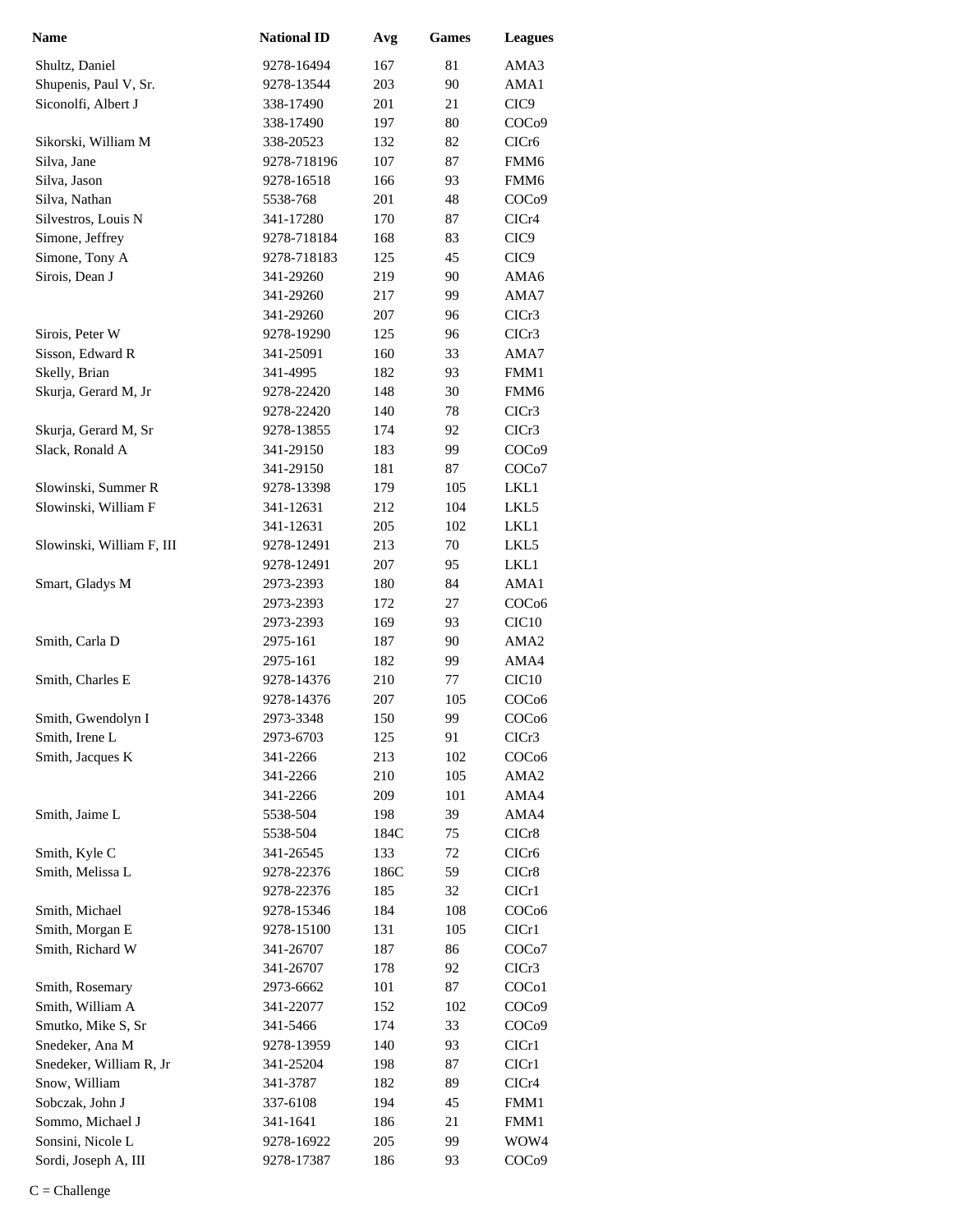| Name | National ID | Avg | Games | Leagues |
|---|---|---|---|---|
| Shultz, Daniel | 9278-16494 | 167 | 81 | AMA3 |
| Shupenis, Paul V, Sr. | 9278-13544 | 203 | 90 | AMA1 |
| Siconolfi, Albert J | 338-17490 | 201 | 21 | CIC9 |
| | 338-17490 | 197 | 80 | COCo9 |
| Sikorski, William M | 338-20523 | 132 | 82 | CICr6 |
| Silva, Jane | 9278-718196 | 107 | 87 | FMM6 |
| Silva, Jason | 9278-16518 | 166 | 93 | FMM6 |
| Silva, Nathan | 5538-768 | 201 | 48 | COCo9 |
| Silvestros, Louis N | 341-17280 | 170 | 87 | CICr4 |
| Simone, Jeffrey | 9278-718184 | 168 | 83 | CIC9 |
| Simone, Tony A | 9278-718183 | 125 | 45 | CIC9 |
| Sirois, Dean J | 341-29260 | 219 | 90 | AMA6 |
| | 341-29260 | 217 | 99 | AMA7 |
| | 341-29260 | 207 | 96 | CICr3 |
| Sirois, Peter W | 9278-19290 | 125 | 96 | CICr3 |
| Sisson, Edward R | 341-25091 | 160 | 33 | AMA7 |
| Skelly, Brian | 341-4995 | 182 | 93 | FMM1 |
| Skurja, Gerard M, Jr | 9278-22420 | 148 | 30 | FMM6 |
| | 9278-22420 | 140 | 78 | CICr3 |
| Skurja, Gerard M, Sr | 9278-13855 | 174 | 92 | CICr3 |
| Slack, Ronald A | 341-29150 | 183 | 99 | COCo9 |
| | 341-29150 | 181 | 87 | COCo7 |
| Slowinski, Summer R | 9278-13398 | 179 | 105 | LKL1 |
| Slowinski, William F | 341-12631 | 212 | 104 | LKL5 |
| | 341-12631 | 205 | 102 | LKL1 |
| Slowinski, William F, III | 9278-12491 | 213 | 70 | LKL5 |
| | 9278-12491 | 207 | 95 | LKL1 |
| Smart, Gladys M | 2973-2393 | 180 | 84 | AMA1 |
| | 2973-2393 | 172 | 27 | COCo6 |
| | 2973-2393 | 169 | 93 | CIC10 |
| Smith, Carla D | 2975-161 | 187 | 90 | AMA2 |
| | 2975-161 | 182 | 99 | AMA4 |
| Smith, Charles E | 9278-14376 | 210 | 77 | CIC10 |
| | 9278-14376 | 207 | 105 | COCo6 |
| Smith, Gwendolyn I | 2973-3348 | 150 | 99 | COCo6 |
| Smith, Irene L | 2973-6703 | 125 | 91 | CICr3 |
| Smith, Jacques K | 341-2266 | 213 | 102 | COCo6 |
| | 341-2266 | 210 | 105 | AMA2 |
| | 341-2266 | 209 | 101 | AMA4 |
| Smith, Jaime L | 5538-504 | 198 | 39 | AMA4 |
| | 5538-504 | 184C | 75 | CICr8 |
| Smith, Kyle C | 341-26545 | 133 | 72 | CICr6 |
| Smith, Melissa L | 9278-22376 | 186C | 59 | CICr8 |
| | 9278-22376 | 185 | 32 | CICr1 |
| Smith, Michael | 9278-15346 | 184 | 108 | COCo6 |
| Smith, Morgan E | 9278-15100 | 131 | 105 | CICr1 |
| Smith, Richard W | 341-26707 | 187 | 86 | COCo7 |
| | 341-26707 | 178 | 92 | CICr3 |
| Smith, Rosemary | 2973-6662 | 101 | 87 | COCo1 |
| Smith, William A | 341-22077 | 152 | 102 | COCo9 |
| Smutko, Mike S, Sr | 341-5466 | 174 | 33 | COCo9 |
| Snedeker, Ana M | 9278-13959 | 140 | 93 | CICr1 |
| Snedeker, William R, Jr | 341-25204 | 198 | 87 | CICr1 |
| Snow, William | 341-3787 | 182 | 89 | CICr4 |
| Sobczak, John J | 337-6108 | 194 | 45 | FMM1 |
| Sommo, Michael J | 341-1641 | 186 | 21 | FMM1 |
| Sonsini, Nicole L | 9278-16922 | 205 | 99 | WOW4 |
| Sordi, Joseph A, III | 9278-17387 | 186 | 93 | COCo9 |

C = Challenge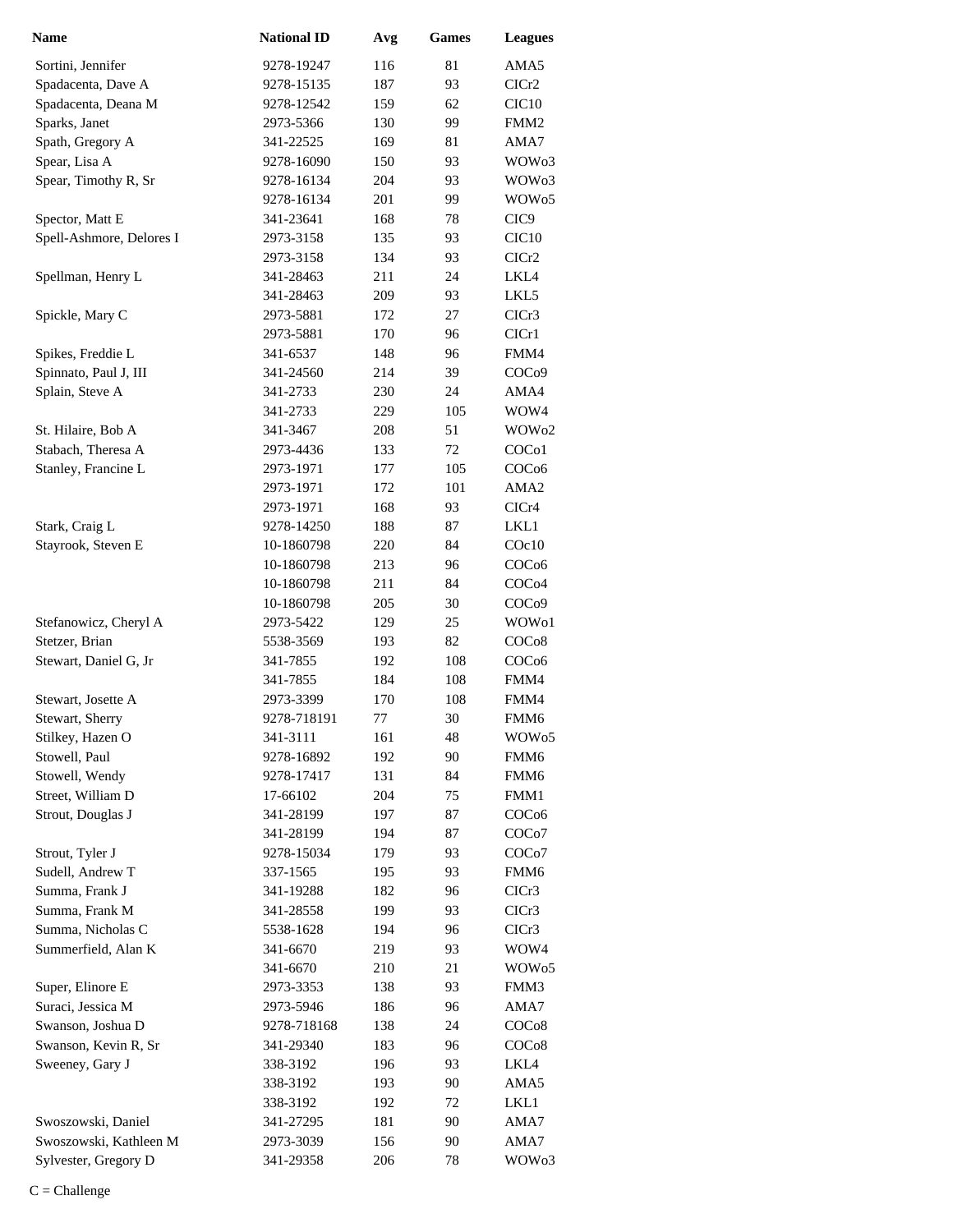| Name | National ID | Avg | Games | Leagues |
|---|---|---|---|---|
| Sortini, Jennifer | 9278-19247 | 116 | 81 | AMA5 |
| Spadacenta, Dave A | 9278-15135 | 187 | 93 | CICr2 |
| Spadacenta, Deana M | 9278-12542 | 159 | 62 | CIC10 |
| Sparks, Janet | 2973-5366 | 130 | 99 | FMM2 |
| Spath, Gregory A | 341-22525 | 169 | 81 | AMA7 |
| Spear, Lisa A | 9278-16090 | 150 | 93 | WOWo3 |
| Spear, Timothy R, Sr | 9278-16134 | 204 | 93 | WOWo3 |
| | 9278-16134 | 201 | 99 | WOWo5 |
| Spector, Matt E | 341-23641 | 168 | 78 | CIC9 |
| Spell-Ashmore, Delores I | 2973-3158 | 135 | 93 | CIC10 |
| | 2973-3158 | 134 | 93 | CICr2 |
| Spellman, Henry L | 341-28463 | 211 | 24 | LKL4 |
| | 341-28463 | 209 | 93 | LKL5 |
| Spickle, Mary C | 2973-5881 | 172 | 27 | CICr3 |
| | 2973-5881 | 170 | 96 | CICr1 |
| Spikes, Freddie L | 341-6537 | 148 | 96 | FMM4 |
| Spinnato, Paul J, III | 341-24560 | 214 | 39 | COCo9 |
| Splain, Steve A | 341-2733 | 230 | 24 | AMA4 |
| | 341-2733 | 229 | 105 | WOW4 |
| St. Hilaire, Bob A | 341-3467 | 208 | 51 | WOWo2 |
| Stabach, Theresa A | 2973-4436 | 133 | 72 | COCo1 |
| Stanley, Francine L | 2973-1971 | 177 | 105 | COCo6 |
| | 2973-1971 | 172 | 101 | AMA2 |
| | 2973-1971 | 168 | 93 | CICr4 |
| Stark, Craig L | 9278-14250 | 188 | 87 | LKL1 |
| Stayrook, Steven E | 10-1860798 | 220 | 84 | COc10 |
| | 10-1860798 | 213 | 96 | COCo6 |
| | 10-1860798 | 211 | 84 | COCo4 |
| | 10-1860798 | 205 | 30 | COCo9 |
| Stefanowicz, Cheryl A | 2973-5422 | 129 | 25 | WOWo1 |
| Stetzer, Brian | 5538-3569 | 193 | 82 | COCo8 |
| Stewart, Daniel G, Jr | 341-7855 | 192 | 108 | COCo6 |
| | 341-7855 | 184 | 108 | FMM4 |
| Stewart, Josette A | 2973-3399 | 170 | 108 | FMM4 |
| Stewart, Sherry | 9278-718191 | 77 | 30 | FMM6 |
| Stilkey, Hazen O | 341-3111 | 161 | 48 | WOWo5 |
| Stowell, Paul | 9278-16892 | 192 | 90 | FMM6 |
| Stowell, Wendy | 9278-17417 | 131 | 84 | FMM6 |
| Street, William D | 17-66102 | 204 | 75 | FMM1 |
| Strout, Douglas J | 341-28199 | 197 | 87 | COCo6 |
| | 341-28199 | 194 | 87 | COCo7 |
| Strout, Tyler J | 9278-15034 | 179 | 93 | COCo7 |
| Sudell, Andrew T | 337-1565 | 195 | 93 | FMM6 |
| Summa, Frank J | 341-19288 | 182 | 96 | CICr3 |
| Summa, Frank M | 341-28558 | 199 | 93 | CICr3 |
| Summa, Nicholas C | 5538-1628 | 194 | 96 | CICr3 |
| Summerfield, Alan K | 341-6670 | 219 | 93 | WOW4 |
| | 341-6670 | 210 | 21 | WOWo5 |
| Super, Elinore E | 2973-3353 | 138 | 93 | FMM3 |
| Suraci, Jessica M | 2973-5946 | 186 | 96 | AMA7 |
| Swanson, Joshua D | 9278-718168 | 138 | 24 | COCo8 |
| Swanson, Kevin R, Sr | 341-29340 | 183 | 96 | COCo8 |
| Sweeney, Gary J | 338-3192 | 196 | 93 | LKL4 |
| | 338-3192 | 193 | 90 | AMA5 |
| | 338-3192 | 192 | 72 | LKL1 |
| Swoszowski, Daniel | 341-27295 | 181 | 90 | AMA7 |
| Swoszowski, Kathleen M | 2973-3039 | 156 | 90 | AMA7 |
| Sylvester, Gregory D | 341-29358 | 206 | 78 | WOWo3 |

C = Challenge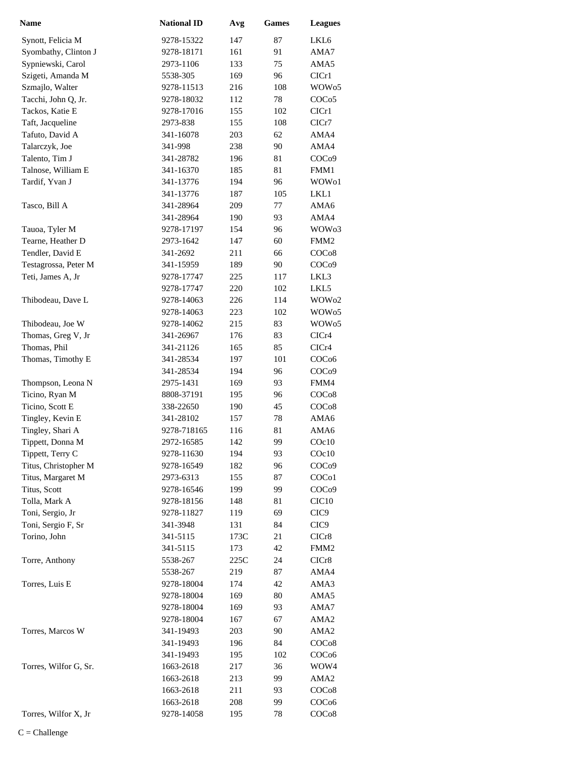| Name | National ID | Avg | Games | Leagues |
|---|---|---|---|---|
| Synott, Felicia M | 9278-15322 | 147 | 87 | LKL6 |
| Syombathy, Clinton J | 9278-18171 | 161 | 91 | AMA7 |
| Sypniewski, Carol | 2973-1106 | 133 | 75 | AMA5 |
| Szigeti, Amanda M | 5538-305 | 169 | 96 | CICr1 |
| Szmajlo, Walter | 9278-11513 | 216 | 108 | WOWo5 |
| Tacchi, John Q, Jr. | 9278-18032 | 112 | 78 | COCo5 |
| Tackos, Katie E | 9278-17016 | 155 | 102 | CICr1 |
| Taft, Jacqueline | 2973-838 | 155 | 108 | CICr7 |
| Tafuto, David A | 341-16078 | 203 | 62 | AMA4 |
| Talarczyk, Joe | 341-998 | 238 | 90 | AMA4 |
| Talento, Tim J | 341-28782 | 196 | 81 | COCo9 |
| Talnose, William E | 341-16370 | 185 | 81 | FMM1 |
| Tardif, Yvan J | 341-13776 | 194 | 96 | WOWo1 |
| | 341-13776 | 187 | 105 | LKL1 |
| Tasco, Bill A | 341-28964 | 209 | 77 | AMA6 |
| | 341-28964 | 190 | 93 | AMA4 |
| Tauoa, Tyler M | 9278-17197 | 154 | 96 | WOWo3 |
| Tearne, Heather D | 2973-1642 | 147 | 60 | FMM2 |
| Tendler, David E | 341-2692 | 211 | 66 | COCo8 |
| Testagrossa, Peter M | 341-15959 | 189 | 90 | COCo9 |
| Teti, James A, Jr | 9278-17747 | 225 | 117 | LKL3 |
| | 9278-17747 | 220 | 102 | LKL5 |
| Thibodeau, Dave L | 9278-14063 | 226 | 114 | WOWo2 |
| | 9278-14063 | 223 | 102 | WOWo5 |
| Thibodeau, Joe W | 9278-14062 | 215 | 83 | WOWo5 |
| Thomas, Greg V, Jr | 341-26967 | 176 | 83 | CICr4 |
| Thomas, Phil | 341-21126 | 165 | 85 | CICr4 |
| Thomas, Timothy E | 341-28534 | 197 | 101 | COCo6 |
| | 341-28534 | 194 | 96 | COCo9 |
| Thompson, Leona N | 2975-1431 | 169 | 93 | FMM4 |
| Ticino, Ryan M | 8808-37191 | 195 | 96 | COCo8 |
| Ticino, Scott E | 338-22650 | 190 | 45 | COCo8 |
| Tingley, Kevin E | 341-28102 | 157 | 78 | AMA6 |
| Tingley, Shari A | 9278-718165 | 116 | 81 | AMA6 |
| Tippett, Donna M | 2972-16585 | 142 | 99 | COc10 |
| Tippett, Terry C | 9278-11630 | 194 | 93 | COc10 |
| Titus, Christopher M | 9278-16549 | 182 | 96 | COCo9 |
| Titus, Margaret M | 2973-6313 | 155 | 87 | COCo1 |
| Titus, Scott | 9278-16546 | 199 | 99 | COCo9 |
| Tolla, Mark A | 9278-18156 | 148 | 81 | CIC10 |
| Toni, Sergio, Jr | 9278-11827 | 119 | 69 | CIC9 |
| Toni, Sergio F, Sr | 341-3948 | 131 | 84 | CIC9 |
| Torino, John | 341-5115 | 173C | 21 | CICr8 |
| | 341-5115 | 173 | 42 | FMM2 |
| Torre, Anthony | 5538-267 | 225C | 24 | CICr8 |
| | 5538-267 | 219 | 87 | AMA4 |
| Torres, Luis E | 9278-18004 | 174 | 42 | AMA3 |
| | 9278-18004 | 169 | 80 | AMA5 |
| | 9278-18004 | 169 | 93 | AMA7 |
| | 9278-18004 | 167 | 67 | AMA2 |
| Torres, Marcos W | 341-19493 | 203 | 90 | AMA2 |
| | 341-19493 | 196 | 84 | COCo8 |
| | 341-19493 | 195 | 102 | COCo6 |
| Torres, Wilfor G, Sr. | 1663-2618 | 217 | 36 | WOW4 |
| | 1663-2618 | 213 | 99 | AMA2 |
| | 1663-2618 | 211 | 93 | COCo8 |
| | 1663-2618 | 208 | 99 | COCo6 |
| Torres, Wilfor X, Jr | 9278-14058 | 195 | 78 | COCo8 |

C = Challenge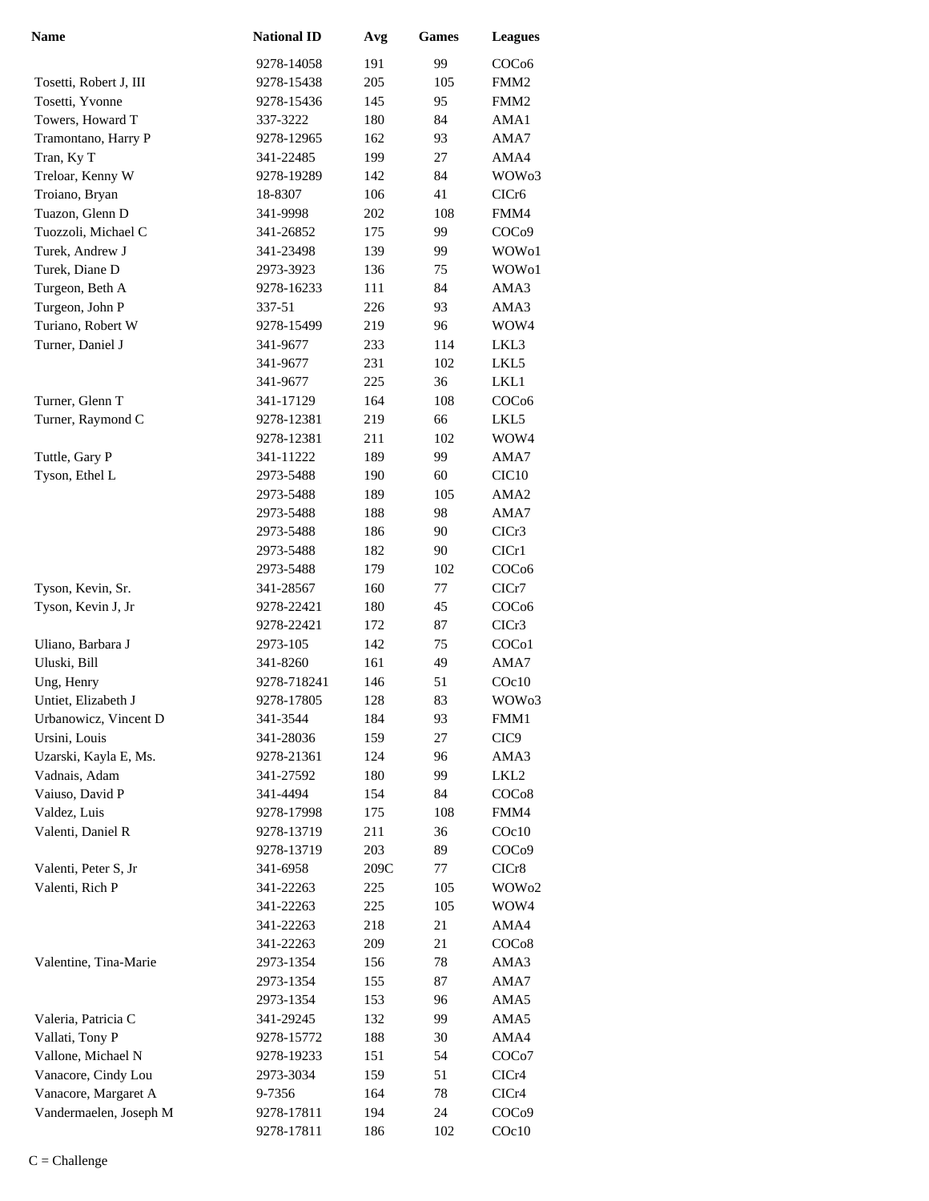| Name | National ID | Avg | Games | Leagues |
|---|---|---|---|---|
| | 9278-14058 | 191 | 99 | COCo6 |
| Tosetti, Robert J, III | 9278-15438 | 205 | 105 | FMM2 |
| Tosetti, Yvonne | 9278-15436 | 145 | 95 | FMM2 |
| Towers, Howard T | 337-3222 | 180 | 84 | AMA1 |
| Tramontano, Harry P | 9278-12965 | 162 | 93 | AMA7 |
| Tran, Ky T | 341-22485 | 199 | 27 | AMA4 |
| Treloar, Kenny W | 9278-19289 | 142 | 84 | WOWo3 |
| Troiano, Bryan | 18-8307 | 106 | 41 | CICr6 |
| Tuazon, Glenn D | 341-9998 | 202 | 108 | FMM4 |
| Tuozzoli, Michael C | 341-26852 | 175 | 99 | COCo9 |
| Turek, Andrew J | 341-23498 | 139 | 99 | WOWo1 |
| Turek, Diane D | 2973-3923 | 136 | 75 | WOWo1 |
| Turgeon, Beth A | 9278-16233 | 111 | 84 | AMA3 |
| Turgeon, John P | 337-51 | 226 | 93 | AMA3 |
| Turiano, Robert W | 9278-15499 | 219 | 96 | WOW4 |
| Turner, Daniel J | 341-9677 | 233 | 114 | LKL3 |
| | 341-9677 | 231 | 102 | LKL5 |
| | 341-9677 | 225 | 36 | LKL1 |
| Turner, Glenn T | 341-17129 | 164 | 108 | COCo6 |
| Turner, Raymond C | 9278-12381 | 219 | 66 | LKL5 |
| | 9278-12381 | 211 | 102 | WOW4 |
| Tuttle, Gary P | 341-11222 | 189 | 99 | AMA7 |
| Tyson, Ethel L | 2973-5488 | 190 | 60 | CIC10 |
| | 2973-5488 | 189 | 105 | AMA2 |
| | 2973-5488 | 188 | 98 | AMA7 |
| | 2973-5488 | 186 | 90 | CICr3 |
| | 2973-5488 | 182 | 90 | CICr1 |
| | 2973-5488 | 179 | 102 | COCo6 |
| Tyson, Kevin, Sr. | 341-28567 | 160 | 77 | CICr7 |
| Tyson, Kevin J, Jr | 9278-22421 | 180 | 45 | COCo6 |
| | 9278-22421 | 172 | 87 | CICr3 |
| Uliano, Barbara J | 2973-105 | 142 | 75 | COCo1 |
| Uluski, Bill | 341-8260 | 161 | 49 | AMA7 |
| Ung, Henry | 9278-718241 | 146 | 51 | COc10 |
| Untiet, Elizabeth J | 9278-17805 | 128 | 83 | WOWo3 |
| Urbanowicz, Vincent D | 341-3544 | 184 | 93 | FMM1 |
| Ursini, Louis | 341-28036 | 159 | 27 | CIC9 |
| Uzarski, Kayla E, Ms. | 9278-21361 | 124 | 96 | AMA3 |
| Vadnais, Adam | 341-27592 | 180 | 99 | LKL2 |
| Vaiuso, David P | 341-4494 | 154 | 84 | COCo8 |
| Valdez, Luis | 9278-17998 | 175 | 108 | FMM4 |
| Valenti, Daniel R | 9278-13719 | 211 | 36 | COc10 |
| | 9278-13719 | 203 | 89 | COCo9 |
| Valenti, Peter S, Jr | 341-6958 | 209C | 77 | CICr8 |
| Valenti, Rich P | 341-22263 | 225 | 105 | WOWo2 |
| | 341-22263 | 225 | 105 | WOW4 |
| | 341-22263 | 218 | 21 | AMA4 |
| | 341-22263 | 209 | 21 | COCo8 |
| Valentine, Tina-Marie | 2973-1354 | 156 | 78 | AMA3 |
| | 2973-1354 | 155 | 87 | AMA7 |
| | 2973-1354 | 153 | 96 | AMA5 |
| Valeria, Patricia C | 341-29245 | 132 | 99 | AMA5 |
| Vallati, Tony P | 9278-15772 | 188 | 30 | AMA4 |
| Vallone, Michael N | 9278-19233 | 151 | 54 | COCo7 |
| Vanacore, Cindy Lou | 2973-3034 | 159 | 51 | CICr4 |
| Vanacore, Margaret A | 9-7356 | 164 | 78 | CICr4 |
| Vandermaelen, Joseph M | 9278-17811 | 194 | 24 | COCo9 |
| | 9278-17811 | 186 | 102 | COc10 |

C = Challenge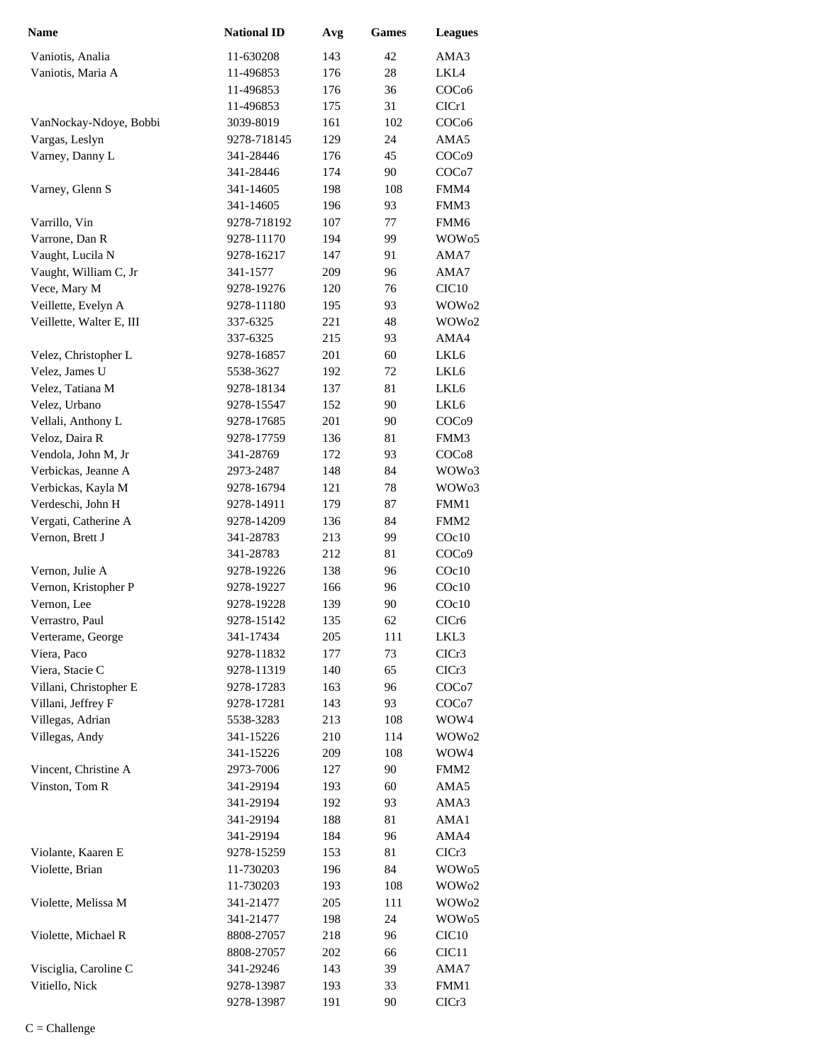| Name | National ID | Avg | Games | Leagues |
|---|---|---|---|---|
| Vaniotis, Analia | 11-630208 | 143 | 42 | AMA3 |
| Vaniotis, Maria A | 11-496853 | 176 | 28 | LKL4 |
| | 11-496853 | 176 | 36 | COCo6 |
| | 11-496853 | 175 | 31 | CICr1 |
| VanNockay-Ndoye, Bobbi | 3039-8019 | 161 | 102 | COCo6 |
| Vargas, Leslyn | 9278-718145 | 129 | 24 | AMA5 |
| Varney, Danny L | 341-28446 | 176 | 45 | COCo9 |
| | 341-28446 | 174 | 90 | COCo7 |
| Varney, Glenn S | 341-14605 | 198 | 108 | FMM4 |
| | 341-14605 | 196 | 93 | FMM3 |
| Varrillo, Vin | 9278-718192 | 107 | 77 | FMM6 |
| Varrone, Dan R | 9278-11170 | 194 | 99 | WOWo5 |
| Vaught, Lucila N | 9278-16217 | 147 | 91 | AMA7 |
| Vaught, William C, Jr | 341-1577 | 209 | 96 | AMA7 |
| Vece, Mary M | 9278-19276 | 120 | 76 | CIC10 |
| Veillette, Evelyn A | 9278-11180 | 195 | 93 | WOWo2 |
| Veillette, Walter E, III | 337-6325 | 221 | 48 | WOWo2 |
| | 337-6325 | 215 | 93 | AMA4 |
| Velez, Christopher L | 9278-16857 | 201 | 60 | LKL6 |
| Velez, James U | 5538-3627 | 192 | 72 | LKL6 |
| Velez, Tatiana M | 9278-18134 | 137 | 81 | LKL6 |
| Velez, Urbano | 9278-15547 | 152 | 90 | LKL6 |
| Vellali, Anthony L | 9278-17685 | 201 | 90 | COCo9 |
| Veloz, Daira R | 9278-17759 | 136 | 81 | FMM3 |
| Vendola, John M, Jr | 341-28769 | 172 | 93 | COCo8 |
| Verbickas, Jeanne A | 2973-2487 | 148 | 84 | WOWo3 |
| Verbickas, Kayla M | 9278-16794 | 121 | 78 | WOWo3 |
| Verdeschi, John H | 9278-14911 | 179 | 87 | FMM1 |
| Vergati, Catherine A | 9278-14209 | 136 | 84 | FMM2 |
| Vernon, Brett J | 341-28783 | 213 | 99 | COc10 |
| | 341-28783 | 212 | 81 | COCo9 |
| Vernon, Julie A | 9278-19226 | 138 | 96 | COc10 |
| Vernon, Kristopher P | 9278-19227 | 166 | 96 | COc10 |
| Vernon, Lee | 9278-19228 | 139 | 90 | COc10 |
| Verrastro, Paul | 9278-15142 | 135 | 62 | CICr6 |
| Verterame, George | 341-17434 | 205 | 111 | LKL3 |
| Viera, Paco | 9278-11832 | 177 | 73 | CICr3 |
| Viera, Stacie C | 9278-11319 | 140 | 65 | CICr3 |
| Villani, Christopher E | 9278-17283 | 163 | 96 | COCo7 |
| Villani, Jeffrey F | 9278-17281 | 143 | 93 | COCo7 |
| Villegas, Adrian | 5538-3283 | 213 | 108 | WOW4 |
| Villegas, Andy | 341-15226 | 210 | 114 | WOWo2 |
| | 341-15226 | 209 | 108 | WOW4 |
| Vincent, Christine A | 2973-7006 | 127 | 90 | FMM2 |
| Vinston, Tom R | 341-29194 | 193 | 60 | AMA5 |
| | 341-29194 | 192 | 93 | AMA3 |
| | 341-29194 | 188 | 81 | AMA1 |
| | 341-29194 | 184 | 96 | AMA4 |
| Violante, Kaaren E | 9278-15259 | 153 | 81 | CICr3 |
| Violette, Brian | 11-730203 | 196 | 84 | WOWo5 |
| | 11-730203 | 193 | 108 | WOWo2 |
| Violette, Melissa M | 341-21477 | 205 | 111 | WOWo2 |
| | 341-21477 | 198 | 24 | WOWo5 |
| Violette, Michael R | 8808-27057 | 218 | 96 | CIC10 |
| | 8808-27057 | 202 | 66 | CIC11 |
| Visciglia, Caroline C | 341-29246 | 143 | 39 | AMA7 |
| Vitiello, Nick | 9278-13987 | 193 | 33 | FMM1 |
| | 9278-13987 | 191 | 90 | CICr3 |

C = Challenge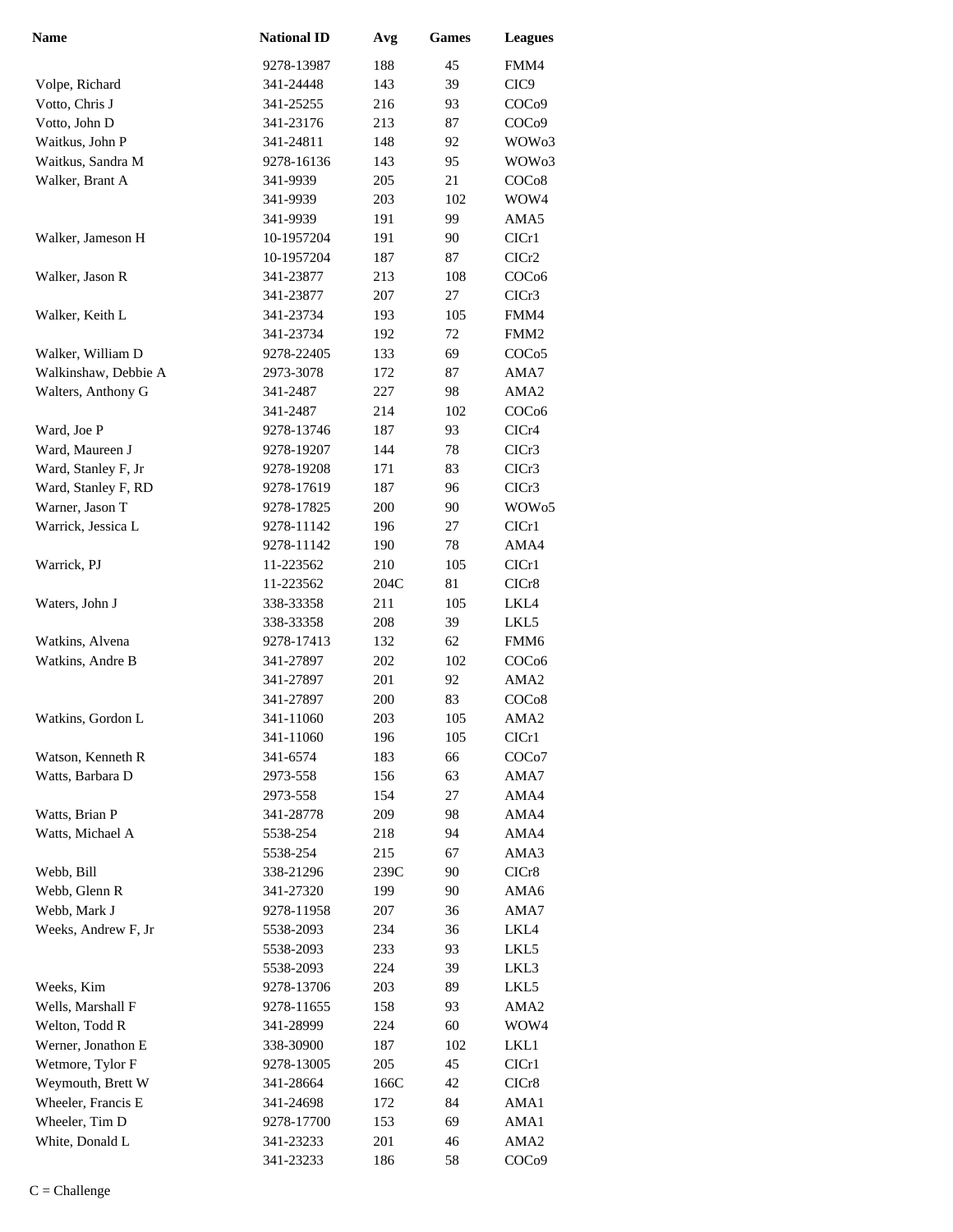| Name | National ID | Avg | Games | Leagues |
|---|---|---|---|---|
| | 9278-13987 | 188 | 45 | FMM4 |
| Volpe, Richard | 341-24448 | 143 | 39 | CIC9 |
| Votto, Chris J | 341-25255 | 216 | 93 | COCo9 |
| Votto, John D | 341-23176 | 213 | 87 | COCo9 |
| Waitkus, John P | 341-24811 | 148 | 92 | WOWo3 |
| Waitkus, Sandra M | 9278-16136 | 143 | 95 | WOWo3 |
| Walker, Brant A | 341-9939 | 205 | 21 | COCo8 |
| | 341-9939 | 203 | 102 | WOW4 |
| | 341-9939 | 191 | 99 | AMA5 |
| Walker, Jameson H | 10-1957204 | 191 | 90 | CICr1 |
| | 10-1957204 | 187 | 87 | CICr2 |
| Walker, Jason R | 341-23877 | 213 | 108 | COCo6 |
| | 341-23877 | 207 | 27 | CICr3 |
| Walker, Keith L | 341-23734 | 193 | 105 | FMM4 |
| | 341-23734 | 192 | 72 | FMM2 |
| Walker, William D | 9278-22405 | 133 | 69 | COCo5 |
| Walkinshaw, Debbie A | 2973-3078 | 172 | 87 | AMA7 |
| Walters, Anthony G | 341-2487 | 227 | 98 | AMA2 |
| | 341-2487 | 214 | 102 | COCo6 |
| Ward, Joe P | 9278-13746 | 187 | 93 | CICr4 |
| Ward, Maureen J | 9278-19207 | 144 | 78 | CICr3 |
| Ward, Stanley F, Jr | 9278-19208 | 171 | 83 | CICr3 |
| Ward, Stanley F, RD | 9278-17619 | 187 | 96 | CICr3 |
| Warner, Jason T | 9278-17825 | 200 | 90 | WOWo5 |
| Warrick, Jessica L | 9278-11142 | 196 | 27 | CICr1 |
| | 9278-11142 | 190 | 78 | AMA4 |
| Warrick, PJ | 11-223562 | 210 | 105 | CICr1 |
| | 11-223562 | 204C | 81 | CICr8 |
| Waters, John J | 338-33358 | 211 | 105 | LKL4 |
| | 338-33358 | 208 | 39 | LKL5 |
| Watkins, Alvena | 9278-17413 | 132 | 62 | FMM6 |
| Watkins, Andre B | 341-27897 | 202 | 102 | COCo6 |
| | 341-27897 | 201 | 92 | AMA2 |
| | 341-27897 | 200 | 83 | COCo8 |
| Watkins, Gordon L | 341-11060 | 203 | 105 | AMA2 |
| | 341-11060 | 196 | 105 | CICr1 |
| Watson, Kenneth R | 341-6574 | 183 | 66 | COCo7 |
| Watts, Barbara D | 2973-558 | 156 | 63 | AMA7 |
| | 2973-558 | 154 | 27 | AMA4 |
| Watts, Brian P | 341-28778 | 209 | 98 | AMA4 |
| Watts, Michael A | 5538-254 | 218 | 94 | AMA4 |
| | 5538-254 | 215 | 67 | AMA3 |
| Webb, Bill | 338-21296 | 239C | 90 | CICr8 |
| Webb, Glenn R | 341-27320 | 199 | 90 | AMA6 |
| Webb, Mark J | 9278-11958 | 207 | 36 | AMA7 |
| Weeks, Andrew F, Jr | 5538-2093 | 234 | 36 | LKL4 |
| | 5538-2093 | 233 | 93 | LKL5 |
| | 5538-2093 | 224 | 39 | LKL3 |
| Weeks, Kim | 9278-13706 | 203 | 89 | LKL5 |
| Wells, Marshall F | 9278-11655 | 158 | 93 | AMA2 |
| Welton, Todd R | 341-28999 | 224 | 60 | WOW4 |
| Werner, Jonathon E | 338-30900 | 187 | 102 | LKL1 |
| Wetmore, Tylor F | 9278-13005 | 205 | 45 | CICr1 |
| Weymouth, Brett W | 341-28664 | 166C | 42 | CICr8 |
| Wheeler, Francis E | 341-24698 | 172 | 84 | AMA1 |
| Wheeler, Tim D | 9278-17700 | 153 | 69 | AMA1 |
| White, Donald L | 341-23233 | 201 | 46 | AMA2 |
| | 341-23233 | 186 | 58 | COCo9 |

C = Challenge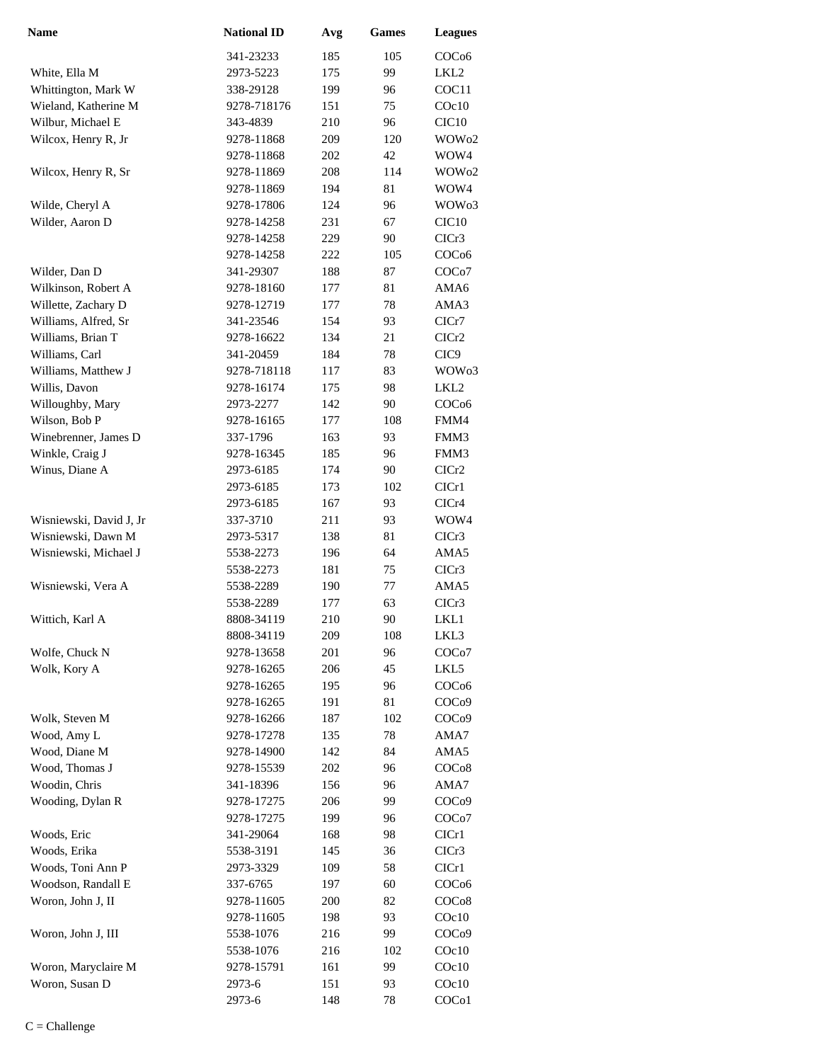| Name | National ID | Avg | Games | Leagues |
|---|---|---|---|---|
| | 341-23233 | 185 | 105 | COCo6 |
| White, Ella M | 2973-5223 | 175 | 99 | LKL2 |
| Whittington, Mark W | 338-29128 | 199 | 96 | COC11 |
| Wieland, Katherine M | 9278-718176 | 151 | 75 | COc10 |
| Wilbur, Michael E | 343-4839 | 210 | 96 | CIC10 |
| Wilcox, Henry R, Jr | 9278-11868 | 209 | 120 | WOWo2 |
| | 9278-11868 | 202 | 42 | WOW4 |
| Wilcox, Henry R, Sr | 9278-11869 | 208 | 114 | WOWo2 |
| | 9278-11869 | 194 | 81 | WOW4 |
| Wilde, Cheryl A | 9278-17806 | 124 | 96 | WOWo3 |
| Wilder, Aaron D | 9278-14258 | 231 | 67 | CIC10 |
| | 9278-14258 | 229 | 90 | CICr3 |
| | 9278-14258 | 222 | 105 | COCo6 |
| Wilder, Dan D | 341-29307 | 188 | 87 | COCo7 |
| Wilkinson, Robert A | 9278-18160 | 177 | 81 | AMA6 |
| Willette, Zachary D | 9278-12719 | 177 | 78 | AMA3 |
| Williams, Alfred, Sr | 341-23546 | 154 | 93 | CICr7 |
| Williams, Brian T | 9278-16622 | 134 | 21 | CICr2 |
| Williams, Carl | 341-20459 | 184 | 78 | CIC9 |
| Williams, Matthew J | 9278-718118 | 117 | 83 | WOWo3 |
| Willis, Davon | 9278-16174 | 175 | 98 | LKL2 |
| Willoughby, Mary | 2973-2277 | 142 | 90 | COCo6 |
| Wilson, Bob P | 9278-16165 | 177 | 108 | FMM4 |
| Winebrenner, James D | 337-1796 | 163 | 93 | FMM3 |
| Winkle, Craig J | 9278-16345 | 185 | 96 | FMM3 |
| Winus, Diane A | 2973-6185 | 174 | 90 | CICr2 |
| | 2973-6185 | 173 | 102 | CICr1 |
| | 2973-6185 | 167 | 93 | CICr4 |
| Wisniewski, David J, Jr | 337-3710 | 211 | 93 | WOW4 |
| Wisniewski, Dawn M | 2973-5317 | 138 | 81 | CICr3 |
| Wisniewski, Michael J | 5538-2273 | 196 | 64 | AMA5 |
| | 5538-2273 | 181 | 75 | CICr3 |
| Wisniewski, Vera A | 5538-2289 | 190 | 77 | AMA5 |
| | 5538-2289 | 177 | 63 | CICr3 |
| Wittich, Karl A | 8808-34119 | 210 | 90 | LKL1 |
| | 8808-34119 | 209 | 108 | LKL3 |
| Wolfe, Chuck N | 9278-13658 | 201 | 96 | COCo7 |
| Wolk, Kory A | 9278-16265 | 206 | 45 | LKL5 |
| | 9278-16265 | 195 | 96 | COCo6 |
| | 9278-16265 | 191 | 81 | COCo9 |
| Wolk, Steven M | 9278-16266 | 187 | 102 | COCo9 |
| Wood, Amy L | 9278-17278 | 135 | 78 | AMA7 |
| Wood, Diane M | 9278-14900 | 142 | 84 | AMA5 |
| Wood, Thomas J | 9278-15539 | 202 | 96 | COCo8 |
| Woodin, Chris | 341-18396 | 156 | 96 | AMA7 |
| Wooding, Dylan R | 9278-17275 | 206 | 99 | COCo9 |
| | 9278-17275 | 199 | 96 | COCo7 |
| Woods, Eric | 341-29064 | 168 | 98 | CICr1 |
| Woods, Erika | 5538-3191 | 145 | 36 | CICr3 |
| Woods, Toni Ann P | 2973-3329 | 109 | 58 | CICr1 |
| Woodson, Randall E | 337-6765 | 197 | 60 | COCo6 |
| Woron, John J, II | 9278-11605 | 200 | 82 | COCo8 |
| | 9278-11605 | 198 | 93 | COc10 |
| Woron, John J, III | 5538-1076 | 216 | 99 | COCo9 |
| | 5538-1076 | 216 | 102 | COc10 |
| Woron, Maryclaire M | 9278-15791 | 161 | 99 | COc10 |
| Woron, Susan D | 2973-6 | 151 | 93 | COc10 |
| | 2973-6 | 148 | 78 | COCo1 |

C = Challenge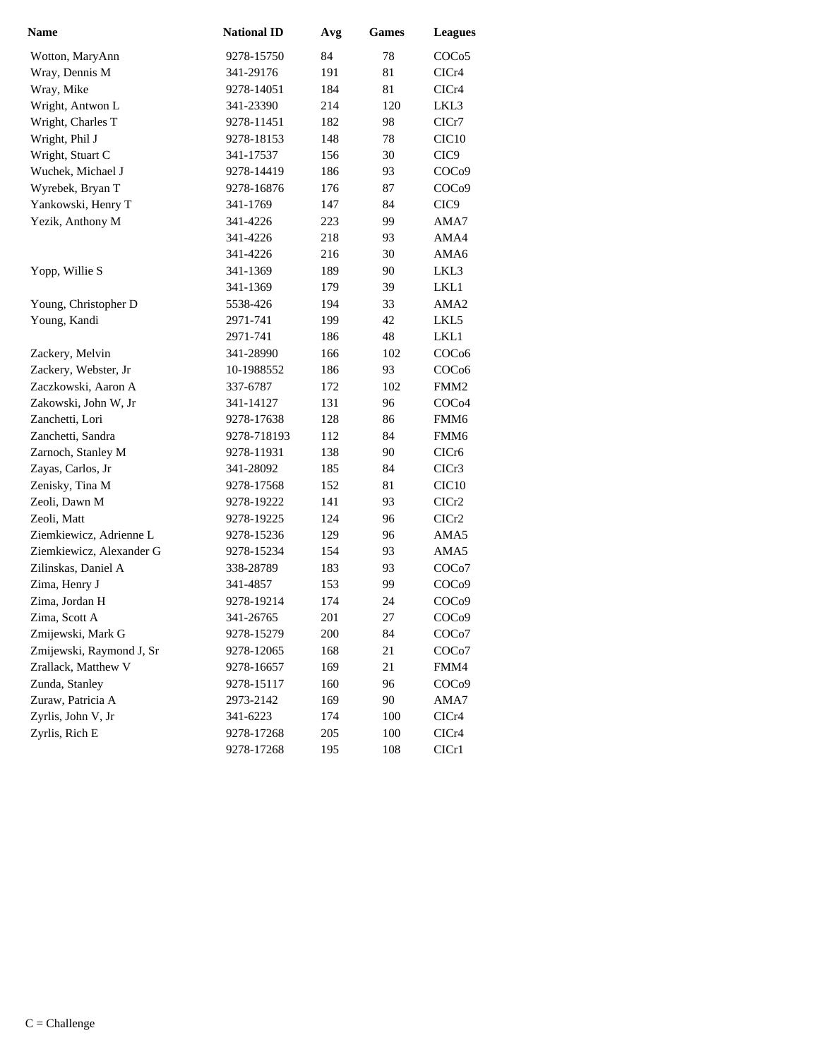| Name | National ID | Avg | Games | Leagues |
|---|---|---|---|---|
| Wotton, MaryAnn | 9278-15750 | 84 | 78 | COCo5 |
| Wray, Dennis M | 341-29176 | 191 | 81 | CICr4 |
| Wray, Mike | 9278-14051 | 184 | 81 | CICr4 |
| Wright, Antwon L | 341-23390 | 214 | 120 | LKL3 |
| Wright, Charles T | 9278-11451 | 182 | 98 | CICr7 |
| Wright, Phil J | 9278-18153 | 148 | 78 | CIC10 |
| Wright, Stuart C | 341-17537 | 156 | 30 | CIC9 |
| Wuchek, Michael J | 9278-14419 | 186 | 93 | COCo9 |
| Wyrebek, Bryan T | 9278-16876 | 176 | 87 | COCo9 |
| Yankowski, Henry T | 341-1769 | 147 | 84 | CIC9 |
| Yezik, Anthony M | 341-4226 | 223 | 99 | AMA7 |
| | 341-4226 | 218 | 93 | AMA4 |
| | 341-4226 | 216 | 30 | AMA6 |
| Yopp, Willie S | 341-1369 | 189 | 90 | LKL3 |
| | 341-1369 | 179 | 39 | LKL1 |
| Young, Christopher D | 5538-426 | 194 | 33 | AMA2 |
| Young, Kandi | 2971-741 | 199 | 42 | LKL5 |
| | 2971-741 | 186 | 48 | LKL1 |
| Zackery, Melvin | 341-28990 | 166 | 102 | COCo6 |
| Zackery, Webster, Jr | 10-1988552 | 186 | 93 | COCo6 |
| Zaczkowski, Aaron A | 337-6787 | 172 | 102 | FMM2 |
| Zakowski, John W, Jr | 341-14127 | 131 | 96 | COCo4 |
| Zanchetti, Lori | 9278-17638 | 128 | 86 | FMM6 |
| Zanchetti, Sandra | 9278-718193 | 112 | 84 | FMM6 |
| Zarnoch, Stanley M | 9278-11931 | 138 | 90 | CICr6 |
| Zayas, Carlos, Jr | 341-28092 | 185 | 84 | CICr3 |
| Zenisky, Tina M | 9278-17568 | 152 | 81 | CIC10 |
| Zeoli, Dawn M | 9278-19222 | 141 | 93 | CICr2 |
| Zeoli, Matt | 9278-19225 | 124 | 96 | CICr2 |
| Ziemkiewicz, Adrienne L | 9278-15236 | 129 | 96 | AMA5 |
| Ziemkiewicz, Alexander G | 9278-15234 | 154 | 93 | AMA5 |
| Zilinskas, Daniel A | 338-28789 | 183 | 93 | COCo7 |
| Zima, Henry J | 341-4857 | 153 | 99 | COCo9 |
| Zima, Jordan H | 9278-19214 | 174 | 24 | COCo9 |
| Zima, Scott A | 341-26765 | 201 | 27 | COCo9 |
| Zmijewski, Mark G | 9278-15279 | 200 | 84 | COCo7 |
| Zmijewski, Raymond J, Sr | 9278-12065 | 168 | 21 | COCo7 |
| Zrallack, Matthew V | 9278-16657 | 169 | 21 | FMM4 |
| Zunda, Stanley | 9278-15117 | 160 | 96 | COCo9 |
| Zuraw, Patricia A | 2973-2142 | 169 | 90 | AMA7 |
| Zyrlis, John V, Jr | 341-6223 | 174 | 100 | CICr4 |
| Zyrlis, Rich E | 9278-17268 | 205 | 100 | CICr4 |
| | 9278-17268 | 195 | 108 | CICr1 |

C = Challenge